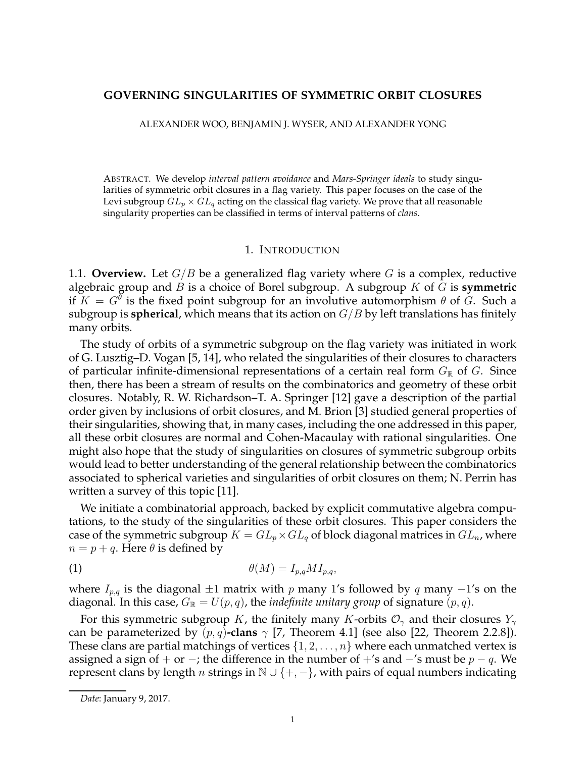# GOVERNING SINGULARITIES OF SYMMETRIC ORBIT CLOSURES

ALEXANDER WOO, BENJAMIN J. WYSER, AND ALEXANDER YONG

ABSTRACT. We develop *interval pattern avoidance* and *Mars-Springer ideals* to study singularities of symmetric orbit closures in a flag variety. This paper focuses on the case of the Levi subgroup $GL_p \times GL_q$ acting on the classical flag variety. We prove that all reasonable singularity properties can be classified in terms of interval patterns of *clans*.

## 1. INTRODUCTION

1.1. **Overview.** Let $G/B$ be a generalized flag variety where $G$ is a complex, reductive algebraic group and $B$ is a choice of Borel subgroup. A subgroup $K$ of $G$ is **symmetric** if $K = G^{\theta}$ is the fixed point subgroup for an involutive automorphism $\theta$ of $G$. Such a subgroup is **spherical**, which means that its action on $G/B$ by left translations has finitely many orbits.

The study of orbits of a symmetric subgroup on the flag variety was initiated in work of G. Lusztig–D. Vogan [5, 14], who related the singularities of their closures to characters of particular infinite-dimensional representations of a certain real form $G_{\mathbb{R}}$ of $G$. Since then, there has been a stream of results on the combinatorics and geometry of these orbit closures. Notably, R. W. Richardson–T. A. Springer [12] gave a description of the partial order given by inclusions of orbit closures, and M. Brion [3] studied general properties of their singularities, showing that, in many cases, including the one addressed in this paper, all these orbit closures are normal and Cohen-Macaulay with rational singularities. One might also hope that the study of singularities on closures of symmetric subgroup orbits would lead to better understanding of the general relationship between the combinatorics associated to spherical varieties and singularities of orbit closures on them; N. Perrin has written a survey of this topic [11].

We initiate a combinatorial approach, backed by explicit commutative algebra computations, to the study of the singularities of these orbit closures. This paper considers the case of the symmetric subgroup $K = GL_p \times GL_q$ of block diagonal matrices in $GL_n$, where $n = p + q$. Here $\theta$ is defined by

$$\theta(M) = I_{p,q} M I_{p,q}, \tag{1}$$

where $I_{p,q}$ is the diagonal $\pm 1$ matrix with $p$ many 1's followed by $q$ many $-1$'s on the diagonal. In this case, $G_{\mathbb{R}} = U(p,q)$, the *indefinite unitary group* of signature $(p,q)$.

For this symmetric subgroup $K$, the finitely many $K$-orbits $\mathcal{O}_\gamma$ and their closures $Y_\gamma$ can be parameterized by $(p,q)$**-clans** $\gamma$ [7, Theorem 4.1] (see also [22, Theorem 2.2.8]). These clans are partial matchings of vertices $\{1, 2, \ldots, n\}$ where each unmatched vertex is assigned a sign of $+$ or $-$; the difference in the number of $+$'s and $-$'s must be $p - q$. We represent clans by length $n$ strings in $\mathbb{N} \cup \{+, -\}$, with pairs of equal numbers indicating

---

*Date*: January 9, 2017.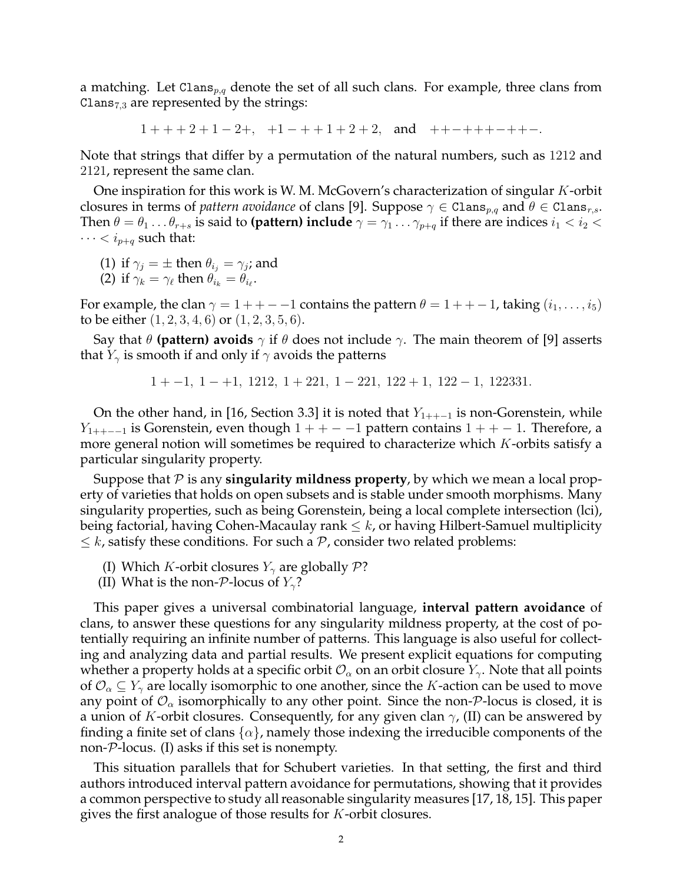a matching. Let $\texttt{Clans}_{p,q}$ denote the set of all such clans. For example, three clans from $\texttt{Clans}_{7,3}$ are represented by the strings:

$$1+++2+1-2+,\quad +1-++1+2+2,\quad \text{and} \quad ++-+++-++-.$$

Note that strings that differ by a permutation of the natural numbers, such as $1212$ and $2121$, represent the same clan.

One inspiration for this work is W. M. McGovern's characterization of singular $K$-orbit closures in terms of *pattern avoidance* of clans [9]. Suppose $\gamma \in \texttt{Clans}_{p,q}$ and $\theta \in \texttt{Clans}_{r,s}$. Then $\theta = \theta_1 \ldots \theta_{r+s}$ is said to **(pattern) include** $\gamma = \gamma_1 \ldots \gamma_{p+q}$ if there are indices $i_1 < i_2 < \cdots < i_{p+q}$ such that:

(1) if $\gamma_j = \pm$ then $\theta_{i_j} = \gamma_j$; and
(2) if $\gamma_k = \gamma_\ell$ then $\theta_{i_k} = \theta_{i_\ell}$.

For example, the clan $\gamma = 1++--1$ contains the pattern $\theta = 1++-1$, taking $(i_1, \ldots, i_5)$ to be either $(1, 2, 3, 4, 6)$ or $(1, 2, 3, 5, 6)$.

Say that $\theta$ **(pattern) avoids** $\gamma$ if $\theta$ does not include $\gamma$. The main theorem of [9] asserts that $Y_\gamma$ is smooth if and only if $\gamma$ avoids the patterns

$$1+-1,\ 1-+1,\ 1212,\ 1+221,\ 1-221,\ 122+1,\ 122-1,\ 122331.$$

On the other hand, in [16, Section 3.3] it is noted that $Y_{1++-1}$ is non-Gorenstein, while $Y_{1++--1}$ is Gorenstein, even though $1++--1$ pattern contains $1++-1$. Therefore, a more general notion will sometimes be required to characterize which $K$-orbits satisfy a particular singularity property.

Suppose that $\mathcal{P}$ is any **singularity mildness property**, by which we mean a local property of varieties that holds on open subsets and is stable under smooth morphisms. Many singularity properties, such as being Gorenstein, being a local complete intersection (lci), being factorial, having Cohen-Macaulay rank $\leq k$, or having Hilbert-Samuel multiplicity $\leq k$, satisfy these conditions. For such a $\mathcal{P}$, consider two related problems:

(I) Which $K$-orbit closures $Y_\gamma$ are globally $\mathcal{P}$?
(II) What is the non-$\mathcal{P}$-locus of $Y_\gamma$?

This paper gives a universal combinatorial language, **interval pattern avoidance** of clans, to answer these questions for any singularity mildness property, at the cost of potentially requiring an infinite number of patterns. This language is also useful for collecting and analyzing data and partial results. We present explicit equations for computing whether a property holds at a specific orbit $\mathcal{O}_\alpha$ on an orbit closure $Y_\gamma$. Note that all points of $\mathcal{O}_\alpha \subseteq Y_\gamma$ are locally isomorphic to one another, since the $K$-action can be used to move any point of $\mathcal{O}_\alpha$ isomorphically to any other point. Since the non-$\mathcal{P}$-locus is closed, it is a union of $K$-orbit closures. Consequently, for any given clan $\gamma$, (II) can be answered by finding a finite set of clans $\{\alpha\}$, namely those indexing the irreducible components of the non-$\mathcal{P}$-locus. (I) asks if this set is nonempty.

This situation parallels that for Schubert varieties. In that setting, the first and third authors introduced interval pattern avoidance for permutations, showing that it provides a common perspective to study all reasonable singularity measures [17, 18, 15]. This paper gives the first analogue of those results for $K$-orbit closures.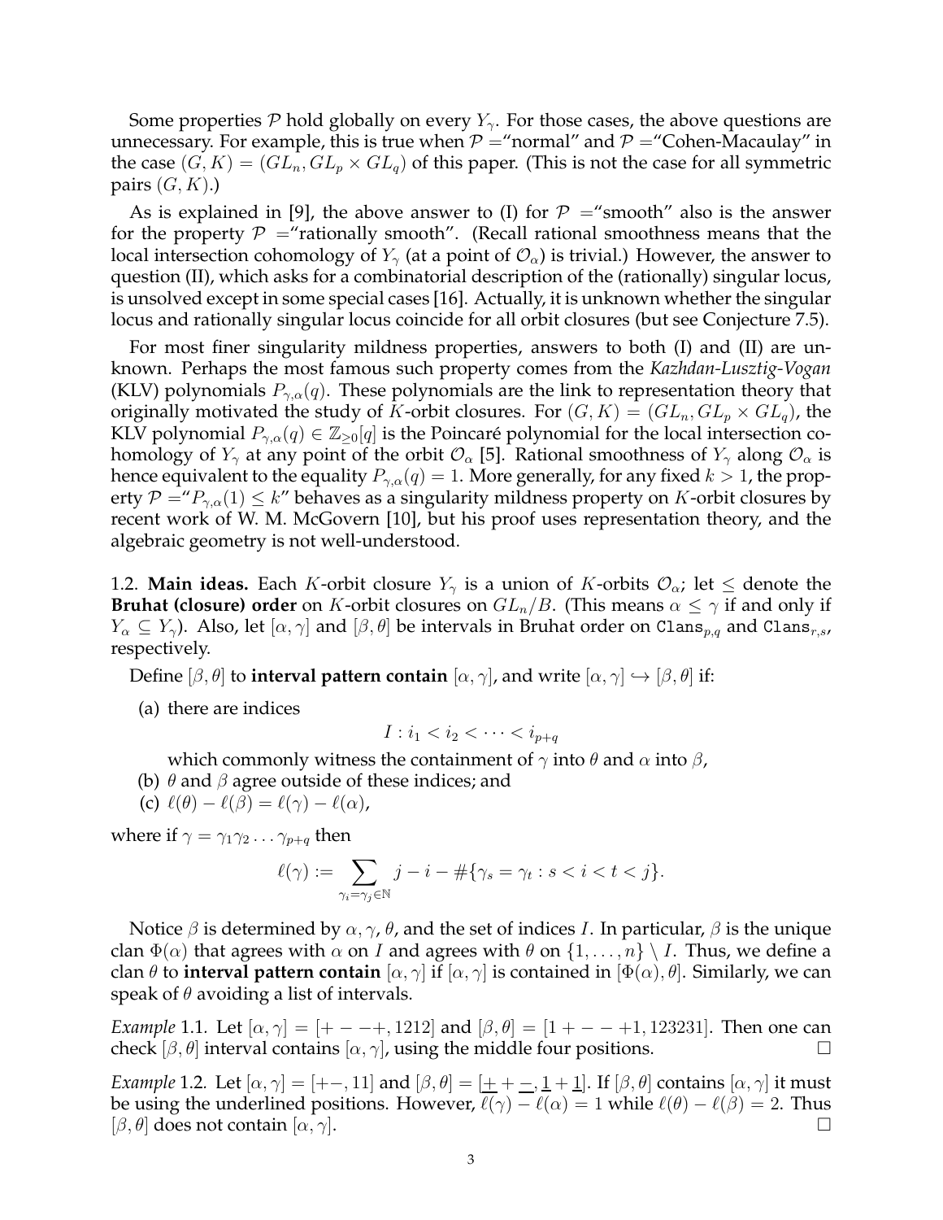Some properties $\mathcal{P}$ hold globally on every $Y_\gamma$. For those cases, the above questions are unnecessary. For example, this is true when $\mathcal{P}$ ="normal" and $\mathcal{P}$ ="Cohen-Macaulay" in the case $(G, K) = (GL_n, GL_p \times GL_q)$ of this paper. (This is not the case for all symmetric pairs $(G, K)$.)

As is explained in [9], the above answer to (I) for $\mathcal{P}$ ="smooth" also is the answer for the property $\mathcal{P}$ ="rationally smooth". (Recall rational smoothness means that the local intersection cohomology of $Y_\gamma$ (at a point of $\mathcal{O}_\alpha$) is trivial.) However, the answer to question (II), which asks for a combinatorial description of the (rationally) singular locus, is unsolved except in some special cases [16]. Actually, it is unknown whether the singular locus and rationally singular locus coincide for all orbit closures (but see Conjecture 7.5).

For most finer singularity mildness properties, answers to both (I) and (II) are unknown. Perhaps the most famous such property comes from the *Kazhdan-Lusztig-Vogan* (KLV) polynomials $P_{\gamma,\alpha}(q)$. These polynomials are the link to representation theory that originally motivated the study of $K$-orbit closures. For $(G, K) = (GL_n, GL_p \times GL_q)$, the KLV polynomial $P_{\gamma,\alpha}(q) \in \mathbb{Z}_{\geq 0}[q]$ is the Poincaré polynomial for the local intersection cohomology of $Y_\gamma$ at any point of the orbit $\mathcal{O}_\alpha$ [5]. Rational smoothness of $Y_\gamma$ along $\mathcal{O}_\alpha$ is hence equivalent to the equality $P_{\gamma,\alpha}(q) = 1$. More generally, for any fixed $k > 1$, the property $\mathcal{P}$ ="$P_{\gamma,\alpha}(1) \leq k$" behaves as a singularity mildness property on $K$-orbit closures by recent work of W. M. McGovern [10], but his proof uses representation theory, and the algebraic geometry is not well-understood.

1.2. **Main ideas.** Each $K$-orbit closure $Y_\gamma$ is a union of $K$-orbits $\mathcal{O}_\alpha$; let $\leq$ denote the **Bruhat (closure) order** on $K$-orbit closures on $GL_n/B$. (This means $\alpha \leq \gamma$ if and only if $Y_\alpha \subseteq Y_\gamma$). Also, let $[\alpha, \gamma]$ and $[\beta, \theta]$ be intervals in Bruhat order on $\texttt{Clans}_{p,q}$ and $\texttt{Clans}_{r,s}$, respectively.

Define $[\beta, \theta]$ to **interval pattern contain** $[\alpha, \gamma]$, and write $[\alpha, \gamma] \hookrightarrow [\beta, \theta]$ if:

(a) there are indices

$$I : i_1 < i_2 < \cdots < i_{p+q}$$

which commonly witness the containment of $\gamma$ into $\theta$ and $\alpha$ into $\beta$,

(b) $\theta$ and $\beta$ agree outside of these indices; and

(c) $\ell(\theta) - \ell(\beta) = \ell(\gamma) - \ell(\alpha)$,

where if $\gamma = \gamma_1\gamma_2 \ldots \gamma_{p+q}$ then

$$\ell(\gamma) := \sum_{\gamma_i = \gamma_j \in \mathbb{N}} j - i - \#\{\gamma_s = \gamma_t : s < i < t < j\}.$$

Notice $\beta$ is determined by $\alpha, \gamma, \theta$, and the set of indices $I$. In particular, $\beta$ is the unique clan $\Phi(\alpha)$ that agrees with $\alpha$ on $I$ and agrees with $\theta$ on $\{1, \ldots, n\} \setminus I$. Thus, we define a clan $\theta$ to **interval pattern contain** $[\alpha, \gamma]$ if $[\alpha, \gamma]$ is contained in $[\Phi(\alpha), \theta]$. Similarly, we can speak of $\theta$ avoiding a list of intervals.

*Example* 1.1. Let $[\alpha, \gamma] = [+--+, 1212]$ and $[\beta, \theta] = [1+--+1, 123231]$. Then one can check $[\beta, \theta]$ interval contains $[\alpha, \gamma]$, using the middle four positions. □

*Example* 1.2. Let $[\alpha, \gamma] = [+-, 11]$ and $[\beta, \theta] = [\underline{+}+\underline{-}, \underline{1}+\underline{1}]$. If $[\beta, \theta]$ contains $[\alpha, \gamma]$ it must be using the underlined positions. However, $\ell(\gamma) - \ell(\alpha) = 1$ while $\ell(\theta) - \ell(\beta) = 2$. Thus $[\beta, \theta]$ does not contain $[\alpha, \gamma]$. □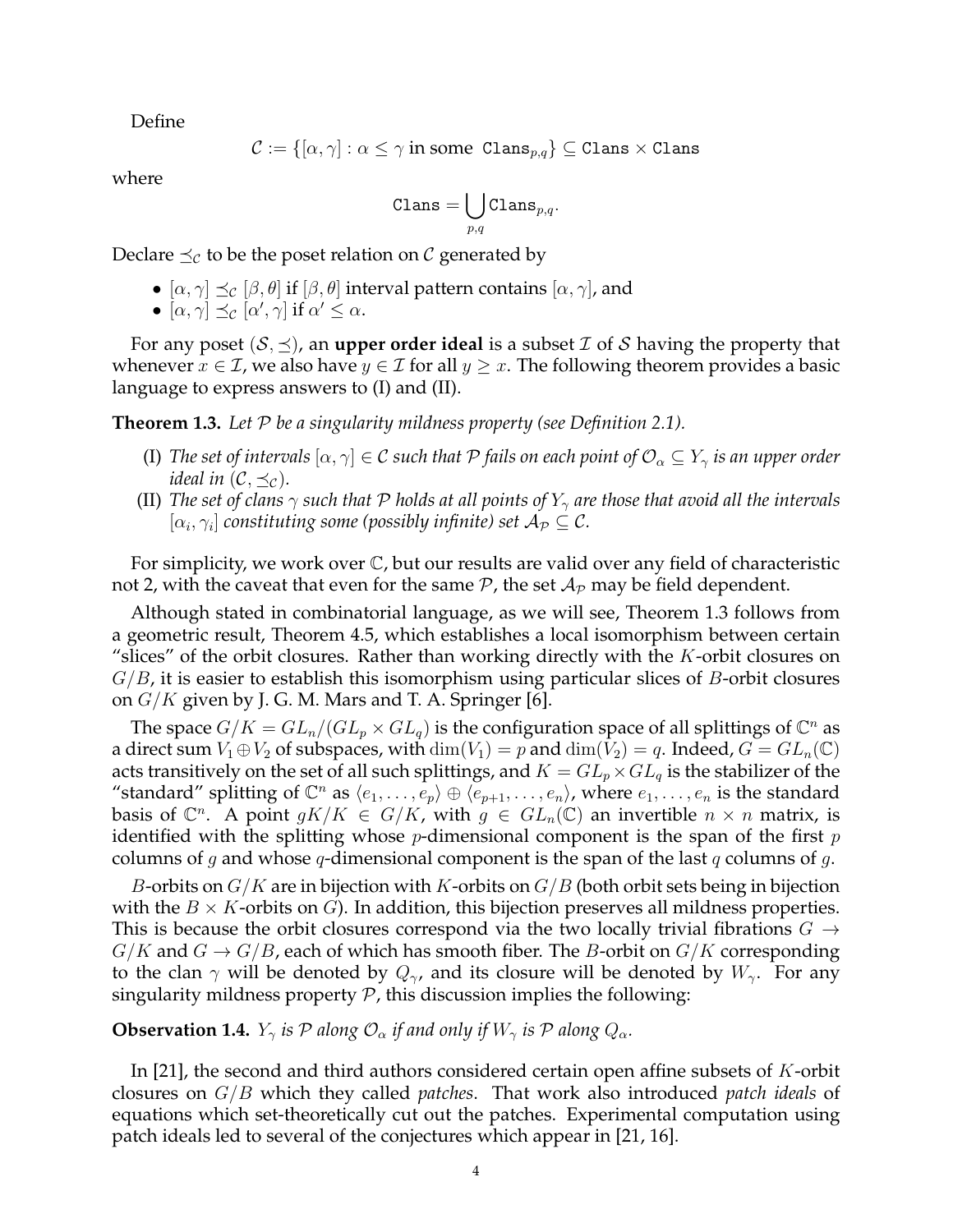Define

$$\mathcal{C} := \{[\alpha,\gamma] : \alpha \leq \gamma \text{ in some } \texttt{Clans}_{p,q}\} \subseteq \texttt{Clans} \times \texttt{Clans}$$

where

$$\texttt{Clans} = \bigcup_{p,q} \texttt{Clans}_{p,q}.$$

Declare $\preceq_{\mathcal{C}}$ to be the poset relation on $\mathcal{C}$ generated by

- $[\alpha,\gamma] \preceq_{\mathcal{C}} [\beta,\theta]$ if $[\beta,\theta]$ interval pattern contains $[\alpha,\gamma]$, and
- $[\alpha,\gamma] \preceq_{\mathcal{C}} [\alpha',\gamma]$ if $\alpha' \leq \alpha$.

For any poset $(\mathcal{S},\preceq)$, an **upper order ideal** is a subset $\mathcal{I}$ of $\mathcal{S}$ having the property that whenever $x \in \mathcal{I}$, we also have $y \in \mathcal{I}$ for all $y \geq x$. The following theorem provides a basic language to express answers to (I) and (II).

**Theorem 1.3.** *Let $\mathcal{P}$ be a singularity mildness property (see Definition 2.1).*

- (I) *The set of intervals $[\alpha,\gamma] \in \mathcal{C}$ such that $\mathcal{P}$ fails on each point of $\mathcal{O}_\alpha \subseteq Y_\gamma$ is an upper order ideal in $(\mathcal{C},\preceq_{\mathcal{C}})$.*
- (II) *The set of clans $\gamma$ such that $\mathcal{P}$ holds at all points of $Y_\gamma$ are those that avoid all the intervals $[\alpha_i,\gamma_i]$ constituting some (possibly infinite) set $\mathcal{A}_{\mathcal{P}} \subseteq \mathcal{C}$.*

For simplicity, we work over $\mathbb{C}$, but our results are valid over any field of characteristic not 2, with the caveat that even for the same $\mathcal{P}$, the set $\mathcal{A}_{\mathcal{P}}$ may be field dependent.

Although stated in combinatorial language, as we will see, Theorem 1.3 follows from a geometric result, Theorem 4.5, which establishes a local isomorphism between certain "slices" of the orbit closures. Rather than working directly with the $K$-orbit closures on $G/B$, it is easier to establish this isomorphism using particular slices of $B$-orbit closures on $G/K$ given by J. G. M. Mars and T. A. Springer [6].

The space $G/K = GL_n/(GL_p \times GL_q)$ is the configuration space of all splittings of $\mathbb{C}^n$ as a direct sum $V_1 \oplus V_2$ of subspaces, with $\dim(V_1) = p$ and $\dim(V_2) = q$. Indeed, $G = GL_n(\mathbb{C})$ acts transitively on the set of all such splittings, and $K = GL_p \times GL_q$ is the stabilizer of the "standard" splitting of $\mathbb{C}^n$ as $\langle e_1,\ldots,e_p\rangle \oplus \langle e_{p+1},\ldots,e_n\rangle$, where $e_1,\ldots,e_n$ is the standard basis of $\mathbb{C}^n$. A point $gK/K \in G/K$, with $g \in GL_n(\mathbb{C})$ an invertible $n \times n$ matrix, is identified with the splitting whose $p$-dimensional component is the span of the first $p$ columns of $g$ and whose $q$-dimensional component is the span of the last $q$ columns of $g$.

$B$-orbits on $G/K$ are in bijection with $K$-orbits on $G/B$ (both orbit sets being in bijection with the $B \times K$-orbits on $G$). In addition, this bijection preserves all mildness properties. This is because the orbit closures correspond via the two locally trivial fibrations $G \to G/K$ and $G \to G/B$, each of which has smooth fiber. The $B$-orbit on $G/K$ corresponding to the clan $\gamma$ will be denoted by $Q_\gamma$, and its closure will be denoted by $W_\gamma$. For any singularity mildness property $\mathcal{P}$, this discussion implies the following:

**Observation 1.4.** *$Y_\gamma$ is $\mathcal{P}$ along $\mathcal{O}_\alpha$ if and only if $W_\gamma$ is $\mathcal{P}$ along $Q_\alpha$.*

In [21], the second and third authors considered certain open affine subsets of $K$-orbit closures on $G/B$ which they called *patches*. That work also introduced *patch ideals* of equations which set-theoretically cut out the patches. Experimental computation using patch ideals led to several of the conjectures which appear in [21, 16].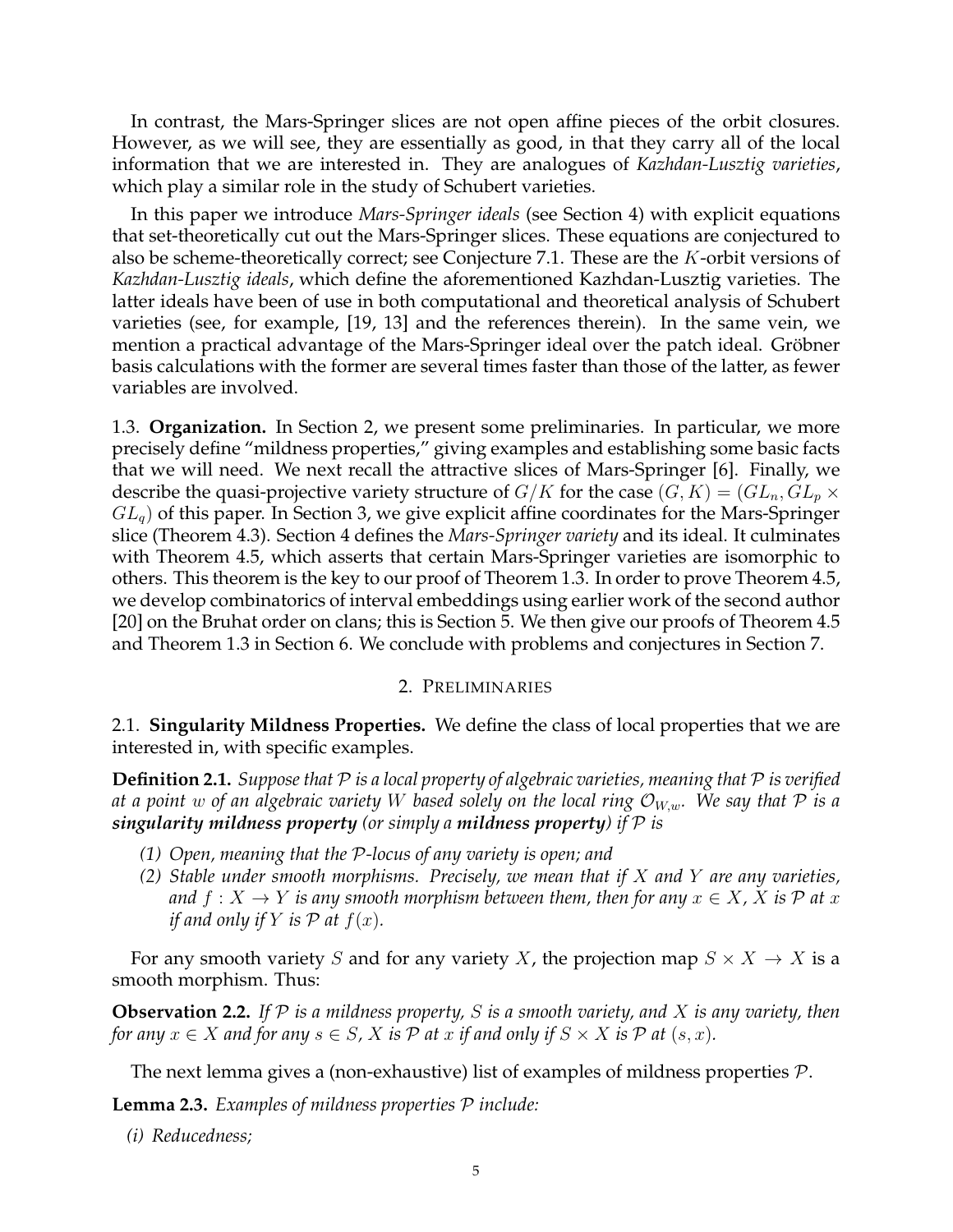In contrast, the Mars-Springer slices are not open affine pieces of the orbit closures. However, as we will see, they are essentially as good, in that they carry all of the local information that we are interested in. They are analogues of *Kazhdan-Lusztig varieties*, which play a similar role in the study of Schubert varieties.

In this paper we introduce *Mars-Springer ideals* (see Section 4) with explicit equations that set-theoretically cut out the Mars-Springer slices. These equations are conjectured to also be scheme-theoretically correct; see Conjecture 7.1. These are the $K$-orbit versions of *Kazhdan-Lusztig ideals*, which define the aforementioned Kazhdan-Lusztig varieties. The latter ideals have been of use in both computational and theoretical analysis of Schubert varieties (see, for example, [19, 13] and the references therein). In the same vein, we mention a practical advantage of the Mars-Springer ideal over the patch ideal. Gröbner basis calculations with the former are several times faster than those of the latter, as fewer variables are involved.

1.3. **Organization.** In Section 2, we present some preliminaries. In particular, we more precisely define "mildness properties," giving examples and establishing some basic facts that we will need. We next recall the attractive slices of Mars-Springer [6]. Finally, we describe the quasi-projective variety structure of $G/K$ for the case $(G, K) = (GL_n, GL_p \times GL_q)$ of this paper. In Section 3, we give explicit affine coordinates for the Mars-Springer slice (Theorem 4.3). Section 4 defines the *Mars-Springer variety* and its ideal. It culminates with Theorem 4.5, which asserts that certain Mars-Springer varieties are isomorphic to others. This theorem is the key to our proof of Theorem 1.3. In order to prove Theorem 4.5, we develop combinatorics of interval embeddings using earlier work of the second author [20] on the Bruhat order on clans; this is Section 5. We then give our proofs of Theorem 4.5 and Theorem 1.3 in Section 6. We conclude with problems and conjectures in Section 7.

## 2. Preliminaries

2.1. **Singularity Mildness Properties.** We define the class of local properties that we are interested in, with specific examples.

**Definition 2.1.** *Suppose that $\mathcal{P}$ is a local property of algebraic varieties, meaning that $\mathcal{P}$ is verified at a point $w$ of an algebraic variety $W$ based solely on the local ring $\mathcal{O}_{W,w}$. We say that $\mathcal{P}$ is a* ***singularity mildness property*** *(or simply a* ***mildness property****) if $\mathcal{P}$ is*

*(1) Open, meaning that the $\mathcal{P}$-locus of any variety is open; and*
*(2) Stable under smooth morphisms. Precisely, we mean that if $X$ and $Y$ are any varieties, and $f : X \to Y$ is any smooth morphism between them, then for any $x \in X$, $X$ is $\mathcal{P}$ at $x$ if and only if $Y$ is $\mathcal{P}$ at $f(x)$.*

For any smooth variety $S$ and for any variety $X$, the projection map $S \times X \to X$ is a smooth morphism. Thus:

**Observation 2.2.** *If $\mathcal{P}$ is a mildness property, $S$ is a smooth variety, and $X$ is any variety, then for any $x \in X$ and for any $s \in S$, $X$ is $\mathcal{P}$ at $x$ if and only if $S \times X$ is $\mathcal{P}$ at $(s, x)$.*

The next lemma gives a (non-exhaustive) list of examples of mildness properties $\mathcal{P}$.

**Lemma 2.3.** *Examples of mildness properties $\mathcal{P}$ include:*

*(i) Reducedness;*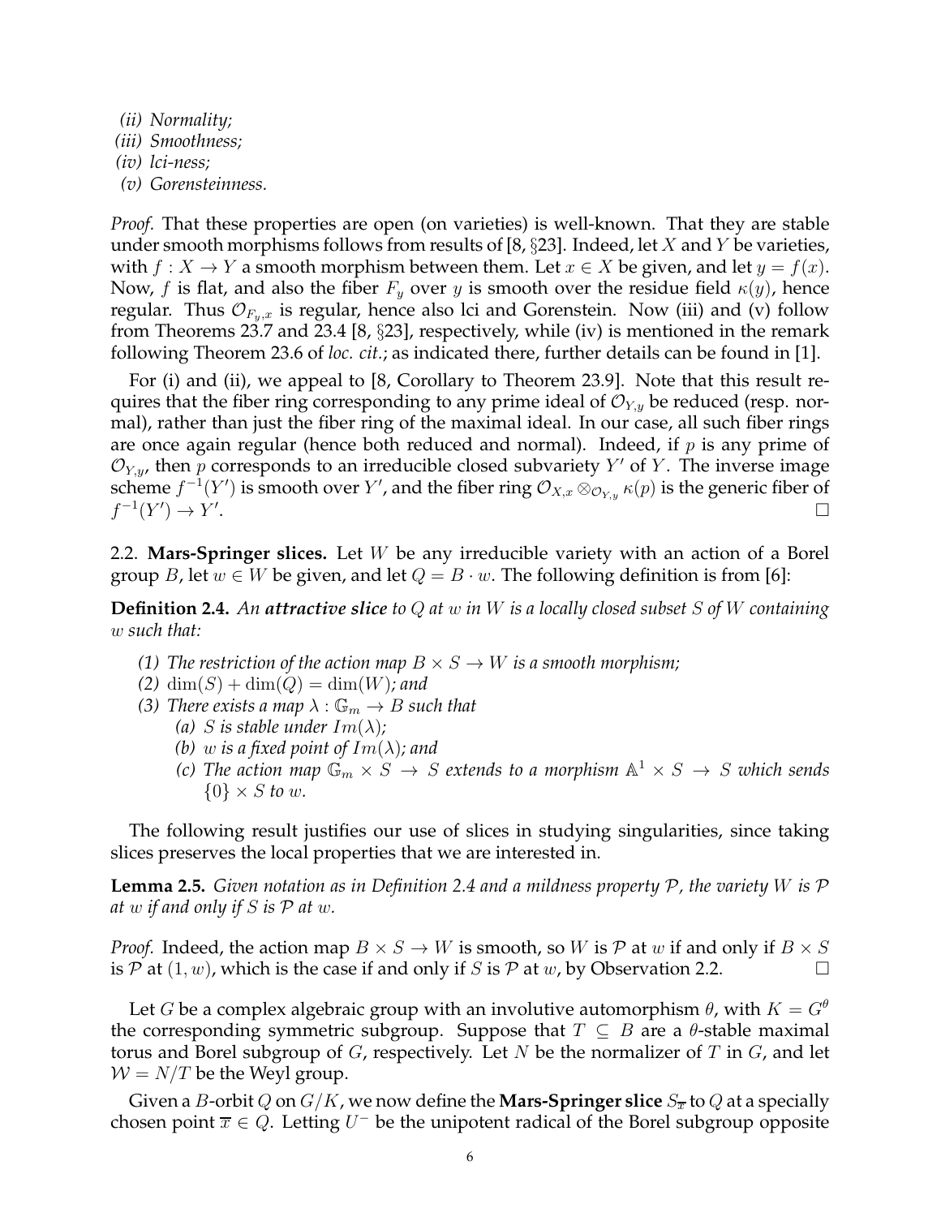*(ii) Normality;*
*(iii) Smoothness;*
*(iv) lci-ness;*
*(v) Gorensteinness.*

*Proof.* That these properties are open (on varieties) is well-known. That they are stable under smooth morphisms follows from results of [8, §23]. Indeed, let $X$ and $Y$ be varieties, with $f : X \to Y$ a smooth morphism between them. Let $x \in X$ be given, and let $y = f(x)$. Now, $f$ is flat, and also the fiber $F_y$ over $y$ is smooth over the residue field $\kappa(y)$, hence regular. Thus $\mathcal{O}_{F_y,x}$ is regular, hence also lci and Gorenstein. Now (iii) and (v) follow from Theorems 23.7 and 23.4 [8, §23], respectively, while (iv) is mentioned in the remark following Theorem 23.6 of *loc. cit.*; as indicated there, further details can be found in [1].

For (i) and (ii), we appeal to [8, Corollary to Theorem 23.9]. Note that this result requires that the fiber ring corresponding to any prime ideal of $\mathcal{O}_{Y,y}$ be reduced (resp. normal), rather than just the fiber ring of the maximal ideal. In our case, all such fiber rings are once again regular (hence both reduced and normal). Indeed, if $p$ is any prime of $\mathcal{O}_{Y,y}$, then $p$ corresponds to an irreducible closed subvariety $Y'$ of $Y$. The inverse image scheme $f^{-1}(Y')$ is smooth over $Y'$, and the fiber ring $\mathcal{O}_{X,x} \otimes_{\mathcal{O}_{Y,y}} \kappa(p)$ is the generic fiber of $f^{-1}(Y') \to Y'$. □

2.2. **Mars-Springer slices.** Let $W$ be any irreducible variety with an action of a Borel group $B$, let $w \in W$ be given, and let $Q = B \cdot w$. The following definition is from [6]:

**Definition 2.4.** *An **attractive slice** to $Q$ at $w$ in $W$ is a locally closed subset $S$ of $W$ containing $w$ such that:*

*(1) The restriction of the action map $B \times S \to W$ is a smooth morphism;*
*(2) $\dim(S) + \dim(Q) = \dim(W)$; and*
*(3) There exists a map $\lambda : \mathbb{G}_m \to B$ such that*
  *(a) $S$ is stable under $Im(\lambda)$;*
  *(b) $w$ is a fixed point of $Im(\lambda)$; and*
  *(c) The action map $\mathbb{G}_m \times S \to S$ extends to a morphism $\mathbb{A}^1 \times S \to S$ which sends $\{0\} \times S$ to $w$.*

The following result justifies our use of slices in studying singularities, since taking slices preserves the local properties that we are interested in.

**Lemma 2.5.** *Given notation as in Definition 2.4 and a mildness property $\mathcal{P}$, the variety $W$ is $\mathcal{P}$ at $w$ if and only if $S$ is $\mathcal{P}$ at $w$.*

*Proof.* Indeed, the action map $B \times S \to W$ is smooth, so $W$ is $\mathcal{P}$ at $w$ if and only if $B \times S$ is $\mathcal{P}$ at $(1, w)$, which is the case if and only if $S$ is $\mathcal{P}$ at $w$, by Observation 2.2. □

Let $G$ be a complex algebraic group with an involutive automorphism $\theta$, with $K = G^\theta$ the corresponding symmetric subgroup. Suppose that $T \subseteq B$ are a $\theta$-stable maximal torus and Borel subgroup of $G$, respectively. Let $N$ be the normalizer of $T$ in $G$, and let $\mathcal{W} = N/T$ be the Weyl group.

Given a $B$-orbit $Q$ on $G/K$, we now define the **Mars-Springer slice** $S_{\overline{x}}$ to $Q$ at a specially chosen point $\overline{x} \in Q$. Letting $U^-$ be the unipotent radical of the Borel subgroup opposite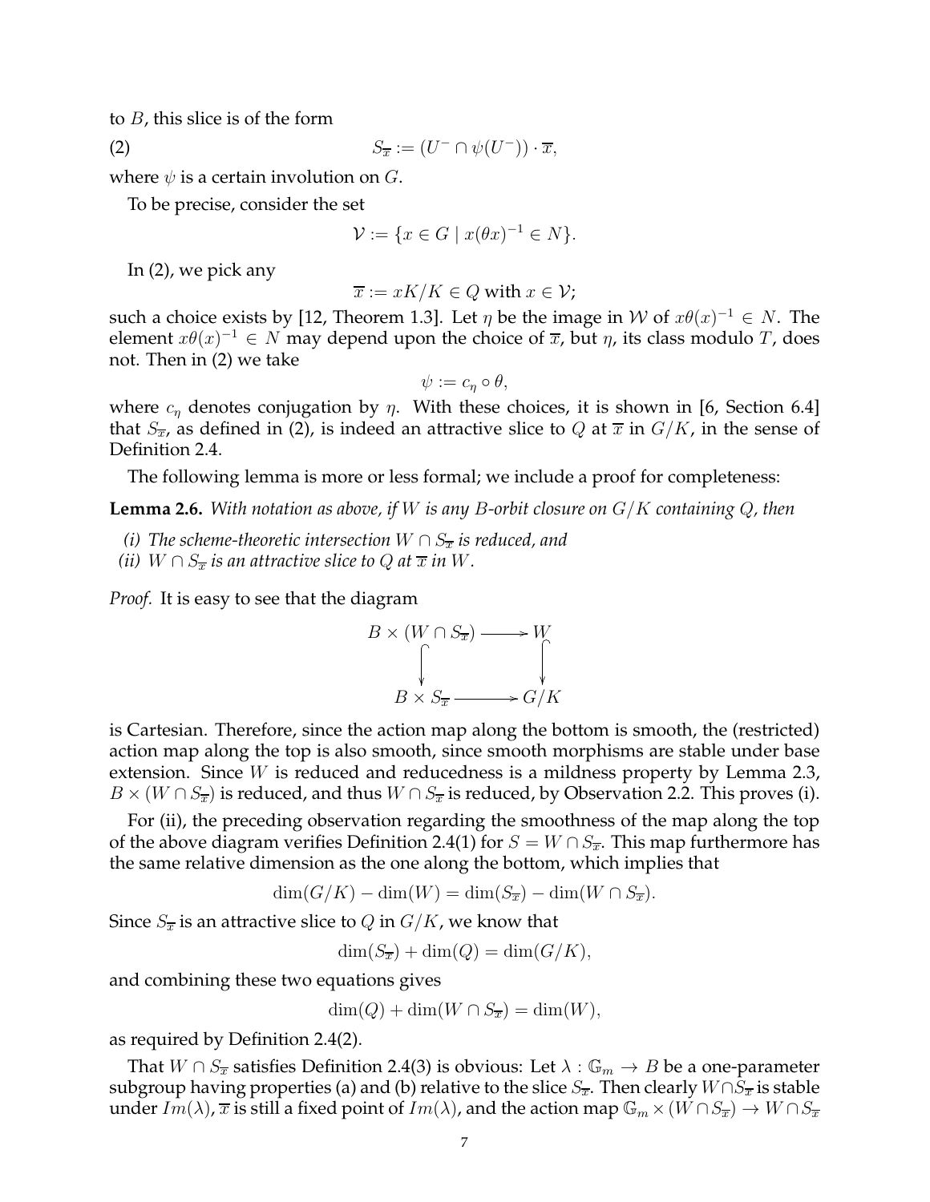to $B$, this slice is of the form

$$S_{\overline{x}} := (U^- \cap \psi(U^-)) \cdot \overline{x}, \tag{2}$$

where $\psi$ is a certain involution on $G$.

To be precise, consider the set

$$\mathcal{V} := \{x \in G \mid x(\theta x)^{-1} \in N\}.$$

In (2), we pick any

$$\overline{x} := xK/K \in Q \text{ with } x \in \mathcal{V};$$

such a choice exists by [12, Theorem 1.3]. Let $\eta$ be the image in $\mathcal{W}$ of $x\theta(x)^{-1} \in N$. The element $x\theta(x)^{-1} \in N$ may depend upon the choice of $\overline{x}$, but $\eta$, its class modulo $T$, does not. Then in (2) we take

$$\psi := c_\eta \circ \theta,$$

where $c_\eta$ denotes conjugation by $\eta$. With these choices, it is shown in [6, Section 6.4] that $S_{\overline{x}}$, as defined in (2), is indeed an attractive slice to $Q$ at $\overline{x}$ in $G/K$, in the sense of Definition 2.4.

The following lemma is more or less formal; we include a proof for completeness:

**Lemma 2.6.** *With notation as above, if $W$ is any $B$-orbit closure on $G/K$ containing $Q$, then*

*(i) The scheme-theoretic intersection $W \cap S_{\overline{x}}$ is reduced, and*
*(ii) $W \cap S_{\overline{x}}$ is an attractive slice to $Q$ at $\overline{x}$ in $W$.*

*Proof.* It is easy to see that the diagram

$$\begin{array}{ccc} B \times (W \cap S_{\overline{x}}) & \longrightarrow & W \\ \downarrow & & \downarrow \\ B \times S_{\overline{x}} & \longrightarrow & G/K \end{array}$$

is Cartesian. Therefore, since the action map along the bottom is smooth, the (restricted) action map along the top is also smooth, since smooth morphisms are stable under base extension. Since $W$ is reduced and reducedness is a mildness property by Lemma 2.3, $B \times (W \cap S_{\overline{x}})$ is reduced, and thus $W \cap S_{\overline{x}}$ is reduced, by Observation 2.2. This proves (i).

For (ii), the preceding observation regarding the smoothness of the map along the top of the above diagram verifies Definition 2.4(1) for $S = W \cap S_{\overline{x}}$. This map furthermore has the same relative dimension as the one along the bottom, which implies that

$$\dim(G/K) - \dim(W) = \dim(S_{\overline{x}}) - \dim(W \cap S_{\overline{x}}).$$

Since $S_{\overline{x}}$ is an attractive slice to $Q$ in $G/K$, we know that

$$\dim(S_{\overline{x}}) + \dim(Q) = \dim(G/K),$$

and combining these two equations gives

$$\dim(Q) + \dim(W \cap S_{\overline{x}}) = \dim(W),$$

as required by Definition 2.4(2).

That $W \cap S_{\overline{x}}$ satisfies Definition 2.4(3) is obvious: Let $\lambda : \mathbb{G}_m \to B$ be a one-parameter subgroup having properties (a) and (b) relative to the slice $S_{\overline{x}}$. Then clearly $W \cap S_{\overline{x}}$ is stable under $Im(\lambda)$, $\overline{x}$ is still a fixed point of $Im(\lambda)$, and the action map $\mathbb{G}_m \times (W \cap S_{\overline{x}}) \to W \cap S_{\overline{x}}$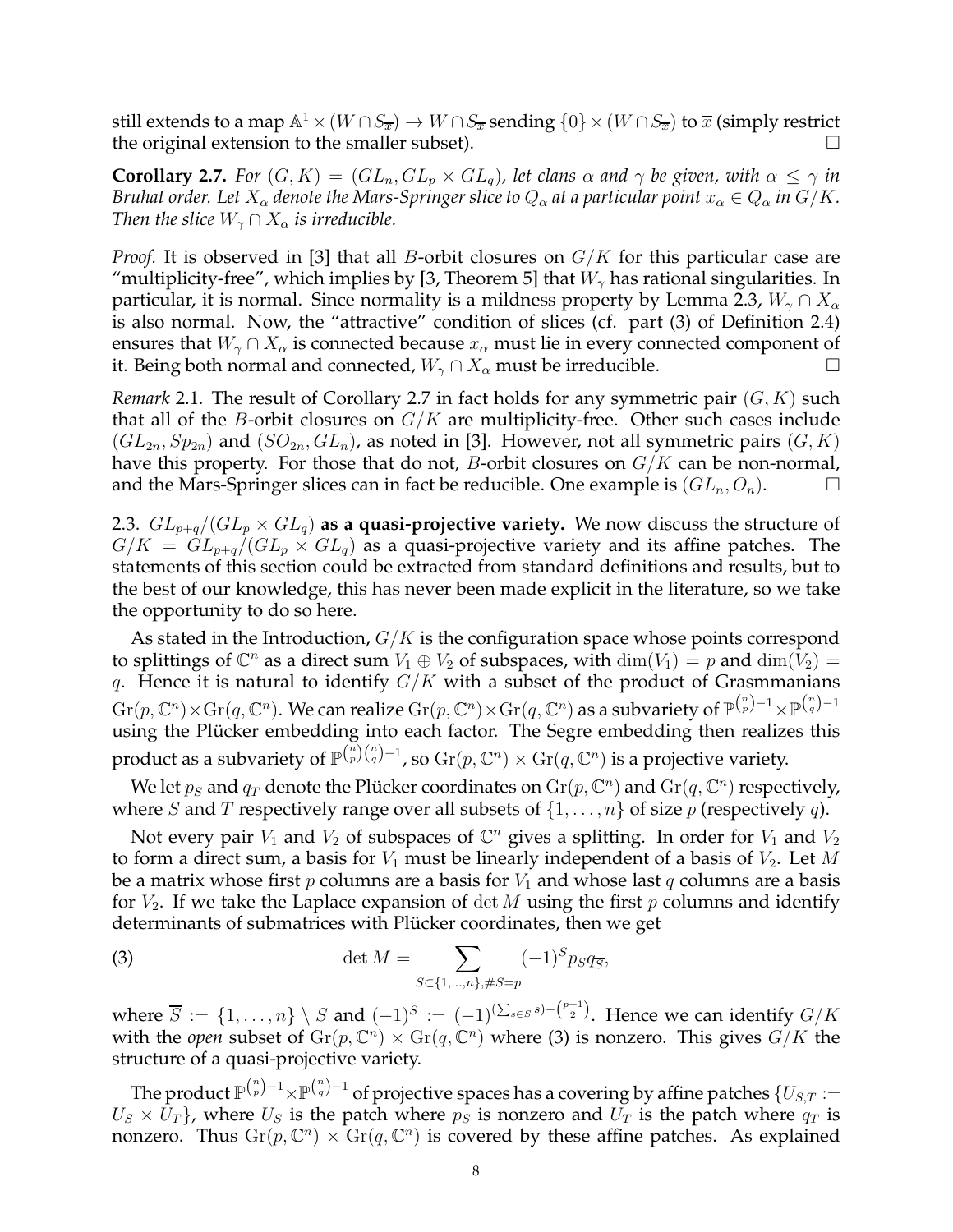still extends to a map $\mathbb{A}^1 \times (W \cap S_{\overline{x}}) \to W \cap S_{\overline{x}}$ sending $\{0\} \times (W \cap S_{\overline{x}})$ to $\overline{x}$ (simply restrict the original extension to the smaller subset). $\square$

**Corollary 2.7.** *For $(G, K) = (GL_n, GL_p \times GL_q)$, let clans $\alpha$ and $\gamma$ be given, with $\alpha \leq \gamma$ in Bruhat order. Let $X_\alpha$ denote the Mars-Springer slice to $Q_\alpha$ at a particular point $x_\alpha \in Q_\alpha$ in $G/K$. Then the slice $W_\gamma \cap X_\alpha$ is irreducible.*

*Proof.* It is observed in [3] that all $B$-orbit closures on $G/K$ for this particular case are "multiplicity-free", which implies by [3, Theorem 5] that $W_\gamma$ has rational singularities. In particular, it is normal. Since normality is a mildness property by Lemma 2.3, $W_\gamma \cap X_\alpha$ is also normal. Now, the "attractive" condition of slices (cf. part (3) of Definition 2.4) ensures that $W_\gamma \cap X_\alpha$ is connected because $x_\alpha$ must lie in every connected component of it. Being both normal and connected, $W_\gamma \cap X_\alpha$ must be irreducible. $\square$

*Remark* 2.1. The result of Corollary 2.7 in fact holds for any symmetric pair $(G, K)$ such that all of the $B$-orbit closures on $G/K$ are multiplicity-free. Other such cases include $(GL_{2n}, Sp_{2n})$ and $(SO_{2n}, GL_n)$, as noted in [3]. However, not all symmetric pairs $(G, K)$ have this property. For those that do not, $B$-orbit closures on $G/K$ can be non-normal, and the Mars-Springer slices can in fact be reducible. One example is $(GL_n, O_n)$. $\square$

2.3. $GL_{p+q}/(GL_p \times GL_q)$ **as a quasi-projective variety.** We now discuss the structure of $G/K = GL_{p+q}/(GL_p \times GL_q)$ as a quasi-projective variety and its affine patches. The statements of this section could be extracted from standard definitions and results, but to the best of our knowledge, this has never been made explicit in the literature, so we take the opportunity to do so here.

As stated in the Introduction, $G/K$ is the configuration space whose points correspond to splittings of $\mathbb{C}^n$ as a direct sum $V_1 \oplus V_2$ of subspaces, with $\dim(V_1) = p$ and $\dim(V_2) = q$. Hence it is natural to identify $G/K$ with a subset of the product of Grasmmanians $\mathrm{Gr}(p, \mathbb{C}^n) \times \mathrm{Gr}(q, \mathbb{C}^n)$. We can realize $\mathrm{Gr}(p, \mathbb{C}^n) \times \mathrm{Gr}(q, \mathbb{C}^n)$ as a subvariety of $\mathbb{P}^{\binom{n}{p}-1} \times \mathbb{P}^{\binom{n}{q}-1}$ using the Plücker embedding into each factor. The Segre embedding then realizes this product as a subvariety of $\mathbb{P}^{\binom{n}{p}\binom{n}{q}-1}$, so $\mathrm{Gr}(p, \mathbb{C}^n) \times \mathrm{Gr}(q, \mathbb{C}^n)$ is a projective variety.

We let $p_S$ and $q_T$ denote the Plücker coordinates on $\mathrm{Gr}(p, \mathbb{C}^n)$ and $\mathrm{Gr}(q, \mathbb{C}^n)$ respectively, where $S$ and $T$ respectively range over all subsets of $\{1, \ldots, n\}$ of size $p$ (respectively $q$).

Not every pair $V_1$ and $V_2$ of subspaces of $\mathbb{C}^n$ gives a splitting. In order for $V_1$ and $V_2$ to form a direct sum, a basis for $V_1$ must be linearly independent of a basis of $V_2$. Let $M$ be a matrix whose first $p$ columns are a basis for $V_1$ and whose last $q$ columns are a basis for $V_2$. If we take the Laplace expansion of $\det M$ using the first $p$ columns and identify determinants of submatrices with Plücker coordinates, then we get

$$\det M = \sum_{S \subset \{1,\ldots,n\}, \#S = p} (-1)^S p_S q_{\overline{S}}, \tag{3}$$

where $\overline{S} := \{1, \ldots, n\} \setminus S$ and $(-1)^S := (-1)^{(\sum_{s \in S} s) - \binom{p+1}{2}}$. Hence we can identify $G/K$ with the *open* subset of $\mathrm{Gr}(p, \mathbb{C}^n) \times \mathrm{Gr}(q, \mathbb{C}^n)$ where (3) is nonzero. This gives $G/K$ the structure of a quasi-projective variety.

The product $\mathbb{P}^{\binom{n}{p}-1} \times \mathbb{P}^{\binom{n}{q}-1}$ of projective spaces has a covering by affine patches $\{U_{S,T} := U_S \times U_T\}$, where $U_S$ is the patch where $p_S$ is nonzero and $U_T$ is the patch where $q_T$ is nonzero. Thus $\mathrm{Gr}(p, \mathbb{C}^n) \times \mathrm{Gr}(q, \mathbb{C}^n)$ is covered by these affine patches. As explained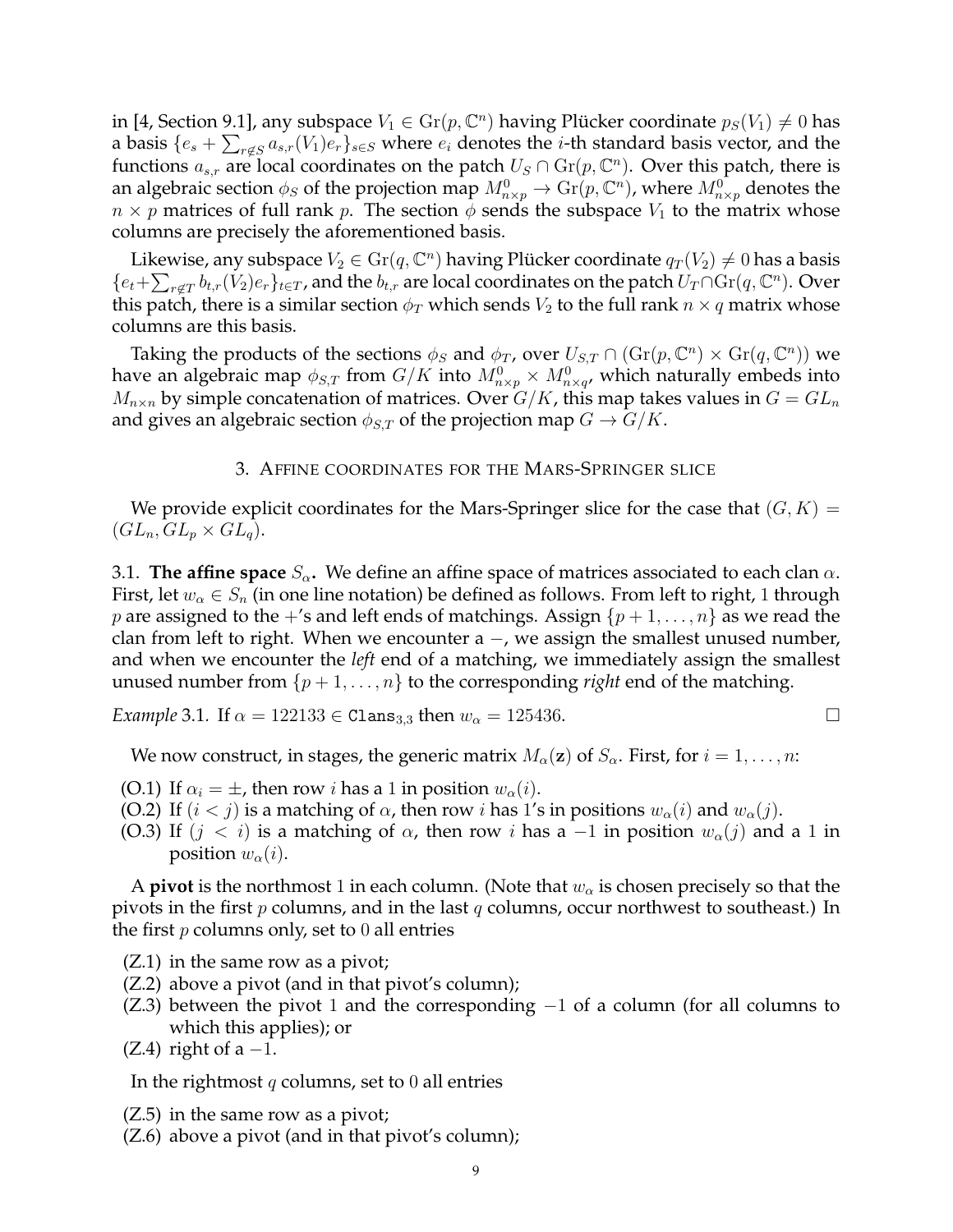in [4, Section 9.1], any subspace $V_1 \in \mathrm{Gr}(p, \mathbb{C}^n)$ having Plücker coordinate $p_S(V_1) \neq 0$ has a basis $\{e_s + \sum_{r \notin S} a_{s,r}(V_1) e_r\}_{s \in S}$ where $e_i$ denotes the $i$-th standard basis vector, and the functions $a_{s,r}$ are local coordinates on the patch $U_S \cap \mathrm{Gr}(p, \mathbb{C}^n)$. Over this patch, there is an algebraic section $\phi_S$ of the projection map $M^0_{n \times p} \to \mathrm{Gr}(p, \mathbb{C}^n)$, where $M^0_{n\times p}$ denotes the $n \times p$ matrices of full rank $p$. The section $\phi$ sends the subspace $V_1$ to the matrix whose columns are precisely the aforementioned basis.

Likewise, any subspace $V_2 \in \mathrm{Gr}(q, \mathbb{C}^n)$ having Plücker coordinate $q_T(V_2) \neq 0$ has a basis $\{e_t + \sum_{r \notin T} b_{t,r}(V_2) e_r\}_{t \in T}$, and the $b_{t,r}$ are local coordinates on the patch $U_T \cap \mathrm{Gr}(q, \mathbb{C}^n)$. Over this patch, there is a similar section $\phi_T$ which sends $V_2$ to the full rank $n \times q$ matrix whose columns are this basis.

Taking the products of the sections $\phi_S$ and $\phi_T$, over $U_{S,T} \cap (\mathrm{Gr}(p, \mathbb{C}^n) \times \mathrm{Gr}(q, \mathbb{C}^n))$ we have an algebraic map $\phi_{S,T}$ from $G/K$ into $M^0_{n \times p} \times M^0_{n \times q}$, which naturally embeds into $M_{n \times n}$ by simple concatenation of matrices. Over $G/K$, this map takes values in $G = GL_n$ and gives an algebraic section $\phi_{S,T}$ of the projection map $G \to G/K$.

## 3. Affine coordinates for the Mars-Springer slice

We provide explicit coordinates for the Mars-Springer slice for the case that $(G, K) = (GL_n, GL_p \times GL_q)$.

**3.1. The affine space $S_\alpha$.** We define an affine space of matrices associated to each clan $\alpha$. First, let $w_\alpha \in S_n$ (in one line notation) be defined as follows. From left to right, 1 through $p$ are assigned to the $+$'s and left ends of matchings. Assign $\{p+1, \ldots, n\}$ as we read the clan from left to right. When we encounter a $-$, we assign the smallest unused number, and when we encounter the *left* end of a matching, we immediately assign the smallest unused number from $\{p+1, \ldots, n\}$ to the corresponding *right* end of the matching.

*Example* 3.1. If $\alpha = 122133 \in \texttt{Clans}_{3,3}$ then $w_\alpha = 125436$. □

We now construct, in stages, the generic matrix $M_\alpha(\mathbf{z})$ of $S_\alpha$. First, for $i = 1, \ldots, n$:

- (O.1) If $\alpha_i = \pm$, then row $i$ has a 1 in position $w_\alpha(i)$.
- (O.2) If $(i < j)$ is a matching of $\alpha$, then row $i$ has 1's in positions $w_\alpha(i)$ and $w_\alpha(j)$.
- (O.3) If $(j < i)$ is a matching of $\alpha$, then row $i$ has a $-1$ in position $w_\alpha(j)$ and a 1 in position $w_\alpha(i)$.

A **pivot** is the northmost 1 in each column. (Note that $w_\alpha$ is chosen precisely so that the pivots in the first $p$ columns, and in the last $q$ columns, occur northwest to southeast.) In the first $p$ columns only, set to 0 all entries

- (Z.1) in the same row as a pivot;
- (Z.2) above a pivot (and in that pivot's column);
- (Z.3) between the pivot 1 and the corresponding $-1$ of a column (for all columns to which this applies); or
- (Z.4) right of a $-1$.

In the rightmost $q$ columns, set to 0 all entries

- (Z.5) in the same row as a pivot;
- (Z.6) above a pivot (and in that pivot's column);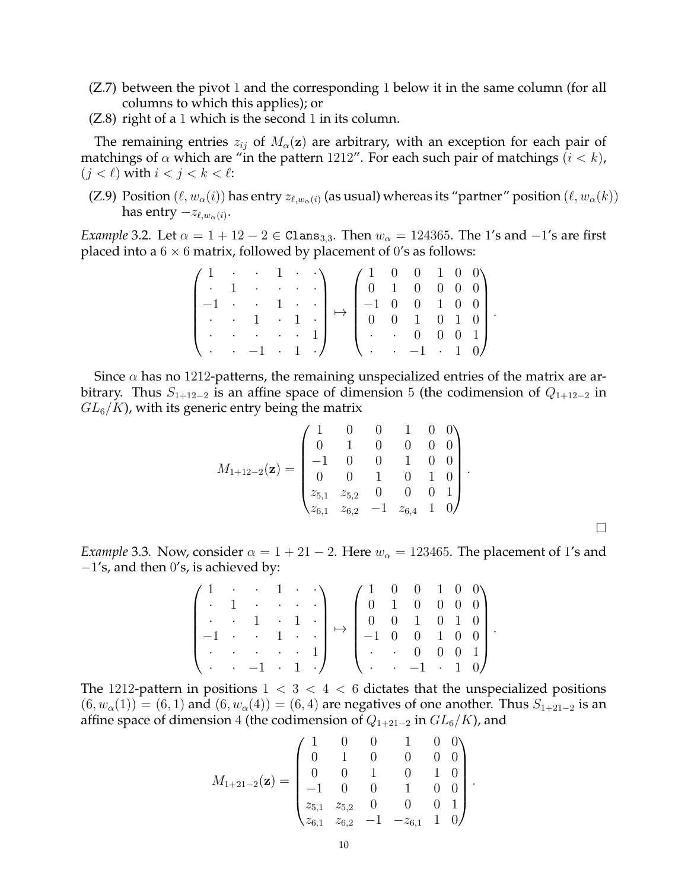(Z.7) between the pivot 1 and the corresponding 1 below it in the same column (for all columns to which this applies); or

(Z.8) right of a 1 which is the second 1 in its column.

The remaining entries $z_{ij}$ of $M_\alpha(\mathbf{z})$ are arbitrary, with an exception for each pair of matchings of $\alpha$ which are "in the pattern 1212". For each such pair of matchings $(i < k)$, $(j < \ell)$ with $i < j < k < \ell$:

(Z.9) Position $(\ell, w_\alpha(i))$ has entry $z_{\ell, w_\alpha(i)}$ (as usual) whereas its "partner" position $(\ell, w_\alpha(k))$ has entry $-z_{\ell, w_\alpha(i)}$.

*Example* 3.2. Let $\alpha = 1 + 12 - 2 \in \texttt{Clans}_{3,3}$. Then $w_\alpha = 124365$. The 1's and $-1$'s are first placed into a $6 \times 6$ matrix, followed by placement of 0's as follows:

$$\begin{pmatrix} 1 & \cdot & \cdot & 1 & \cdot & \cdot \\ \cdot & 1 & \cdot & \cdot & \cdot & \cdot \\ -1 & \cdot & \cdot & 1 & \cdot & \cdot \\ \cdot & \cdot & 1 & \cdot & 1 & \cdot \\ \cdot & \cdot & \cdot & \cdot & \cdot & 1 \\ \cdot & \cdot & -1 & \cdot & 1 & \cdot \end{pmatrix} \mapsto \begin{pmatrix} 1 & 0 & 0 & 1 & 0 & 0 \\ 0 & 1 & 0 & 0 & 0 & 0 \\ -1 & 0 & 0 & 1 & 0 & 0 \\ 0 & 0 & 1 & 0 & 1 & 0 \\ \cdot & \cdot & 0 & 0 & 0 & 1 \\ \cdot & \cdot & -1 & \cdot & 1 & 0 \end{pmatrix}.$$

Since $\alpha$ has no 1212-patterns, the remaining unspecialized entries of the matrix are arbitrary. Thus $S_{1+12-2}$ is an affine space of dimension 5 (the codimension of $Q_{1+12-2}$ in $GL_6/K$), with its generic entry being the matrix

$$M_{1+12-2}(\mathbf{z}) = \begin{pmatrix} 1 & 0 & 0 & 1 & 0 & 0 \\ 0 & 1 & 0 & 0 & 0 & 0 \\ -1 & 0 & 0 & 1 & 0 & 0 \\ 0 & 0 & 1 & 0 & 1 & 0 \\ z_{5,1} & z_{5,2} & 0 & 0 & 0 & 1 \\ z_{6,1} & z_{6,2} & -1 & z_{6,4} & 1 & 0 \end{pmatrix}.$$

□

*Example* 3.3. Now, consider $\alpha = 1 + 21 - 2$. Here $w_\alpha = 123465$. The placement of 1's and $-1$'s, and then 0's, is achieved by:

$$\begin{pmatrix} 1 & \cdot & \cdot & 1 & \cdot & \cdot \\ \cdot & 1 & \cdot & \cdot & \cdot & \cdot \\ \cdot & \cdot & 1 & \cdot & 1 & \cdot \\ -1 & \cdot & \cdot & 1 & \cdot & \cdot \\ \cdot & \cdot & \cdot & \cdot & \cdot & 1 \\ \cdot & \cdot & -1 & \cdot & 1 & \cdot \end{pmatrix} \mapsto \begin{pmatrix} 1 & 0 & 0 & 1 & 0 & 0 \\ 0 & 1 & 0 & 0 & 0 & 0 \\ 0 & 0 & 1 & 0 & 1 & 0 \\ -1 & 0 & 0 & 1 & 0 & 0 \\ \cdot & \cdot & 0 & 0 & 0 & 1 \\ \cdot & \cdot & -1 & \cdot & 1 & 0 \end{pmatrix}.$$

The 1212-pattern in positions $1 < 3 < 4 < 6$ dictates that the unspecialized positions $(6, w_\alpha(1)) = (6, 1)$ and $(6, w_\alpha(4)) = (6, 4)$ are negatives of one another. Thus $S_{1+21-2}$ is an affine space of dimension 4 (the codimension of $Q_{1+21-2}$ in $GL_6/K$), and

$$M_{1+21-2}(\mathbf{z}) = \begin{pmatrix} 1 & 0 & 0 & 1 & 0 & 0 \\ 0 & 1 & 0 & 0 & 0 & 0 \\ 0 & 0 & 1 & 0 & 1 & 0 \\ -1 & 0 & 0 & 1 & 0 & 0 \\ z_{5,1} & z_{5,2} & 0 & 0 & 0 & 1 \\ z_{6,1} & z_{6,2} & -1 & -z_{6,1} & 1 & 0 \end{pmatrix}.$$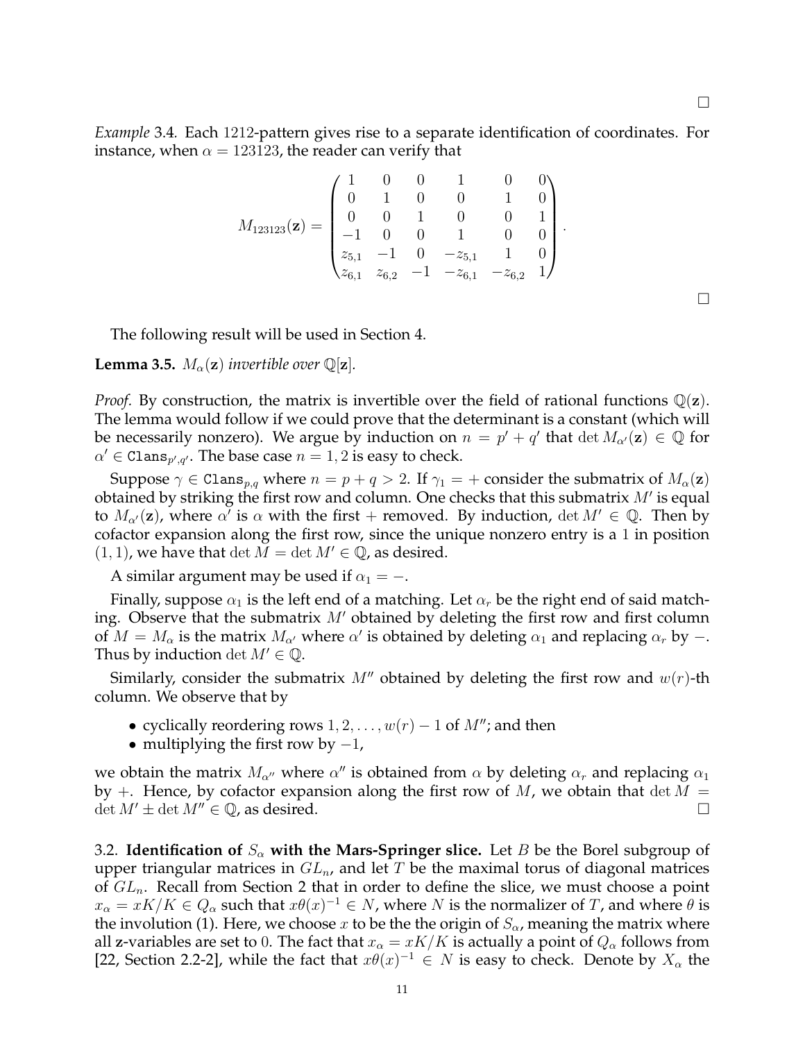□

*Example* 3.4. Each 1212-pattern gives rise to a separate identification of coordinates. For instance, when $\alpha = 123123$, the reader can verify that

$$M_{123123}(\mathbf{z}) = \begin{pmatrix} 1 & 0 & 0 & 1 & 0 & 0 \\ 0 & 1 & 0 & 0 & 1 & 0 \\ 0 & 0 & 1 & 0 & 0 & 1 \\ -1 & 0 & 0 & 1 & 0 & 0 \\ z_{5,1} & -1 & 0 & -z_{5,1} & 1 & 0 \\ z_{6,1} & z_{6,2} & -1 & -z_{6,1} & -z_{6,2} & 1 \end{pmatrix}.$$

□

The following result will be used in Section 4.

**Lemma 3.5.** *$M_\alpha(\mathbf{z})$ invertible over $\mathbb{Q}[\mathbf{z}]$.*

*Proof.* By construction, the matrix is invertible over the field of rational functions $\mathbb{Q}(\mathbf{z})$. The lemma would follow if we could prove that the determinant is a constant (which will be necessarily nonzero). We argue by induction on $n = p' + q'$ that $\det M_{\alpha'}(\mathbf{z}) \in \mathbb{Q}$ for $\alpha' \in \texttt{Clans}_{p',q'}$. The base case $n = 1, 2$ is easy to check.

Suppose $\gamma \in \texttt{Clans}_{p,q}$ where $n = p + q > 2$. If $\gamma_1 = +$ consider the submatrix of $M_\alpha(\mathbf{z})$ obtained by striking the first row and column. One checks that this submatrix $M'$ is equal to $M_{\alpha'}(\mathbf{z})$, where $\alpha'$ is $\alpha$ with the first $+$ removed. By induction, $\det M' \in \mathbb{Q}$. Then by cofactor expansion along the first row, since the unique nonzero entry is a $1$ in position $(1,1)$, we have that $\det M = \det M' \in \mathbb{Q}$, as desired.

A similar argument may be used if $\alpha_1 = -$.

Finally, suppose $\alpha_1$ is the left end of a matching. Let $\alpha_r$ be the right end of said matching. Observe that the submatrix $M'$ obtained by deleting the first row and first column of $M = M_\alpha$ is the matrix $M_{\alpha'}$ where $\alpha'$ is obtained by deleting $\alpha_1$ and replacing $\alpha_r$ by $-$. Thus by induction $\det M' \in \mathbb{Q}$.

Similarly, consider the submatrix $M''$ obtained by deleting the first row and $w(r)$-th column. We observe that by

- cyclically reordering rows $1, 2, \ldots, w(r) - 1$ of $M''$; and then
- multiplying the first row by $-1$,

we obtain the matrix $M_{\alpha''}$ where $\alpha''$ is obtained from $\alpha$ by deleting $\alpha_r$ and replacing $\alpha_1$ by $+$. Hence, by cofactor expansion along the first row of $M$, we obtain that $\det M = \det M' \pm \det M'' \in \mathbb{Q}$, as desired. □

3.2. **Identification of $S_\alpha$ with the Mars-Springer slice.** Let $B$ be the Borel subgroup of upper triangular matrices in $GL_n$, and let $T$ be the maximal torus of diagonal matrices of $GL_n$. Recall from Section 2 that in order to define the slice, we must choose a point $x_\alpha = xK/K \in Q_\alpha$ such that $x\theta(x)^{-1} \in N$, where $N$ is the normalizer of $T$, and where $\theta$ is the involution (1). Here, we choose $x$ to be the the origin of $S_\alpha$, meaning the matrix where all $\mathbf{z}$-variables are set to $0$. The fact that $x_\alpha = xK/K$ is actually a point of $Q_\alpha$ follows from [22, Section 2.2-2], while the fact that $x\theta(x)^{-1} \in N$ is easy to check. Denote by $X_\alpha$ the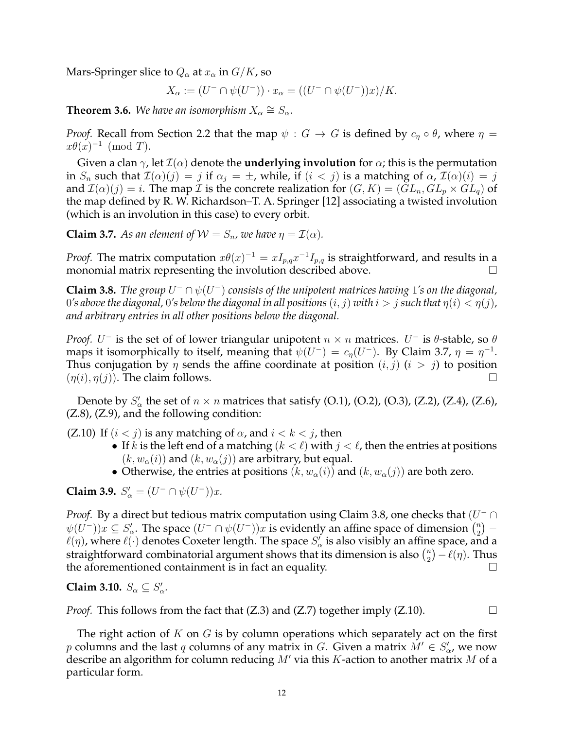Mars-Springer slice to $Q_\alpha$ at $x_\alpha$ in $G/K$, so

$$X_\alpha := (U^- \cap \psi(U^-)) \cdot x_\alpha = ((U^- \cap \psi(U^-))x)/K.$$

**Theorem 3.6.** *We have an isomorphism $X_\alpha \cong S_\alpha$.*

*Proof.* Recall from Section 2.2 that the map $\psi : G \to G$ is defined by $c_\eta \circ \theta$, where $\eta = x\theta(x)^{-1} \pmod{T}$.

Given a clan $\gamma$, let $\mathcal{I}(\alpha)$ denote the **underlying involution** for $\alpha$; this is the permutation in $S_n$ such that $\mathcal{I}(\alpha)(j) = j$ if $\alpha_j = \pm$, while, if $(i < j)$ is a matching of $\alpha$, $\mathcal{I}(\alpha)(i) = j$ and $\mathcal{I}(\alpha)(j) = i$. The map $\mathcal{I}$ is the concrete realization for $(G, K) = (GL_n, GL_p \times GL_q)$ of the map defined by R. W. Richardson–T. A. Springer [12] associating a twisted involution (which is an involution in this case) to every orbit.

**Claim 3.7.** *As an element of $\mathcal{W} = S_n$, we have $\eta = \mathcal{I}(\alpha)$.*

*Proof.* The matrix computation $x\theta(x)^{-1} = xI_{p,q}x^{-1}I_{p,q}$ is straightforward, and results in a monomial matrix representing the involution described above. □

**Claim 3.8.** *The group $U^- \cap \psi(U^-)$ consists of the unipotent matrices having 1's on the diagonal, 0's above the diagonal, 0's below the diagonal in all positions $(i, j)$ with $i > j$ such that $\eta(i) < \eta(j)$, and arbitrary entries in all other positions below the diagonal.*

*Proof.* $U^-$ is the set of of lower triangular unipotent $n \times n$ matrices. $U^-$ is $\theta$-stable, so $\theta$ maps it isomorphically to itself, meaning that $\psi(U^-) = c_\eta(U^-)$. By Claim 3.7, $\eta = \eta^{-1}$. Thus conjugation by $\eta$ sends the affine coordinate at position $(i, j)$ $(i > j)$ to position $(\eta(i), \eta(j))$. The claim follows. □

Denote by $S'_\alpha$ the set of $n \times n$ matrices that satisfy (O.1), (O.2), (O.3), (Z.2), (Z.4), (Z.6), (Z.8), (Z.9), and the following condition:

(Z.10) If $(i < j)$ is any matching of $\alpha$, and $i < k < j$, then
- If $k$ is the left end of a matching $(k < \ell)$ with $j < \ell$, then the entries at positions $(k, w_\alpha(i))$ and $(k, w_\alpha(j))$ are arbitrary, but equal.
- Otherwise, the entries at positions $(k, w_\alpha(i))$ and $(k, w_\alpha(j))$ are both zero.

**Claim 3.9.** $S'_\alpha = (U^- \cap \psi(U^-))x$.

*Proof.* By a direct but tedious matrix computation using Claim 3.8, one checks that $(U^- \cap \psi(U^-))x \subseteq S'_\alpha$. The space $(U^- \cap \psi(U^-))x$ is evidently an affine space of dimension $\binom{n}{2} - \ell(\eta)$, where $\ell(\cdot)$ denotes Coxeter length. The space $S'_\alpha$ is also visibly an affine space, and a straightforward combinatorial argument shows that its dimension is also $\binom{n}{2} - \ell(\eta)$. Thus the aforementioned containment is in fact an equality. □

**Claim 3.10.** $S_\alpha \subseteq S'_\alpha$.

*Proof.* This follows from the fact that (Z.3) and (Z.7) together imply (Z.10). □

The right action of $K$ on $G$ is by column operations which separately act on the first $p$ columns and the last $q$ columns of any matrix in $G$. Given a matrix $M' \in S'_\alpha$, we now describe an algorithm for column reducing $M'$ via this $K$-action to another matrix $M$ of a particular form.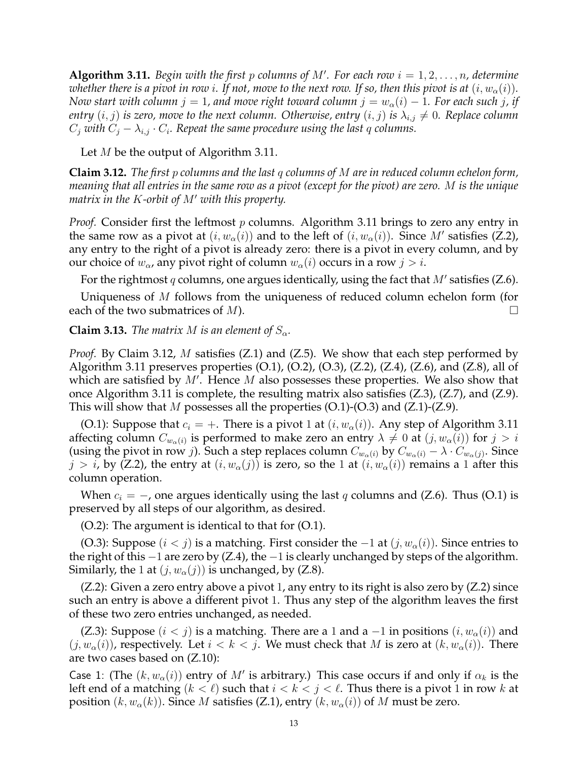**Algorithm 3.11.** *Begin with the first $p$ columns of $M'$. For each row $i = 1, 2, \ldots, n$, determine whether there is a pivot in row $i$. If not, move to the next row. If so, then this pivot is at $(i, w_\alpha(i))$. Now start with column $j = 1$, and move right toward column $j = w_\alpha(i) - 1$. For each such $j$, if entry $(i, j)$ is zero, move to the next column. Otherwise, entry $(i, j)$ is $\lambda_{i,j} \neq 0$. Replace column $C_j$ with $C_j - \lambda_{i,j} \cdot C_i$. Repeat the same procedure using the last $q$ columns.*

Let $M$ be the output of Algorithm 3.11.

**Claim 3.12.** *The first $p$ columns and the last $q$ columns of $M$ are in reduced column echelon form, meaning that all entries in the same row as a pivot (except for the pivot) are zero. $M$ is the unique matrix in the $K$-orbit of $M'$ with this property.*

*Proof.* Consider first the leftmost $p$ columns. Algorithm 3.11 brings to zero any entry in the same row as a pivot at $(i, w_\alpha(i))$ and to the left of $(i, w_\alpha(i))$. Since $M'$ satisfies (Z.2), any entry to the right of a pivot is already zero: there is a pivot in every column, and by our choice of $w_\alpha$, any pivot right of column $w_\alpha(i)$ occurs in a row $j > i$.

For the rightmost $q$ columns, one argues identically, using the fact that $M'$ satisfies (Z.6).

Uniqueness of $M$ follows from the uniqueness of reduced column echelon form (for each of the two submatrices of $M$). $\square$

**Claim 3.13.** *The matrix $M$ is an element of $S_\alpha$.*

*Proof.* By Claim 3.12, $M$ satisfies (Z.1) and (Z.5). We show that each step performed by Algorithm 3.11 preserves properties (O.1), (O.2), (O.3), (Z.2), (Z.4), (Z.6), and (Z.8), all of which are satisfied by $M'$. Hence $M$ also possesses these properties. We also show that once Algorithm 3.11 is complete, the resulting matrix also satisfies (Z.3), (Z.7), and (Z.9). This will show that $M$ possesses all the properties (O.1)-(O.3) and (Z.1)-(Z.9).

(O.1): Suppose that $c_i = +$. There is a pivot 1 at $(i, w_\alpha(i))$. Any step of Algorithm 3.11 affecting column $C_{w_\alpha(i)}$ is performed to make zero an entry $\lambda \neq 0$ at $(j, w_\alpha(i))$ for $j > i$ (using the pivot in row $j$). Such a step replaces column $C_{w_\alpha(i)}$ by $C_{w_\alpha(i)} - \lambda \cdot C_{w_\alpha(j)}$. Since $j > i$, by (Z.2), the entry at $(i, w_\alpha(j))$ is zero, so the 1 at $(i, w_\alpha(i))$ remains a 1 after this column operation.

When $c_i = -$, one argues identically using the last $q$ columns and (Z.6). Thus (O.1) is preserved by all steps of our algorithm, as desired.

(O.2): The argument is identical to that for (O.1).

(O.3): Suppose $(i < j)$ is a matching. First consider the $-1$ at $(j, w_\alpha(i))$. Since entries to the right of this $-1$ are zero by (Z.4), the $-1$ is clearly unchanged by steps of the algorithm. Similarly, the 1 at $(j, w_\alpha(j))$ is unchanged, by (Z.8).

(Z.2): Given a zero entry above a pivot 1, any entry to its right is also zero by (Z.2) since such an entry is above a different pivot 1. Thus any step of the algorithm leaves the first of these two zero entries unchanged, as needed.

(Z.3): Suppose $(i < j)$ is a matching. There are a 1 and a $-1$ in positions $(i, w_\alpha(i))$ and $(j, w_\alpha(i))$, respectively. Let $i < k < j$. We must check that $M$ is zero at $(k, w_\alpha(i))$. There are two cases based on (Z.10):

Case 1: (The $(k, w_\alpha(i))$ entry of $M'$ is arbitrary.) This case occurs if and only if $\alpha_k$ is the left end of a matching $(k < \ell)$ such that $i < k < j < \ell$. Thus there is a pivot 1 in row $k$ at position $(k, w_\alpha(k))$. Since $M$ satisfies (Z.1), entry $(k, w_\alpha(i))$ of $M$ must be zero.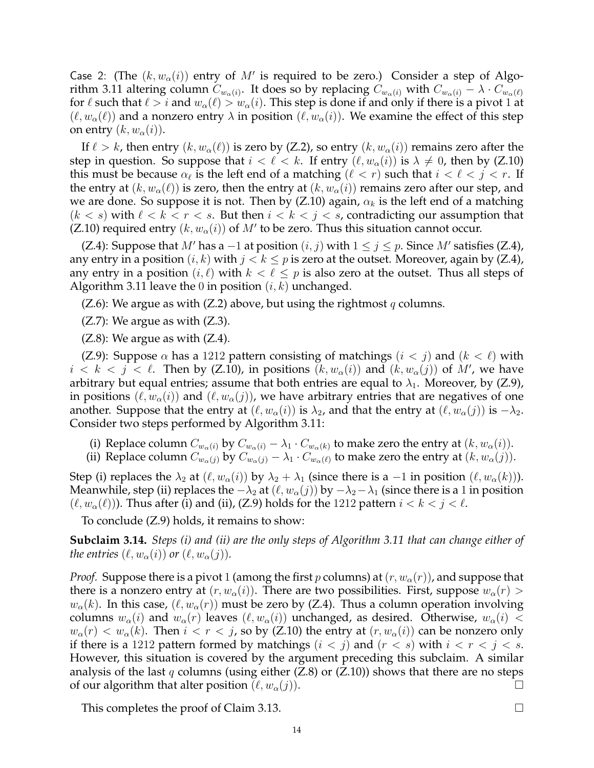Case 2: (The $(k, w_\alpha(i))$ entry of $M'$ is required to be zero.) Consider a step of Algorithm 3.11 altering column $C_{w_\alpha(i)}$. It does so by replacing $C_{w_\alpha(i)}$ with $C_{w_\alpha(i)} - \lambda \cdot C_{w_\alpha(\ell)}$ for $\ell$ such that $\ell > i$ and $w_\alpha(\ell) > w_\alpha(i)$. This step is done if and only if there is a pivot 1 at $(\ell, w_\alpha(\ell))$ and a nonzero entry $\lambda$ in position $(\ell, w_\alpha(i))$. We examine the effect of this step on entry $(k, w_\alpha(i))$.

If $\ell > k$, then entry $(k, w_\alpha(\ell))$ is zero by (Z.2), so entry $(k, w_\alpha(i))$ remains zero after the step in question. So suppose that $i < \ell < k$. If entry $(\ell, w_\alpha(i))$ is $\lambda \neq 0$, then by (Z.10) this must be because $\alpha_\ell$ is the left end of a matching $(\ell < r)$ such that $i < \ell < j < r$. If the entry at $(k, w_\alpha(\ell))$ is zero, then the entry at $(k, w_\alpha(i))$ remains zero after our step, and we are done. So suppose it is not. Then by (Z.10) again, $\alpha_k$ is the left end of a matching $(k < s)$ with $\ell < k < r < s$. But then $i < k < j < s$, contradicting our assumption that (Z.10) required entry $(k, w_\alpha(i))$ of $M'$ to be zero. Thus this situation cannot occur.

(Z.4): Suppose that $M'$ has a $-1$ at position $(i, j)$ with $1 \leq j \leq p$. Since $M'$ satisfies (Z.4), any entry in a position $(i, k)$ with $j < k \leq p$ is zero at the outset. Moreover, again by (Z.4), any entry in a position $(i, \ell)$ with $k < \ell \leq p$ is also zero at the outset. Thus all steps of Algorithm 3.11 leave the 0 in position $(i, k)$ unchanged.

(Z.6): We argue as with (Z.2) above, but using the rightmost $q$ columns.

(Z.7): We argue as with (Z.3).

(Z.8): We argue as with (Z.4).

(Z.9): Suppose $\alpha$ has a 1212 pattern consisting of matchings $(i < j)$ and $(k < \ell)$ with $i < k < j < \ell$. Then by (Z.10), in positions $(k, w_\alpha(i))$ and $(k, w_\alpha(j))$ of $M'$, we have arbitrary but equal entries; assume that both entries are equal to $\lambda_1$. Moreover, by (Z.9), in positions $(\ell, w_\alpha(i))$ and $(\ell, w_\alpha(j))$, we have arbitrary entries that are negatives of one another. Suppose that the entry at $(\ell, w_\alpha(i))$ is $\lambda_2$, and that the entry at $(\ell, w_\alpha(j))$ is $-\lambda_2$. Consider two steps performed by Algorithm 3.11:

(i) Replace column $C_{w_\alpha(i)}$ by $C_{w_\alpha(i)} - \lambda_1 \cdot C_{w_\alpha(k)}$ to make zero the entry at $(k, w_\alpha(i))$.
(ii) Replace column $C_{w_\alpha(j)}$ by $C_{w_\alpha(j)} - \lambda_1 \cdot C_{w_\alpha(\ell)}$ to make zero the entry at $(k, w_\alpha(j))$.

Step (i) replaces the $\lambda_2$ at $(\ell, w_\alpha(i))$ by $\lambda_2 + \lambda_1$ (since there is a $-1$ in position $(\ell, w_\alpha(k))$). Meanwhile, step (ii) replaces the $-\lambda_2$ at $(\ell, w_\alpha(j))$ by $-\lambda_2 - \lambda_1$ (since there is a 1 in position $(\ell, w_\alpha(\ell))$). Thus after (i) and (ii), (Z.9) holds for the 1212 pattern $i < k < j < \ell$.

To conclude (Z.9) holds, it remains to show:

**Subclaim 3.14.** *Steps (i) and (ii) are the only steps of Algorithm 3.11 that can change either of the entries $(\ell, w_\alpha(i))$ or $(\ell, w_\alpha(j))$.*

*Proof.* Suppose there is a pivot 1 (among the first $p$ columns) at $(r, w_\alpha(r))$, and suppose that there is a nonzero entry at $(r, w_\alpha(i))$. There are two possibilities. First, suppose $w_\alpha(r) > w_\alpha(k)$. In this case, $(\ell, w_\alpha(r))$ must be zero by (Z.4). Thus a column operation involving columns $w_\alpha(i)$ and $w_\alpha(r)$ leaves $(\ell, w_\alpha(i))$ unchanged, as desired. Otherwise, $w_\alpha(i) < w_\alpha(r) < w_\alpha(k)$. Then $i < r < j$, so by (Z.10) the entry at $(r, w_\alpha(i))$ can be nonzero only if there is a 1212 pattern formed by matchings $(i < j)$ and $(r < s)$ with $i < r < j < s$. However, this situation is covered by the argument preceding this subclaim. A similar analysis of the last $q$ columns (using either (Z.8) or (Z.10)) shows that there are no steps of our algorithm that alter position $(\ell, w_\alpha(j))$. □

This completes the proof of Claim 3.13. □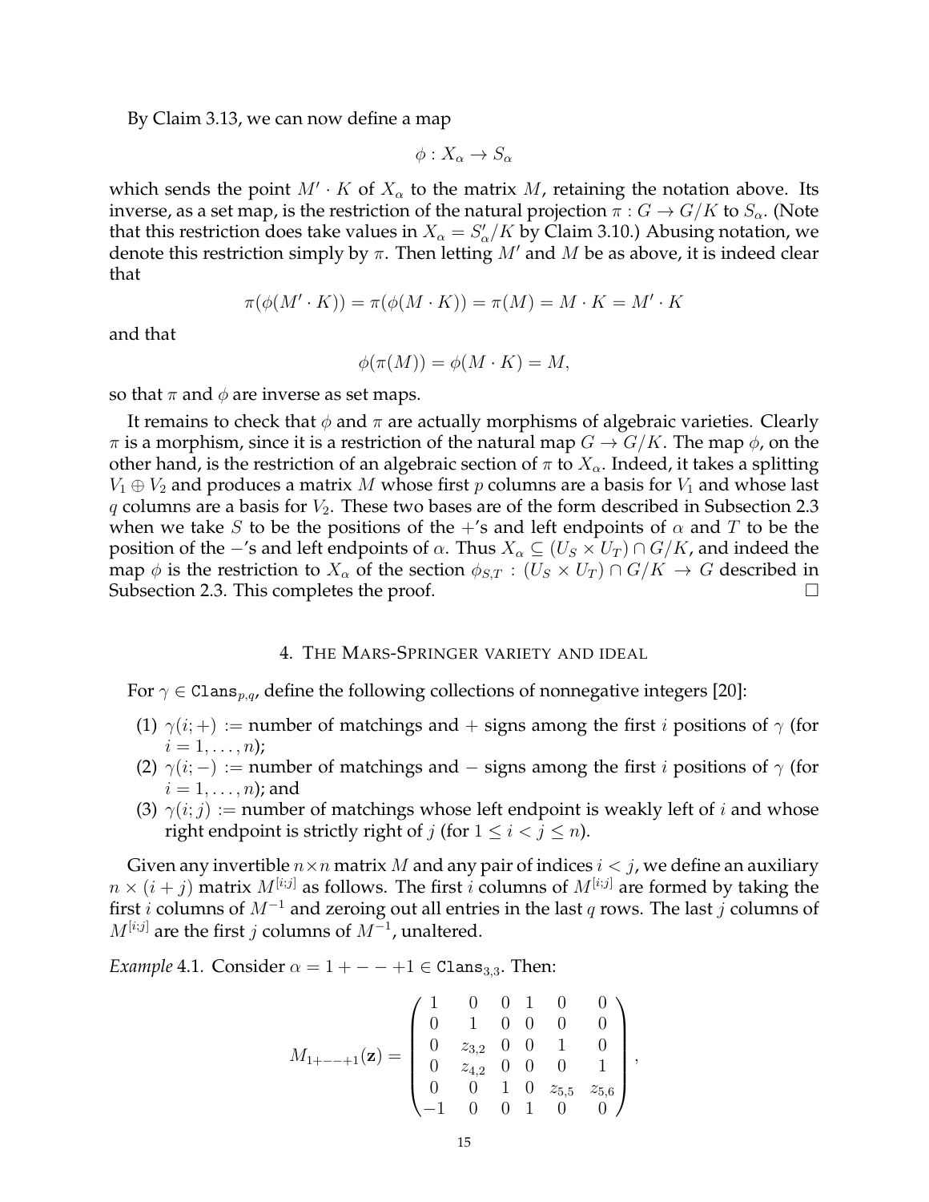By Claim 3.13, we can now define a map

$$\phi : X_\alpha \to S_\alpha$$

which sends the point $M' \cdot K$ of $X_\alpha$ to the matrix $M$, retaining the notation above. Its inverse, as a set map, is the restriction of the natural projection $\pi : G \to G/K$ to $S_\alpha$. (Note that this restriction does take values in $X_\alpha = S'_\alpha/K$ by Claim 3.10.) Abusing notation, we denote this restriction simply by $\pi$. Then letting $M'$ and $M$ be as above, it is indeed clear that

$$\pi(\phi(M' \cdot K)) = \pi(\phi(M \cdot K)) = \pi(M) = M \cdot K = M' \cdot K$$

and that

$$\phi(\pi(M)) = \phi(M \cdot K) = M,$$

so that $\pi$ and $\phi$ are inverse as set maps.

It remains to check that $\phi$ and $\pi$ are actually morphisms of algebraic varieties. Clearly $\pi$ is a morphism, since it is a restriction of the natural map $G \to G/K$. The map $\phi$, on the other hand, is the restriction of an algebraic section of $\pi$ to $X_\alpha$. Indeed, it takes a splitting $V_1 \oplus V_2$ and produces a matrix $M$ whose first $p$ columns are a basis for $V_1$ and whose last $q$ columns are a basis for $V_2$. These two bases are of the form described in Subsection 2.3 when we take $S$ to be the positions of the $+$'s and left endpoints of $\alpha$ and $T$ to be the position of the $-$'s and left endpoints of $\alpha$. Thus $X_\alpha \subseteq (U_S \times U_T) \cap G/K$, and indeed the map $\phi$ is the restriction to $X_\alpha$ of the section $\phi_{S,T} : (U_S \times U_T) \cap G/K \to G$ described in Subsection 2.3. This completes the proof. □

## 4. The Mars-Springer variety and ideal

For $\gamma \in \texttt{Clans}_{p,q}$, define the following collections of nonnegative integers [20]:

1. $\gamma(i;+) :=$ number of matchings and $+$ signs among the first $i$ positions of $\gamma$ (for $i = 1, \ldots, n$);
2. $\gamma(i;-) :=$ number of matchings and $-$ signs among the first $i$ positions of $\gamma$ (for $i = 1, \ldots, n$); and
3. $\gamma(i;j) :=$ number of matchings whose left endpoint is weakly left of $i$ and whose right endpoint is strictly right of $j$ (for $1 \leq i < j \leq n$).

Given any invertible $n \times n$ matrix $M$ and any pair of indices $i < j$, we define an auxiliary $n \times (i+j)$ matrix $M^{[i;j]}$ as follows. The first $i$ columns of $M^{[i;j]}$ are formed by taking the first $i$ columns of $M^{-1}$ and zeroing out all entries in the last $q$ rows. The last $j$ columns of $M^{[i;j]}$ are the first $j$ columns of $M^{-1}$, unaltered.

*Example* 4.1. Consider $\alpha = 1+--+1 \in \texttt{Clans}_{3,3}$. Then:

$$M_{1+--+1}(\mathbf{z}) = \begin{pmatrix} 1 & 0 & 0 & 1 & 0 & 0 \\ 0 & 1 & 0 & 0 & 0 & 0 \\ 0 & z_{3,2} & 0 & 0 & 1 & 0 \\ 0 & z_{4,2} & 0 & 0 & 0 & 1 \\ 0 & 0 & 1 & 0 & z_{5,5} & z_{5,6} \\ -1 & 0 & 0 & 1 & 0 & 0 \end{pmatrix},$$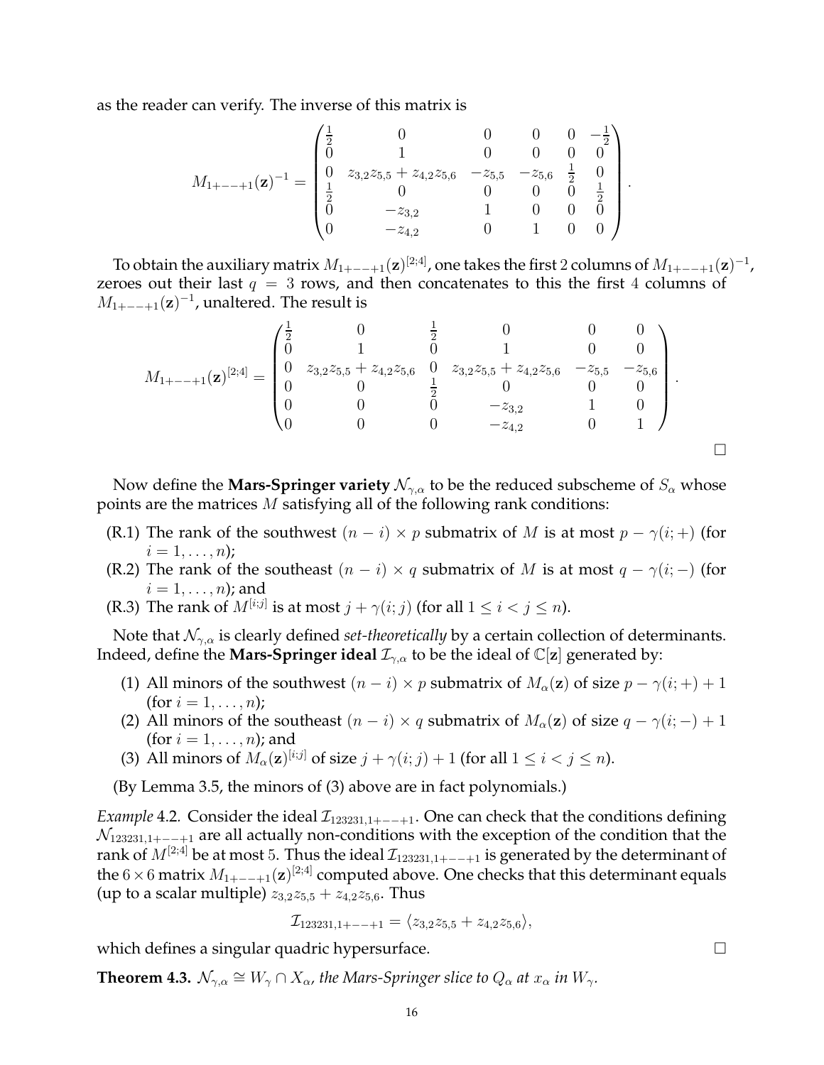as the reader can verify. The inverse of this matrix is

$$
M_{1+--+1}(\mathbf{z})^{-1} = \begin{pmatrix} \frac{1}{2} & 0 & 0 & 0 & 0 & -\frac{1}{2} \\ 0 & 1 & 0 & 0 & 0 & 0 \\ 0 & z_{3,2}z_{5,5} + z_{4,2}z_{5,6} & -z_{5,5} & -z_{5,6} & \frac{1}{2} & 0 \\ \frac{1}{2} & 0 & 0 & 0 & 0 & \frac{1}{2} \\ 0 & -z_{3,2} & 1 & 0 & 0 & 0 \\ 0 & -z_{4,2} & 0 & 1 & 0 & 0 \end{pmatrix}.
$$

To obtain the auxiliary matrix $M_{1+--+1}(\mathbf{z})^{[2;4]}$, one takes the first 2 columns of $M_{1+--+1}(\mathbf{z})^{-1}$, zeroes out their last $q = 3$ rows, and then concatenates to this the first 4 columns of $M_{1+--+1}(\mathbf{z})^{-1}$, unaltered. The result is

$$
M_{1+--+1}(\mathbf{z})^{[2;4]} = \begin{pmatrix} \frac{1}{2} & 0 & \frac{1}{2} & 0 & 0 & 0 \\ 0 & 1 & 0 & 1 & 0 & 0 \\ 0 & z_{3,2}z_{5,5} + z_{4,2}z_{5,6} & 0 & z_{3,2}z_{5,5} + z_{4,2}z_{5,6} & -z_{5,5} & -z_{5,6} \\ 0 & 0 & \frac{1}{2} & 0 & 0 & 0 \\ 0 & 0 & 0 & -z_{3,2} & 1 & 0 \\ 0 & 0 & 0 & -z_{4,2} & 0 & 1 \end{pmatrix}.
$$

□

Now define the **Mars-Springer variety** $\mathcal{N}_{\gamma,\alpha}$ to be the reduced subscheme of $S_\alpha$ whose points are the matrices $M$ satisfying all of the following rank conditions:

- (R.1) The rank of the southwest $(n-i) \times p$ submatrix of $M$ is at most $p - \gamma(i;+)$ (for $i = 1, \ldots, n$);
- (R.2) The rank of the southeast $(n-i) \times q$ submatrix of $M$ is at most $q - \gamma(i;-)$ (for $i = 1, \ldots, n$); and
- (R.3) The rank of $M^{[i;j]}$ is at most $j + \gamma(i;j)$ (for all $1 \le i < j \le n$).

Note that $\mathcal{N}_{\gamma,\alpha}$ is clearly defined *set-theoretically* by a certain collection of determinants. Indeed, define the **Mars-Springer ideal** $\mathcal{I}_{\gamma,\alpha}$ to be the ideal of $\mathbb{C}[\mathbf{z}]$ generated by:

1. All minors of the southwest $(n-i) \times p$ submatrix of $M_\alpha(\mathbf{z})$ of size $p - \gamma(i;+) + 1$ (for $i = 1, \ldots, n$);
2. All minors of the southeast $(n-i) \times q$ submatrix of $M_\alpha(\mathbf{z})$ of size $q - \gamma(i;-) + 1$ (for $i = 1, \ldots, n$); and
3. All minors of $M_\alpha(\mathbf{z})^{[i;j]}$ of size $j + \gamma(i;j) + 1$ (for all $1 \le i < j \le n$).

(By Lemma 3.5, the minors of (3) above are in fact polynomials.)

*Example* 4.2. Consider the ideal $\mathcal{I}_{123231,1+--+1}$. One can check that the conditions defining $\mathcal{N}_{123231,1+--+1}$ are all actually non-conditions with the exception of the condition that the rank of $M^{[2;4]}$ be at most 5. Thus the ideal $\mathcal{I}_{123231,1+--+1}$ is generated by the determinant of the $6 \times 6$ matrix $M_{1+--+1}(\mathbf{z})^{[2;4]}$ computed above. One checks that this determinant equals (up to a scalar multiple) $z_{3,2}z_{5,5} + z_{4,2}z_{5,6}$. Thus

$$
\mathcal{I}_{123231,1+--+1} = \langle z_{3,2}z_{5,5} + z_{4,2}z_{5,6} \rangle,
$$

which defines a singular quadric hypersurface. □

**Theorem 4.3.** *$\mathcal{N}_{\gamma,\alpha} \cong W_\gamma \cap X_\alpha$, the Mars-Springer slice to $Q_\alpha$ at $x_\alpha$ in $W_\gamma$.*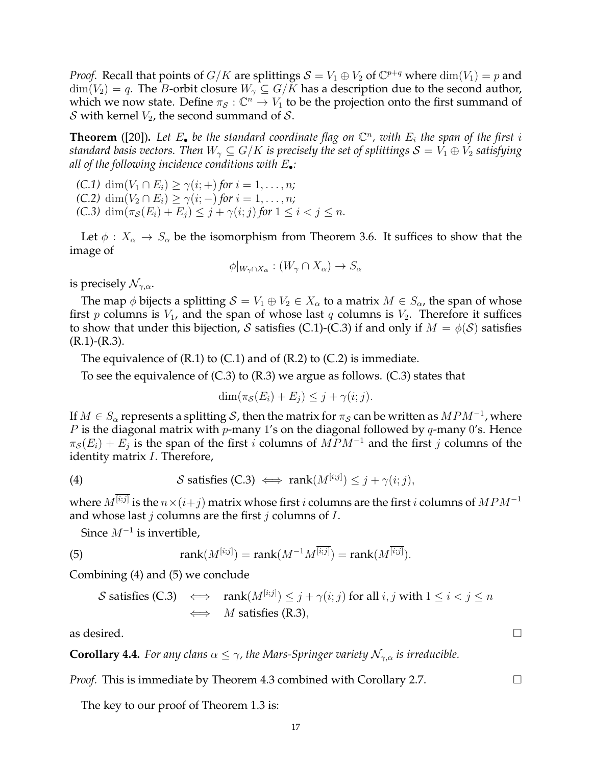*Proof.* Recall that points of $G/K$ are splittings $\mathcal{S} = V_1 \oplus V_2$ of $\mathbb{C}^{p+q}$ where $\dim(V_1) = p$ and $\dim(V_2) = q$. The $B$-orbit closure $W_\gamma \subseteq G/K$ has a description due to the second author, which we now state. Define $\pi_{\mathcal{S}} : \mathbb{C}^n \to V_1$ to be the projection onto the first summand of $\mathcal{S}$ with kernel $V_2$, the second summand of $\mathcal{S}$.

**Theorem** ([20])**.** *Let $E_\bullet$ be the standard coordinate flag on $\mathbb{C}^n$, with $E_i$ the span of the first $i$ standard basis vectors. Then $W_\gamma \subseteq G/K$ is precisely the set of splittings $\mathcal{S} = V_1 \oplus V_2$ satisfying all of the following incidence conditions with $E_\bullet$:*

*(C.1)* $\dim(V_1 \cap E_i) \geq \gamma(i;+)$ *for* $i = 1, \ldots, n$;
*(C.2)* $\dim(V_2 \cap E_i) \geq \gamma(i;-)$ *for* $i = 1, \ldots, n$;
*(C.3)* $\dim(\pi_{\mathcal{S}}(E_i) + E_j) \leq j + \gamma(i;j)$ *for* $1 \leq i < j \leq n$.

Let $\phi : X_\alpha \to S_\alpha$ be the isomorphism from Theorem 3.6. It suffices to show that the image of

$$\phi|_{W_\gamma \cap X_\alpha} : (W_\gamma \cap X_\alpha) \to S_\alpha$$

is precisely $\mathcal{N}_{\gamma,\alpha}$.

The map $\phi$ bijects a splitting $\mathcal{S} = V_1 \oplus V_2 \in X_\alpha$ to a matrix $M \in S_\alpha$, the span of whose first $p$ columns is $V_1$, and the span of whose last $q$ columns is $V_2$. Therefore it suffices to show that under this bijection, $\mathcal{S}$ satisfies (C.1)-(C.3) if and only if $M = \phi(\mathcal{S})$ satisfies (R.1)-(R.3).

The equivalence of (R.1) to (C.1) and of (R.2) to (C.2) is immediate.

To see the equivalence of (C.3) to (R.3) we argue as follows. (C.3) states that

$$\dim(\pi_{\mathcal{S}}(E_i) + E_j) \leq j + \gamma(i;j).$$

If $M \in S_\alpha$ represents a splitting $\mathcal{S}$, then the matrix for $\pi_{\mathcal{S}}$ can be written as $MPM^{-1}$, where $P$ is the diagonal matrix with $p$-many 1's on the diagonal followed by $q$-many 0's. Hence $\pi_{\mathcal{S}}(E_i) + E_j$ is the span of the first $i$ columns of $MPM^{-1}$ and the first $j$ columns of the identity matrix $I$. Therefore,

$$\mathcal{S} \text{ satisfies (C.3)} \iff \operatorname{rank}(M^{\overline{[i;j]}}) \leq j + \gamma(i;j), \tag{4}$$

where $M^{\overline{[i;j]}}$ is the $n \times (i+j)$ matrix whose first $i$ columns are the first $i$ columns of $MPM^{-1}$ and whose last $j$ columns are the first $j$ columns of $I$.

Since $M^{-1}$ is invertible,

$$\operatorname{rank}(M^{[i;j]}) = \operatorname{rank}(M^{-1}M^{\overline{[i;j]}}) = \operatorname{rank}(M^{\overline{[i;j]}}). \tag{5}$$

Combining (4) and (5) we conclude

$$\begin{aligned} \mathcal{S} \text{ satisfies (C.3)} \quad &\iff \quad \operatorname{rank}(M^{[i;j]}) \leq j + \gamma(i;j) \text{ for all } i, j \text{ with } 1 \leq i < j \leq n \\ &\iff \quad M \text{ satisfies (R.3)}, \end{aligned}$$

as desired. □

**Corollary 4.4.** *For any clans $\alpha \leq \gamma$, the Mars-Springer variety $\mathcal{N}_{\gamma,\alpha}$ is irreducible.*

*Proof.* This is immediate by Theorem 4.3 combined with Corollary 2.7. □

The key to our proof of Theorem 1.3 is: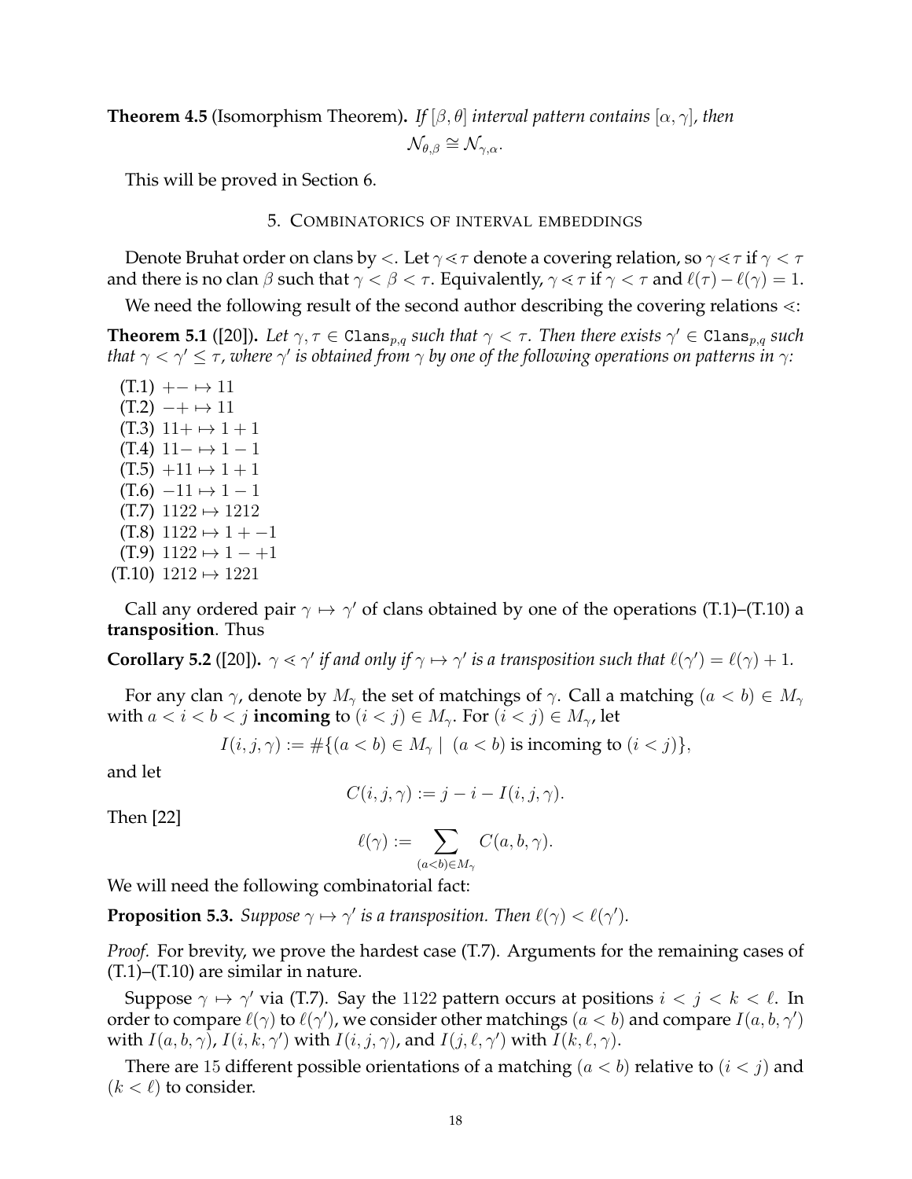**Theorem 4.5** (Isomorphism Theorem)**.** *If $[\beta, \theta]$ interval pattern contains $[\alpha, \gamma]$, then*

$$\mathcal{N}_{\theta,\beta} \cong \mathcal{N}_{\gamma,\alpha}.$$

This will be proved in Section 6.

## 5. Combinatorics of interval embeddings

Denote Bruhat order on clans by $<$. Let $\gamma \lessdot \tau$ denote a covering relation, so $\gamma \lessdot \tau$ if $\gamma < \tau$ and there is no clan $\beta$ such that $\gamma < \beta < \tau$. Equivalently, $\gamma \lessdot \tau$ if $\gamma < \tau$ and $\ell(\tau) - \ell(\gamma) = 1$.

We need the following result of the second author describing the covering relations $\lessdot$:

**Theorem 5.1** ([20])**.** *Let $\gamma, \tau \in \mathtt{Clans}_{p,q}$ such that $\gamma < \tau$. Then there exists $\gamma' \in \mathtt{Clans}_{p,q}$ such that $\gamma < \gamma' \leq \tau$, where $\gamma'$ is obtained from $\gamma$ by one of the following operations on patterns in $\gamma$:*

- (T.1) $+- \mapsto 11$
- (T.2) $-+ \mapsto 11$
- (T.3) $11+ \mapsto 1+1$
- (T.4) $11- \mapsto 1-1$
- (T.5) $+11 \mapsto 1+1$
- (T.6) $-11 \mapsto 1-1$
- (T.7) $1122 \mapsto 1212$
- (T.8) $1122 \mapsto 1+-1$
- (T.9) $1122 \mapsto 1-+1$
- (T.10) $1212 \mapsto 1221$

Call any ordered pair $\gamma \mapsto \gamma'$ of clans obtained by one of the operations (T.1)–(T.10) a **transposition**. Thus

**Corollary 5.2** ([20])**.** *$\gamma \lessdot \gamma'$ if and only if $\gamma \mapsto \gamma'$ is a transposition such that $\ell(\gamma') = \ell(\gamma) + 1$.*

For any clan $\gamma$, denote by $M_\gamma$ the set of matchings of $\gamma$. Call a matching $(a < b) \in M_\gamma$ with $a < i < b < j$ **incoming** to $(i < j) \in M_\gamma$. For $(i < j) \in M_\gamma$, let

$$I(i, j, \gamma) := \#\{(a < b) \in M_\gamma \mid (a < b) \text{ is incoming to } (i < j)\},$$

and let

$$C(i, j, \gamma) := j - i - I(i, j, \gamma).$$

Then [22]

$$\ell(\gamma) := \sum_{(a<b) \in M_\gamma} C(a, b, \gamma).$$

We will need the following combinatorial fact:

**Proposition 5.3.** *Suppose $\gamma \mapsto \gamma'$ is a transposition. Then $\ell(\gamma) < \ell(\gamma')$.*

*Proof.* For brevity, we prove the hardest case (T.7). Arguments for the remaining cases of (T.1)–(T.10) are similar in nature.

Suppose $\gamma \mapsto \gamma'$ via (T.7). Say the $1122$ pattern occurs at positions $i < j < k < \ell$. In order to compare $\ell(\gamma)$ to $\ell(\gamma')$, we consider other matchings $(a < b)$ and compare $I(a, b, \gamma')$ with $I(a, b, \gamma)$, $I(i, k, \gamma')$ with $I(i, j, \gamma)$, and $I(j, \ell, \gamma')$ with $I(k, \ell, \gamma)$.

There are $15$ different possible orientations of a matching $(a < b)$ relative to $(i < j)$ and $(k < \ell)$ to consider.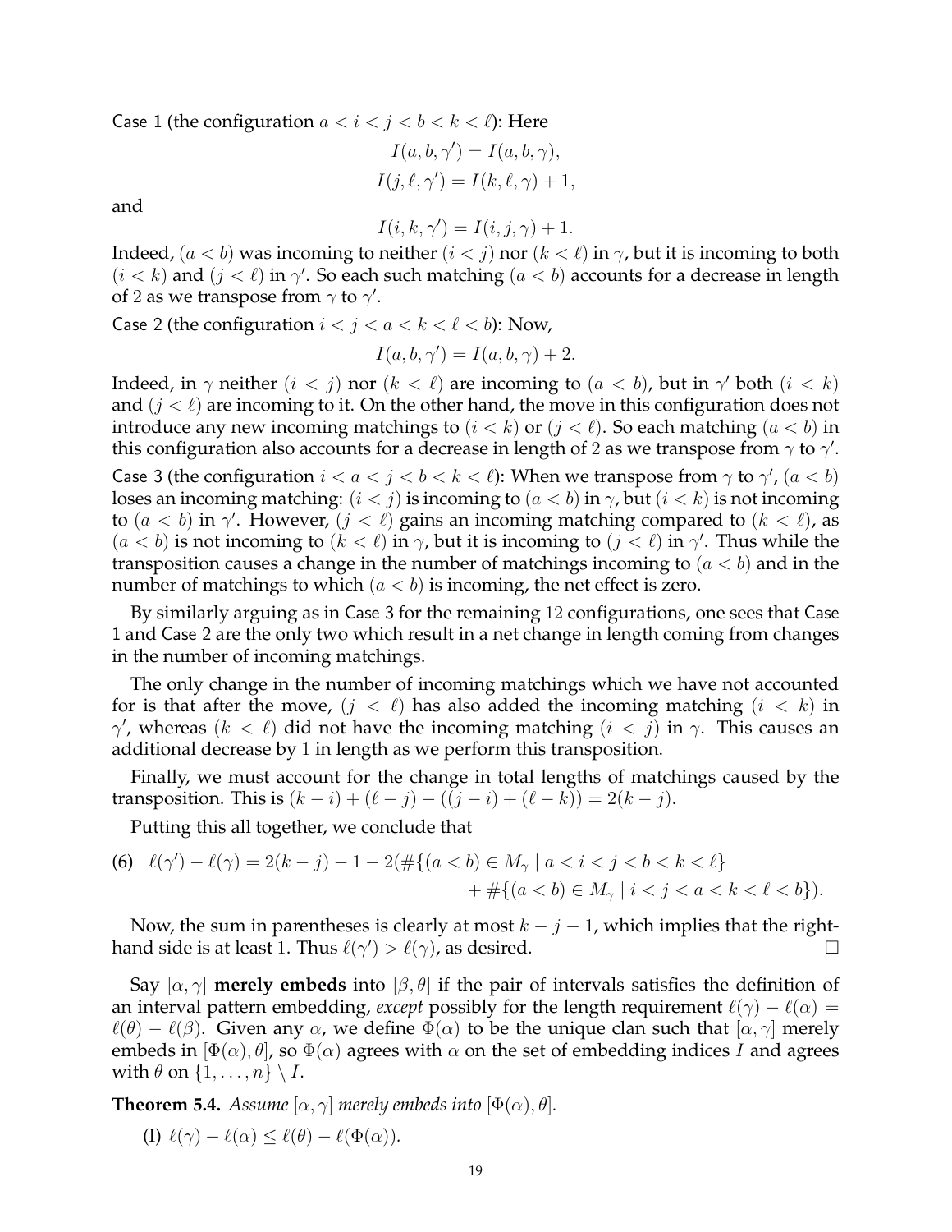Case 1 (the configuration $a < i < j < b < k < \ell$): Here

$$I(a, b, \gamma') = I(a, b, \gamma),$$
$$I(j, \ell, \gamma') = I(k, \ell, \gamma) + 1,$$

and

$$I(i, k, \gamma') = I(i, j, \gamma) + 1.$$

Indeed, $(a < b)$ was incoming to neither $(i < j)$ nor $(k < \ell)$ in $\gamma$, but it is incoming to both $(i < k)$ and $(j < \ell)$ in $\gamma'$. So each such matching $(a < b)$ accounts for a decrease in length of $2$ as we transpose from $\gamma$ to $\gamma'$.

Case 2 (the configuration $i < j < a < k < \ell < b$): Now,

$$I(a, b, \gamma') = I(a, b, \gamma) + 2.$$

Indeed, in $\gamma$ neither $(i < j)$ nor $(k < \ell)$ are incoming to $(a < b)$, but in $\gamma'$ both $(i < k)$ and $(j < \ell)$ are incoming to it. On the other hand, the move in this configuration does not introduce any new incoming matchings to $(i < k)$ or $(j < \ell)$. So each matching $(a < b)$ in this configuration also accounts for a decrease in length of $2$ as we transpose from $\gamma$ to $\gamma'$.

Case 3 (the configuration $i < a < j < b < k < \ell$): When we transpose from $\gamma$ to $\gamma'$, $(a < b)$ loses an incoming matching: $(i < j)$ is incoming to $(a < b)$ in $\gamma$, but $(i < k)$ is not incoming to $(a < b)$ in $\gamma'$. However, $(j < \ell)$ gains an incoming matching compared to $(k < \ell)$, as $(a < b)$ is not incoming to $(k < \ell)$ in $\gamma$, but it is incoming to $(j < \ell)$ in $\gamma'$. Thus while the transposition causes a change in the number of matchings incoming to $(a < b)$ and in the number of matchings to which $(a < b)$ is incoming, the net effect is zero.

By similarly arguing as in Case 3 for the remaining $12$ configurations, one sees that Case 1 and Case 2 are the only two which result in a net change in length coming from changes in the number of incoming matchings.

The only change in the number of incoming matchings which we have not accounted for is that after the move, $(j < \ell)$ has also added the incoming matching $(i < k)$ in $\gamma'$, whereas $(k < \ell)$ did not have the incoming matching $(i < j)$ in $\gamma$. This causes an additional decrease by $1$ in length as we perform this transposition.

Finally, we must account for the change in total lengths of matchings caused by the transposition. This is $(k - i) + (\ell - j) - ((j - i) + (\ell - k)) = 2(k - j)$.

Putting this all together, we conclude that

$$\ell(\gamma') - \ell(\gamma) = 2(k - j) - 1 - 2(\#\{(a < b) \in M_\gamma \mid a < i < j < b < k < \ell\} + \#\{(a < b) \in M_\gamma \mid i < j < a < k < \ell < b\}). \tag{6}$$

Now, the sum in parentheses is clearly at most $k - j - 1$, which implies that the right-hand side is at least $1$. Thus $\ell(\gamma') > \ell(\gamma)$, as desired. □

Say $[\alpha, \gamma]$ **merely embeds** into $[\beta, \theta]$ if the pair of intervals satisfies the definition of an interval pattern embedding, *except* possibly for the length requirement $\ell(\gamma) - \ell(\alpha) = \ell(\theta) - \ell(\beta)$. Given any $\alpha$, we define $\Phi(\alpha)$ to be the unique clan such that $[\alpha, \gamma]$ merely embeds in $[\Phi(\alpha), \theta]$, so $\Phi(\alpha)$ agrees with $\alpha$ on the set of embedding indices $I$ and agrees with $\theta$ on $\{1, \dots, n\} \setminus I$.

**Theorem 5.4.** *Assume $[\alpha, \gamma]$ merely embeds into $[\Phi(\alpha), \theta]$.*

(I) $\ell(\gamma) - \ell(\alpha) \leq \ell(\theta) - \ell(\Phi(\alpha))$.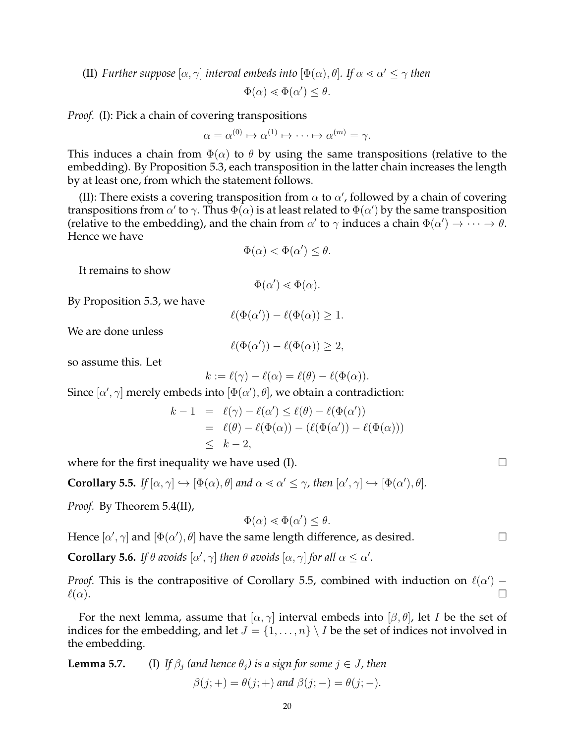(II) *Further suppose $[\alpha,\gamma]$ interval embeds into $[\Phi(\alpha),\theta]$. If $\alpha \lessdot \alpha' \leq \gamma$ then*

$$\Phi(\alpha) \lessdot \Phi(\alpha') \leq \theta.$$

*Proof.* (I): Pick a chain of covering transpositions

$$\alpha = \alpha^{(0)} \mapsto \alpha^{(1)} \mapsto \cdots \mapsto \alpha^{(m)} = \gamma.$$

This induces a chain from $\Phi(\alpha)$ to $\theta$ by using the same transpositions (relative to the embedding). By Proposition 5.3, each transposition in the latter chain increases the length by at least one, from which the statement follows.

(II): There exists a covering transposition from $\alpha$ to $\alpha'$, followed by a chain of covering transpositions from $\alpha'$ to $\gamma$. Thus $\Phi(\alpha)$ is at least related to $\Phi(\alpha')$ by the same transposition (relative to the embedding), and the chain from $\alpha'$ to $\gamma$ induces a chain $\Phi(\alpha') \to \cdots \to \theta$. Hence we have

$$\Phi(\alpha) < \Phi(\alpha') \leq \theta.$$

It remains to show

$$\Phi(\alpha') \lessdot \Phi(\alpha).$$

By Proposition 5.3, we have

$$\ell(\Phi(\alpha')) - \ell(\Phi(\alpha)) \geq 1.$$

We are done unless

$$\ell(\Phi(\alpha')) - \ell(\Phi(\alpha)) \geq 2,$$

so assume this. Let

$$k := \ell(\gamma) - \ell(\alpha) = \ell(\theta) - \ell(\Phi(\alpha)).$$

Since $[\alpha',\gamma]$ merely embeds into $[\Phi(\alpha'),\theta]$, we obtain a contradiction:

$$\begin{aligned} k-1 &= \ell(\gamma) - \ell(\alpha') \leq \ell(\theta) - \ell(\Phi(\alpha')) \\ &= \ell(\theta) - \ell(\Phi(\alpha)) - (\ell(\Phi(\alpha')) - \ell(\Phi(\alpha))) \\ &\leq k-2, \end{aligned}$$

where for the first inequality we have used (I). □

**Corollary 5.5.** *If $[\alpha,\gamma] \hookrightarrow [\Phi(\alpha),\theta]$ and $\alpha \lessdot \alpha' \leq \gamma$, then $[\alpha',\gamma] \hookrightarrow [\Phi(\alpha'),\theta]$.*

*Proof.* By Theorem 5.4(II),

$$\Phi(\alpha) \lessdot \Phi(\alpha') \leq \theta.$$

Hence $[\alpha',\gamma]$ and $[\Phi(\alpha'),\theta]$ have the same length difference, as desired. □

**Corollary 5.6.** *If $\theta$ avoids $[\alpha',\gamma]$ then $\theta$ avoids $[\alpha,\gamma]$ for all $\alpha \leq \alpha'$.*

*Proof.* This is the contrapositive of Corollary 5.5, combined with induction on $\ell(\alpha') - \ell(\alpha)$. □

For the next lemma, assume that $[\alpha,\gamma]$ interval embeds into $[\beta,\theta]$, let $I$ be the set of indices for the embedding, and let $J = \{1,\ldots,n\} \setminus I$ be the set of indices not involved in the embedding.

**Lemma 5.7.** (I) *If $\beta_j$ (and hence $\theta_j$) is a sign for some $j \in J$, then*

$$\beta(j;+) = \theta(j;+) \text{ and } \beta(j;-) = \theta(j;-).$$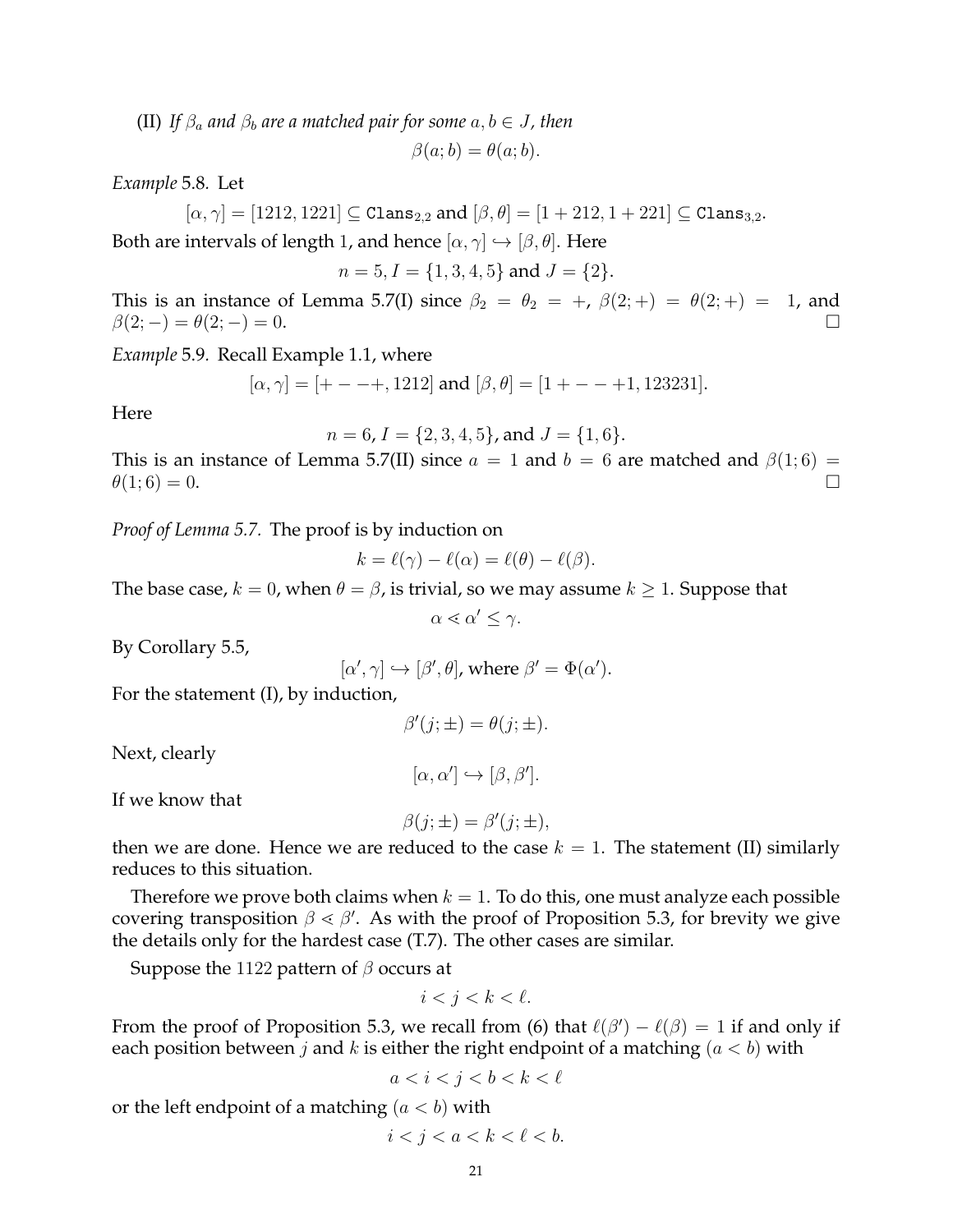(II) *If $\beta_a$ and $\beta_b$ are a matched pair for some $a, b \in J$, then*

$$\beta(a;b) = \theta(a;b).$$

*Example* 5.8. Let

$$[\alpha,\gamma] = [1212, 1221] \subseteq \texttt{Clans}_{2,2} \text{ and } [\beta,\theta] = [1+212, 1+221] \subseteq \texttt{Clans}_{3,2}.$$

Both are intervals of length 1, and hence $[\alpha,\gamma] \hookrightarrow [\beta,\theta]$. Here

$$n = 5, I = \{1,3,4,5\} \text{ and } J = \{2\}.$$

This is an instance of Lemma 5.7(I) since $\beta_2 = \theta_2 = +$, $\beta(2;+) = \theta(2;+) = 1$, and $\beta(2;-) = \theta(2;-) = 0$. $\square$

*Example* 5.9. Recall Example 1.1, where

$$[\alpha,\gamma] = [+--+, 1212] \text{ and } [\beta,\theta] = [1+--+1, 123231].$$

Here

$$n = 6, I = \{2,3,4,5\}, \text{and } J = \{1,6\}.$$

This is an instance of Lemma 5.7(II) since $a = 1$ and $b = 6$ are matched and $\beta(1;6) = \theta(1;6) = 0$. $\square$

*Proof of Lemma 5.7.* The proof is by induction on

$$k = \ell(\gamma) - \ell(\alpha) = \ell(\theta) - \ell(\beta).$$

The base case, $k = 0$, when $\theta = \beta$, is trivial, so we may assume $k \geq 1$. Suppose that

$$\alpha \lessdot \alpha' \leq \gamma.$$

By Corollary 5.5,

$$[\alpha',\gamma] \hookrightarrow [\beta',\theta], \text{ where } \beta' = \Phi(\alpha').$$

For the statement (I), by induction,

$$\beta'(j;\pm) = \theta(j;\pm).$$

Next, clearly

$$[\alpha,\alpha'] \hookrightarrow [\beta,\beta'].$$

If we know that

$$\beta(j;\pm) = \beta'(j;\pm),$$

then we are done. Hence we are reduced to the case $k = 1$. The statement (II) similarly reduces to this situation.

Therefore we prove both claims when $k = 1$. To do this, one must analyze each possible covering transposition $\beta \lessdot \beta'$. As with the proof of Proposition 5.3, for brevity we give the details only for the hardest case (T.7). The other cases are similar.

Suppose the 1122 pattern of $\beta$ occurs at

$$i < j < k < \ell.$$

From the proof of Proposition 5.3, we recall from (6) that $\ell(\beta') - \ell(\beta) = 1$ if and only if each position between $j$ and $k$ is either the right endpoint of a matching ($a < b$) with

$$a < i < j < b < k < \ell$$

or the left endpoint of a matching ($a < b$) with

$$i < j < a < k < \ell < b.$$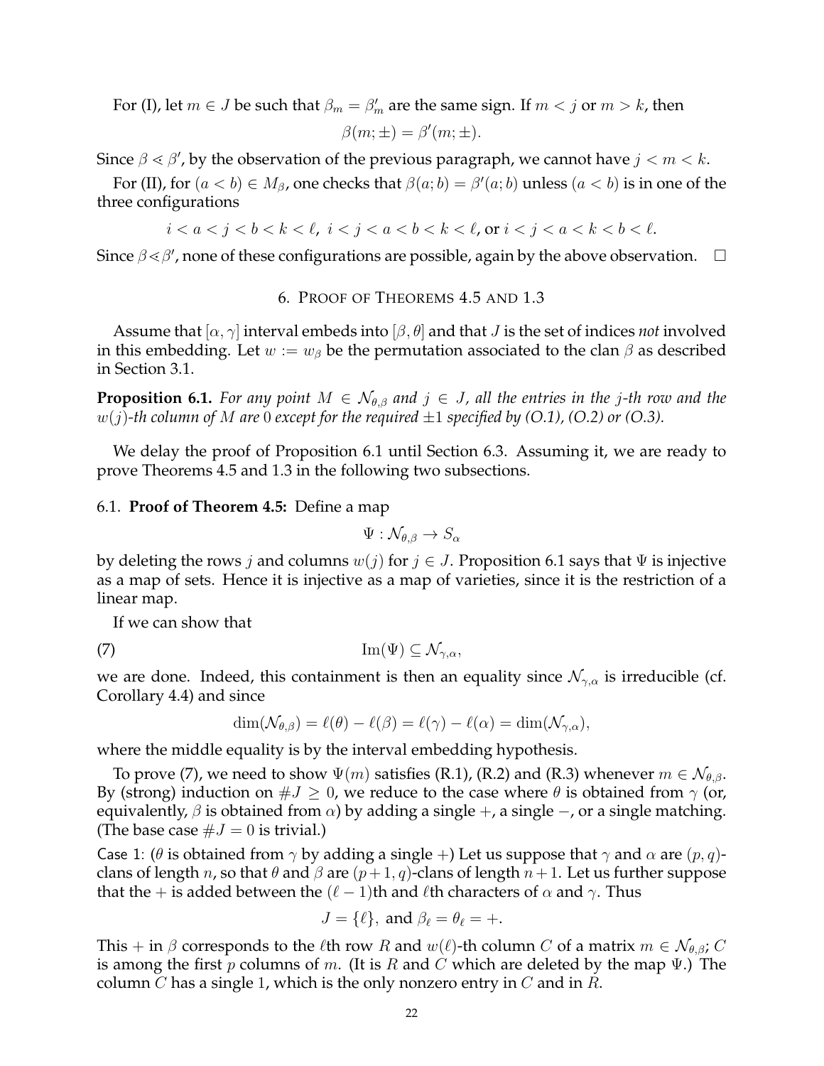For (I), let $m \in J$ be such that $\beta_m = \beta'_m$ are the same sign. If $m < j$ or $m > k$, then

$$\beta(m;\pm) = \beta'(m;\pm).$$

Since $\beta \lessdot \beta'$, by the observation of the previous paragraph, we cannot have $j < m < k$.

For (II), for $(a < b) \in M_\beta$, one checks that $\beta(a;b) = \beta'(a;b)$ unless $(a < b)$ is in one of the three configurations

$$i < a < j < b < k < \ell,\ i < j < a < b < k < \ell, \text{ or } i < j < a < k < b < \ell.$$

Since $\beta \lessdot \beta'$, none of these configurations are possible, again by the above observation. $\square$

## 6. Proof of Theorems 4.5 and 1.3

Assume that $[\alpha, \gamma]$ interval embeds into $[\beta, \theta]$ and that $J$ is the set of indices *not* involved in this embedding. Let $w := w_\beta$ be the permutation associated to the clan $\beta$ as described in Section 3.1.

**Proposition 6.1.** *For any point $M \in \mathcal{N}_{\theta,\beta}$ and $j \in J$, all the entries in the $j$-th row and the $w(j)$-th column of $M$ are $0$ except for the required $\pm 1$ specified by (O.1), (O.2) or (O.3).*

We delay the proof of Proposition 6.1 until Section 6.3. Assuming it, we are ready to prove Theorems 4.5 and 1.3 in the following two subsections.

### 6.1. Proof of Theorem 4.5:

Define a map

$$\Psi : \mathcal{N}_{\theta,\beta} \to S_\alpha$$

by deleting the rows $j$ and columns $w(j)$ for $j \in J$. Proposition 6.1 says that $\Psi$ is injective as a map of sets. Hence it is injective as a map of varieties, since it is the restriction of a linear map.

If we can show that

$$\mathrm{Im}(\Psi) \subseteq \mathcal{N}_{\gamma,\alpha}, \tag{7}$$

we are done. Indeed, this containment is then an equality since $\mathcal{N}_{\gamma,\alpha}$ is irreducible (cf. Corollary 4.4) and since

$$\dim(\mathcal{N}_{\theta,\beta}) = \ell(\theta) - \ell(\beta) = \ell(\gamma) - \ell(\alpha) = \dim(\mathcal{N}_{\gamma,\alpha}),$$

where the middle equality is by the interval embedding hypothesis.

To prove (7), we need to show $\Psi(m)$ satisfies (R.1), (R.2) and (R.3) whenever $m \in \mathcal{N}_{\theta,\beta}$. By (strong) induction on $\#J \geq 0$, we reduce to the case where $\theta$ is obtained from $\gamma$ (or, equivalently, $\beta$ is obtained from $\alpha$) by adding a single $+$, a single $-$, or a single matching. (The base case $\#J = 0$ is trivial.)

Case 1: ($\theta$ is obtained from $\gamma$ by adding a single $+$) Let us suppose that $\gamma$ and $\alpha$ are $(p,q)$-clans of length $n$, so that $\theta$ and $\beta$ are $(p+1,q)$-clans of length $n+1$. Let us further suppose that the $+$ is added between the $(\ell-1)$th and $\ell$th characters of $\alpha$ and $\gamma$. Thus

$$J = \{\ell\}, \text{ and } \beta_\ell = \theta_\ell = +.$$

This $+$ in $\beta$ corresponds to the $\ell$th row $R$ and $w(\ell)$-th column $C$ of a matrix $m \in \mathcal{N}_{\theta,\beta}$; $C$ is among the first $p$ columns of $m$. (It is $R$ and $C$ which are deleted by the map $\Psi$.) The column $C$ has a single $1$, which is the only nonzero entry in $C$ and in $R$.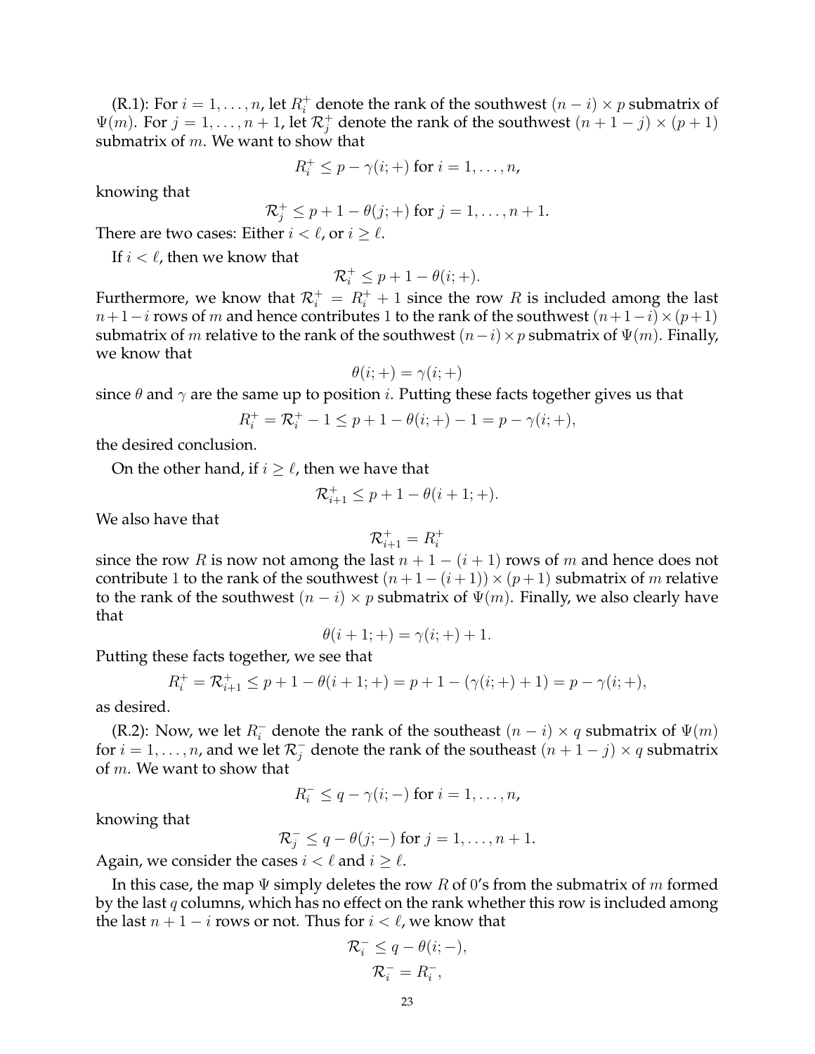(R.1): For $i = 1, \dots, n$, let $R_i^+$ denote the rank of the southwest $(n-i) \times p$ submatrix of $\Psi(m)$. For $j = 1, \dots, n+1$, let $\mathcal{R}_j^+$ denote the rank of the southwest $(n+1-j) \times (p+1)$ submatrix of $m$. We want to show that

$$R_i^+ \leq p - \gamma(i;+) \text{ for } i = 1, \dots, n,$$

knowing that

$$\mathcal{R}_j^+ \leq p + 1 - \theta(j;+) \text{ for } j = 1, \dots, n+1.$$

There are two cases: Either $i < \ell$, or $i \geq \ell$.

If $i < \ell$, then we know that

$$\mathcal{R}_i^+ \leq p + 1 - \theta(i;+).$$

Furthermore, we know that $\mathcal{R}_i^+ = R_i^+ + 1$ since the row $R$ is included among the last $n+1-i$ rows of $m$ and hence contributes 1 to the rank of the southwest $(n+1-i) \times (p+1)$ submatrix of $m$ relative to the rank of the southwest $(n-i) \times p$ submatrix of $\Psi(m)$. Finally, we know that

$$\theta(i;+) = \gamma(i;+)$$

since $\theta$ and $\gamma$ are the same up to position $i$. Putting these facts together gives us that

$$R_i^+ = \mathcal{R}_i^+ - 1 \leq p + 1 - \theta(i;+) - 1 = p - \gamma(i;+),$$

the desired conclusion.

On the other hand, if $i \geq \ell$, then we have that

$$\mathcal{R}_{i+1}^+ \leq p + 1 - \theta(i+1;+).$$

We also have that

$$\mathcal{R}_{i+1}^+ = R_i^+$$

since the row $R$ is now not among the last $n+1-(i+1)$ rows of $m$ and hence does not contribute 1 to the rank of the southwest $(n+1-(i+1)) \times (p+1)$ submatrix of $m$ relative to the rank of the southwest $(n-i) \times p$ submatrix of $\Psi(m)$. Finally, we also clearly have that

$$\theta(i+1;+) = \gamma(i;+) + 1.$$

Putting these facts together, we see that

$$R_i^+ = \mathcal{R}_{i+1}^+ \leq p + 1 - \theta(i+1;+) = p + 1 - (\gamma(i;+) + 1) = p - \gamma(i;+),$$

as desired.

(R.2): Now, we let $R_i^-$ denote the rank of the southeast $(n-i) \times q$ submatrix of $\Psi(m)$ for $i = 1, \dots, n$, and we let $\mathcal{R}_j^-$ denote the rank of the southeast $(n+1-j) \times q$ submatrix of $m$. We want to show that

$$R_i^- \leq q - \gamma(i;-) \text{ for } i = 1, \dots, n,$$

knowing that

$$\mathcal{R}_j^- \leq q - \theta(j;-) \text{ for } j = 1, \dots, n+1.$$

Again, we consider the cases $i < \ell$ and $i \geq \ell$.

In this case, the map $\Psi$ simply deletes the row $R$ of 0's from the submatrix of $m$ formed by the last $q$ columns, which has no effect on the rank whether this row is included among the last $n+1-i$ rows or not. Thus for $i < \ell$, we know that

$$\mathcal{R}_i^- \leq q - \theta(i;-),$$
$$\mathcal{R}_i^- = R_i^-,$$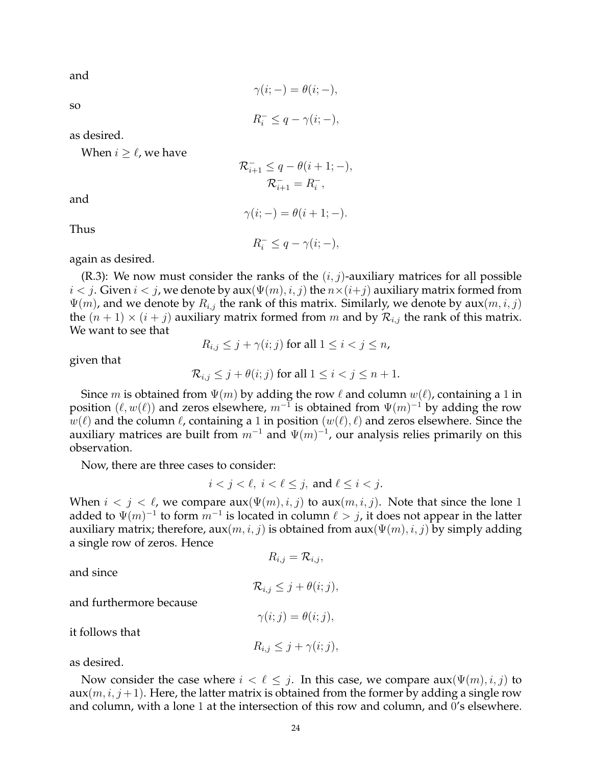and

$$\gamma(i; -) = \theta(i; -),$$

so

$$R_i^- \leq q - \gamma(i; -),$$

as desired.

When $i \geq \ell$, we have

$$\mathcal{R}_{i+1}^- \leq q - \theta(i+1; -),$$
$$\mathcal{R}_{i+1}^- = R_i^-,$$

and

$$\gamma(i; -) = \theta(i+1; -).$$

Thus

$$R_i^- \leq q - \gamma(i; -),$$

again as desired.

(R.3): We now must consider the ranks of the $(i, j)$-auxiliary matrices for all possible $i < j$. Given $i < j$, we denote by $\operatorname{aux}(\Psi(m), i, j)$ the $n \times (i+j)$ auxiliary matrix formed from $\Psi(m)$, and we denote by $R_{i,j}$ the rank of this matrix. Similarly, we denote by $\operatorname{aux}(m, i, j)$ the $(n+1) \times (i+j)$ auxiliary matrix formed from $m$ and by $\mathcal{R}_{i,j}$ the rank of this matrix. We want to see that

$$R_{i,j} \leq j + \gamma(i; j) \text{ for all } 1 \leq i < j \leq n,$$

given that

$$\mathcal{R}_{i,j} \leq j + \theta(i; j) \text{ for all } 1 \leq i < j \leq n+1.$$

Since $m$ is obtained from $\Psi(m)$ by adding the row $\ell$ and column $w(\ell)$, containing a $1$ in position $(\ell, w(\ell))$ and zeros elsewhere, $m^{-1}$ is obtained from $\Psi(m)^{-1}$ by adding the row $w(\ell)$ and the column $\ell$, containing a $1$ in position $(w(\ell), \ell)$ and zeros elsewhere. Since the auxiliary matrices are built from $m^{-1}$ and $\Psi(m)^{-1}$, our analysis relies primarily on this observation.

Now, there are three cases to consider:

$$i < j < \ell, \; i < \ell \leq j, \text{ and } \ell \leq i < j.$$

When $i < j < \ell$, we compare $\operatorname{aux}(\Psi(m), i, j)$ to $\operatorname{aux}(m, i, j)$. Note that since the lone $1$ added to $\Psi(m)^{-1}$ to form $m^{-1}$ is located in column $\ell > j$, it does not appear in the latter auxiliary matrix; therefore, $\operatorname{aux}(m, i, j)$ is obtained from $\operatorname{aux}(\Psi(m), i, j)$ by simply adding a single row of zeros. Hence

$$R_{i,j} = \mathcal{R}_{i,j},$$

and since

$$\mathcal{R}_{i,j} \leq j + \theta(i; j),$$

and furthermore because

$$\gamma(i; j) = \theta(i; j),$$

it follows that

$$R_{i,j} \leq j + \gamma(i; j),$$

as desired.

Now consider the case where $i < \ell \leq j$. In this case, we compare $\operatorname{aux}(\Psi(m), i, j)$ to $\operatorname{aux}(m, i, j+1)$. Here, the latter matrix is obtained from the former by adding a single row and column, with a lone $1$ at the intersection of this row and column, and $0$'s elsewhere.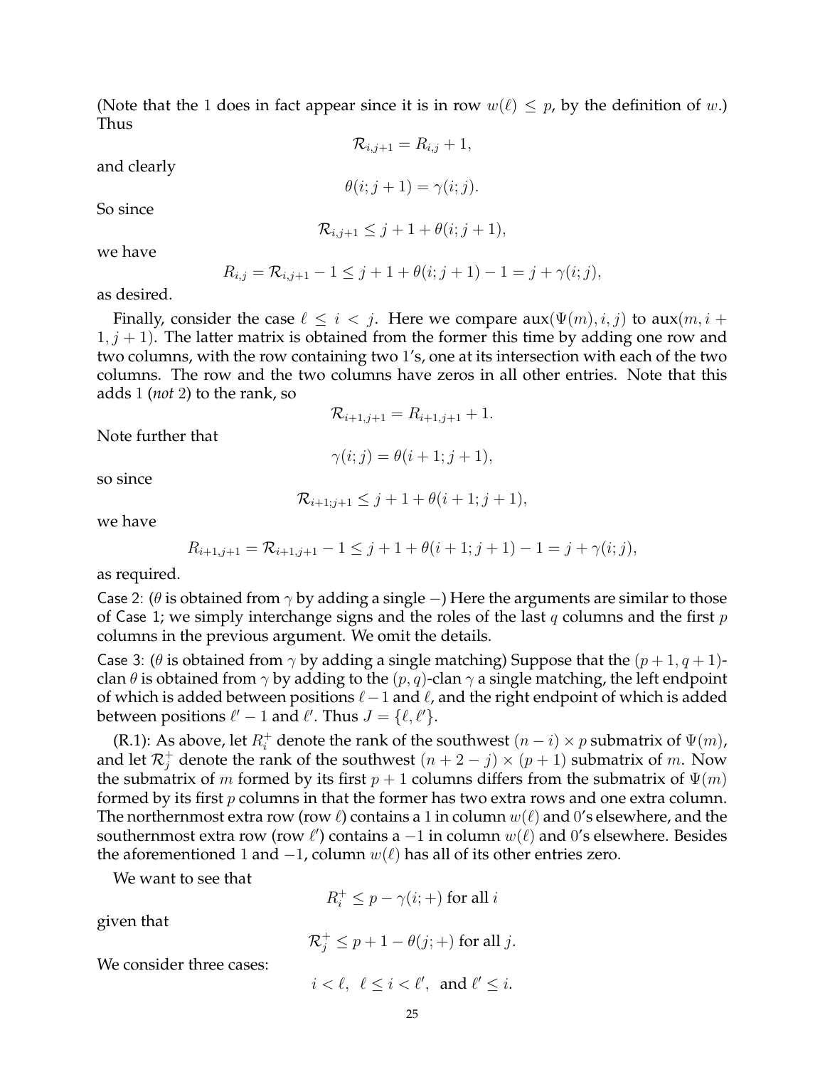(Note that the 1 does in fact appear since it is in row $w(\ell) \leq p$, by the definition of $w$.) Thus

$$\mathcal{R}_{i,j+1} = R_{i,j} + 1,$$

and clearly

$$\theta(i; j+1) = \gamma(i; j).$$

So since

$$\mathcal{R}_{i,j+1} \leq j + 1 + \theta(i; j+1),$$

we have

$$R_{i,j} = \mathcal{R}_{i,j+1} - 1 \leq j + 1 + \theta(i; j+1) - 1 = j + \gamma(i; j),$$

as desired.

Finally, consider the case $\ell \leq i < j$. Here we compare $\text{aux}(\Psi(m), i, j)$ to $\text{aux}(m, i+1, j+1)$. The latter matrix is obtained from the former this time by adding one row and two columns, with the row containing two 1's, one at its intersection with each of the two columns. The row and the two columns have zeros in all other entries. Note that this adds 1 (*not* 2) to the rank, so

$$\mathcal{R}_{i+1,j+1} = R_{i+1,j+1} + 1.$$

Note further that

$$\gamma(i; j) = \theta(i+1; j+1),$$

so since

$$\mathcal{R}_{i+1;j+1} \leq j + 1 + \theta(i+1; j+1),$$

we have

$$R_{i+1,j+1} = \mathcal{R}_{i+1,j+1} - 1 \leq j + 1 + \theta(i+1; j+1) - 1 = j + \gamma(i; j),$$

as required.

Case 2: ($\theta$ is obtained from $\gamma$ by adding a single $-$) Here the arguments are similar to those of Case 1; we simply interchange signs and the roles of the last $q$ columns and the first $p$ columns in the previous argument. We omit the details.

Case 3: ($\theta$ is obtained from $\gamma$ by adding a single matching) Suppose that the $(p+1, q+1)$-clan $\theta$ is obtained from $\gamma$ by adding to the $(p, q)$-clan $\gamma$ a single matching, the left endpoint of which is added between positions $\ell - 1$ and $\ell$, and the right endpoint of which is added between positions $\ell' - 1$ and $\ell'$. Thus $J = \{\ell, \ell'\}$.

(R.1): As above, let $R_i^+$ denote the rank of the southwest $(n-i) \times p$ submatrix of $\Psi(m)$, and let $\mathcal{R}_j^+$ denote the rank of the southwest $(n+2-j) \times (p+1)$ submatrix of $m$. Now the submatrix of $m$ formed by its first $p+1$ columns differs from the submatrix of $\Psi(m)$ formed by its first $p$ columns in that the former has two extra rows and one extra column. The northernmost extra row (row $\ell$) contains a 1 in column $w(\ell)$ and 0's elsewhere, and the southernmost extra row (row $\ell'$) contains a $-1$ in column $w(\ell)$ and 0's elsewhere. Besides the aforementioned 1 and $-1$, column $w(\ell)$ has all of its other entries zero.

We want to see that

$$R_i^+ \leq p - \gamma(i; +) \text{ for all } i$$

given that

$$\mathcal{R}_j^+ \leq p + 1 - \theta(j; +) \text{ for all } j.$$

We consider three cases:

$$i < \ell, \;\; \ell \leq i < \ell', \;\text{ and } \ell' \leq i.$$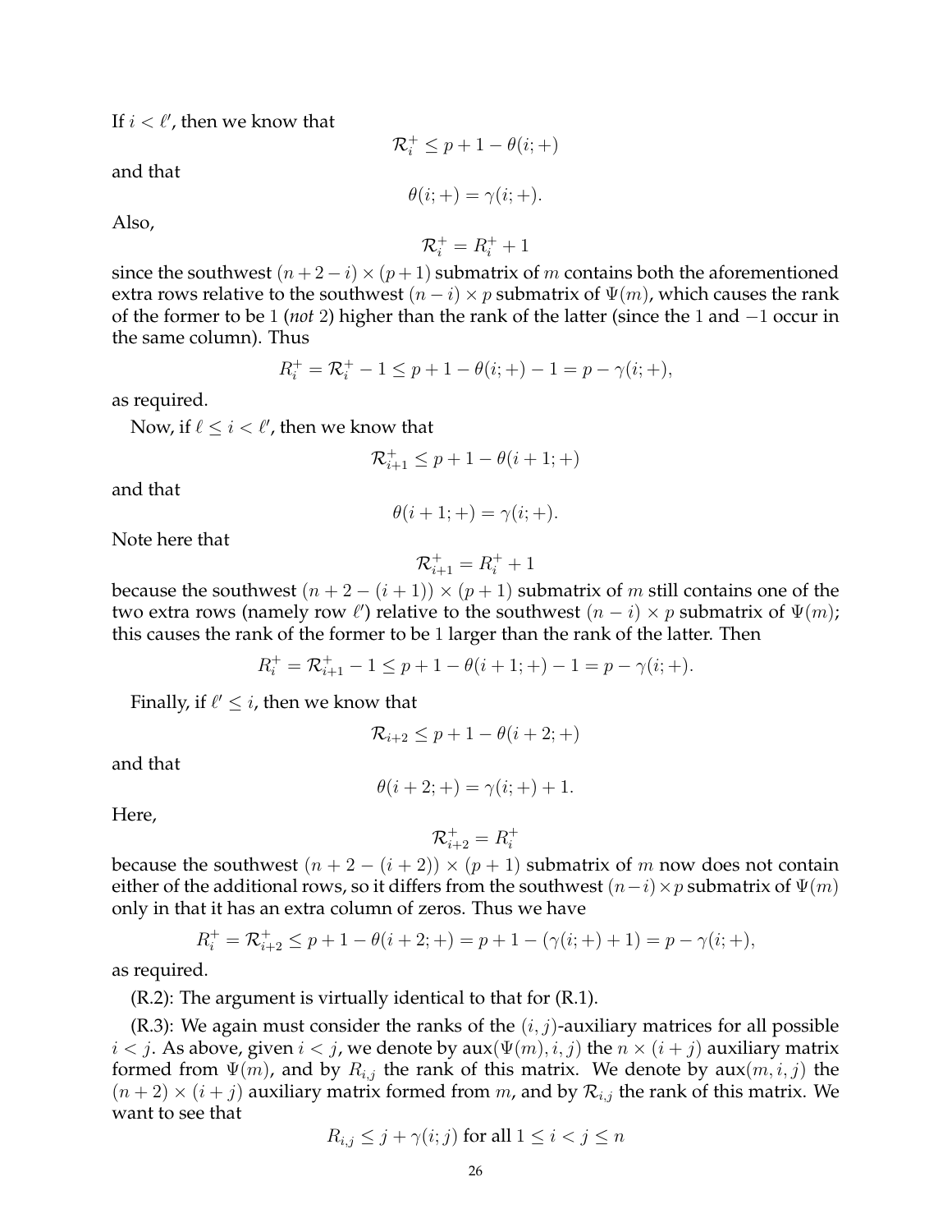If $i < \ell'$, then we know that

$$\mathcal{R}_i^+ \leq p + 1 - \theta(i;+)$$

and that

$$\theta(i;+) = \gamma(i;+).$$

Also,

$$\mathcal{R}_i^+ = R_i^+ + 1$$

since the southwest $(n+2-i) \times (p+1)$ submatrix of $m$ contains both the aforementioned extra rows relative to the southwest $(n-i) \times p$ submatrix of $\Psi(m)$, which causes the rank of the former to be 1 (*not* 2) higher than the rank of the latter (since the 1 and $-1$ occur in the same column). Thus

$$R_i^+ = \mathcal{R}_i^+ - 1 \leq p + 1 - \theta(i;+) - 1 = p - \gamma(i;+),$$

as required.

Now, if $\ell \leq i < \ell'$, then we know that

$$\mathcal{R}_{i+1}^+ \leq p + 1 - \theta(i+1;+)$$

and that

$$\theta(i+1;+) = \gamma(i;+).$$

Note here that

$$\mathcal{R}_{i+1}^+ = R_i^+ + 1$$

because the southwest $(n+2-(i+1)) \times (p+1)$ submatrix of $m$ still contains one of the two extra rows (namely row $\ell'$) relative to the southwest $(n-i) \times p$ submatrix of $\Psi(m)$; this causes the rank of the former to be 1 larger than the rank of the latter. Then

$$R_i^+ = \mathcal{R}_{i+1}^+ - 1 \leq p + 1 - \theta(i+1;+) - 1 = p - \gamma(i;+).$$

Finally, if $\ell' \leq i$, then we know that

$$\mathcal{R}_{i+2} \leq p + 1 - \theta(i+2;+)$$

and that

$$\theta(i+2;+) = \gamma(i;+) + 1.$$

Here,

$$\mathcal{R}_{i+2}^+ = R_i^+$$

because the southwest $(n+2-(i+2)) \times (p+1)$ submatrix of $m$ now does not contain either of the additional rows, so it differs from the southwest $(n-i) \times p$ submatrix of $\Psi(m)$ only in that it has an extra column of zeros. Thus we have

$$R_i^+ = \mathcal{R}_{i+2}^+ \leq p + 1 - \theta(i+2;+) = p + 1 - (\gamma(i;+) + 1) = p - \gamma(i;+),$$

as required.

(R.2): The argument is virtually identical to that for (R.1).

(R.3): We again must consider the ranks of the $(i,j)$-auxiliary matrices for all possible $i < j$. As above, given $i < j$, we denote by $\operatorname{aux}(\Psi(m), i, j)$ the $n \times (i+j)$ auxiliary matrix formed from $\Psi(m)$, and by $R_{i,j}$ the rank of this matrix. We denote by $\operatorname{aux}(m, i, j)$ the $(n+2) \times (i+j)$ auxiliary matrix formed from $m$, and by $\mathcal{R}_{i,j}$ the rank of this matrix. We want to see that

$$R_{i,j} \leq j + \gamma(i;j) \text{ for all } 1 \leq i < j \leq n$$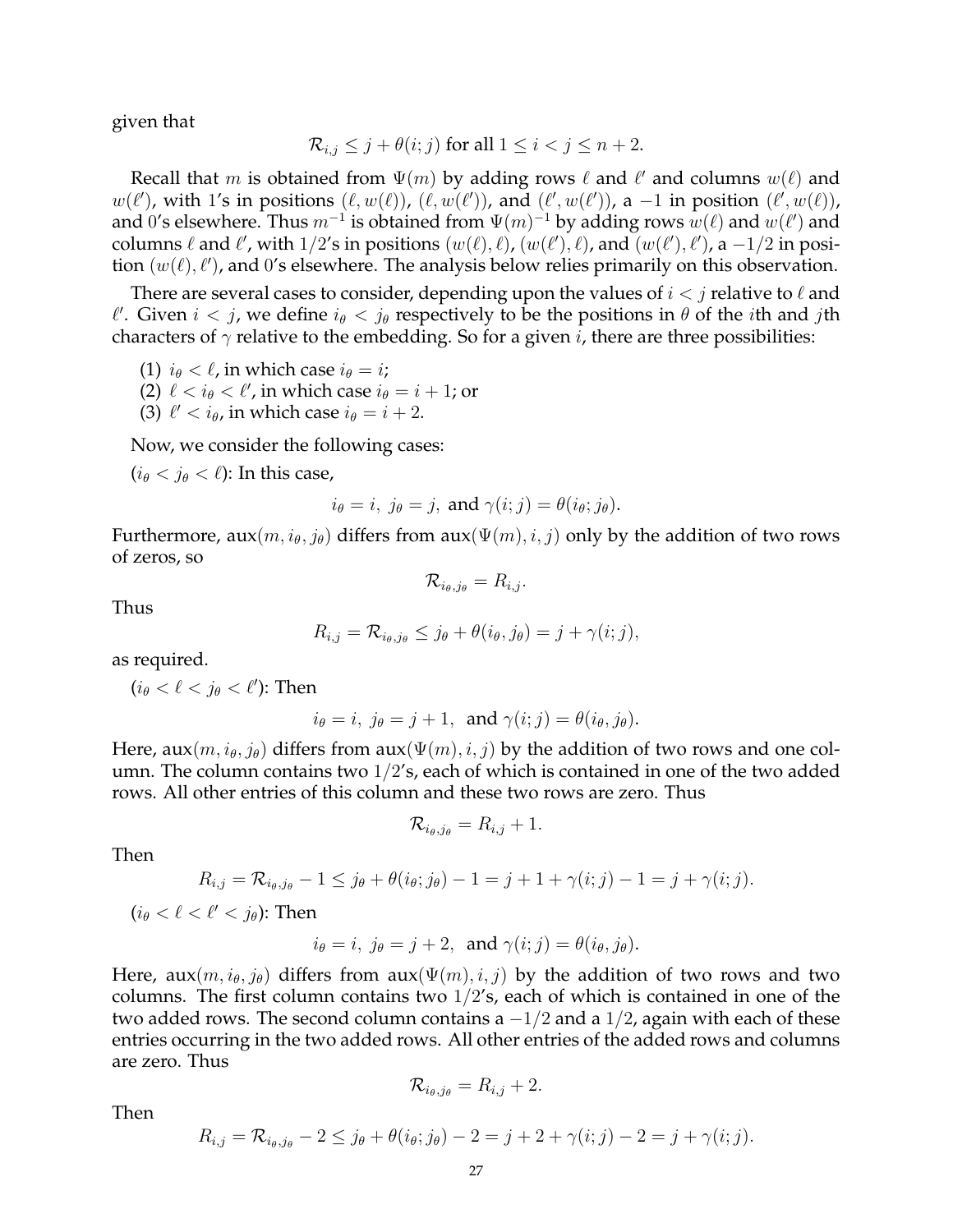given that

$$\mathcal{R}_{i,j} \leq j + \theta(i;j) \text{ for all } 1 \leq i < j \leq n+2.$$

Recall that $m$ is obtained from $\Psi(m)$ by adding rows $\ell$ and $\ell'$ and columns $w(\ell)$ and $w(\ell')$, with 1's in positions $(\ell, w(\ell))$, $(\ell, w(\ell'))$, and $(\ell', w(\ell'))$, a $-1$ in position $(\ell', w(\ell))$, and 0's elsewhere. Thus $m^{-1}$ is obtained from $\Psi(m)^{-1}$ by adding rows $w(\ell)$ and $w(\ell')$ and columns $\ell$ and $\ell'$, with $1/2$'s in positions $(w(\ell), \ell)$, $(w(\ell'), \ell)$, and $(w(\ell'), \ell')$, a $-1/2$ in position $(w(\ell), \ell')$, and 0's elsewhere. The analysis below relies primarily on this observation.

There are several cases to consider, depending upon the values of $i < j$ relative to $\ell$ and $\ell'$. Given $i < j$, we define $i_\theta < j_\theta$ respectively to be the positions in $\theta$ of the $i$th and $j$th characters of $\gamma$ relative to the embedding. So for a given $i$, there are three possibilities:

(1) $i_\theta < \ell$, in which case $i_\theta = i$;
(2) $\ell < i_\theta < \ell'$, in which case $i_\theta = i + 1$; or
(3) $\ell' < i_\theta$, in which case $i_\theta = i + 2$.

Now, we consider the following cases:

($i_\theta < j_\theta < \ell$): In this case,

$$i_\theta = i,\ j_\theta = j, \text{ and } \gamma(i;j) = \theta(i_\theta; j_\theta).$$

Furthermore, $\text{aux}(m, i_\theta, j_\theta)$ differs from $\text{aux}(\Psi(m), i, j)$ only by the addition of two rows of zeros, so

$$\mathcal{R}_{i_\theta, j_\theta} = R_{i,j}.$$

Thus

$$R_{i,j} = \mathcal{R}_{i_\theta, j_\theta} \leq j_\theta + \theta(i_\theta, j_\theta) = j + \gamma(i;j),$$

as required.

($i_\theta < \ell < j_\theta < \ell'$): Then

$$i_\theta = i,\ j_\theta = j + 1, \text{ and } \gamma(i;j) = \theta(i_\theta, j_\theta).$$

Here, $\text{aux}(m, i_\theta, j_\theta)$ differs from $\text{aux}(\Psi(m), i, j)$ by the addition of two rows and one column. The column contains two $1/2$'s, each of which is contained in one of the two added rows. All other entries of this column and these two rows are zero. Thus

$$\mathcal{R}_{i_\theta, j_\theta} = R_{i,j} + 1.$$

Then

$$R_{i,j} = \mathcal{R}_{i_\theta, j_\theta} - 1 \leq j_\theta + \theta(i_\theta; j_\theta) - 1 = j + 1 + \gamma(i;j) - 1 = j + \gamma(i;j).$$

($i_\theta < \ell < \ell' < j_\theta$): Then

$$i_\theta = i,\ j_\theta = j + 2, \text{ and } \gamma(i;j) = \theta(i_\theta, j_\theta).$$

Here, $\text{aux}(m, i_\theta, j_\theta)$ differs from $\text{aux}(\Psi(m), i, j)$ by the addition of two rows and two columns. The first column contains two $1/2$'s, each of which is contained in one of the two added rows. The second column contains a $-1/2$ and a $1/2$, again with each of these entries occurring in the two added rows. All other entries of the added rows and columns are zero. Thus

$$\mathcal{R}_{i_\theta, j_\theta} = R_{i,j} + 2.$$

Then

$$R_{i,j} = \mathcal{R}_{i_\theta, j_\theta} - 2 \leq j_\theta + \theta(i_\theta; j_\theta) - 2 = j + 2 + \gamma(i;j) - 2 = j + \gamma(i;j).$$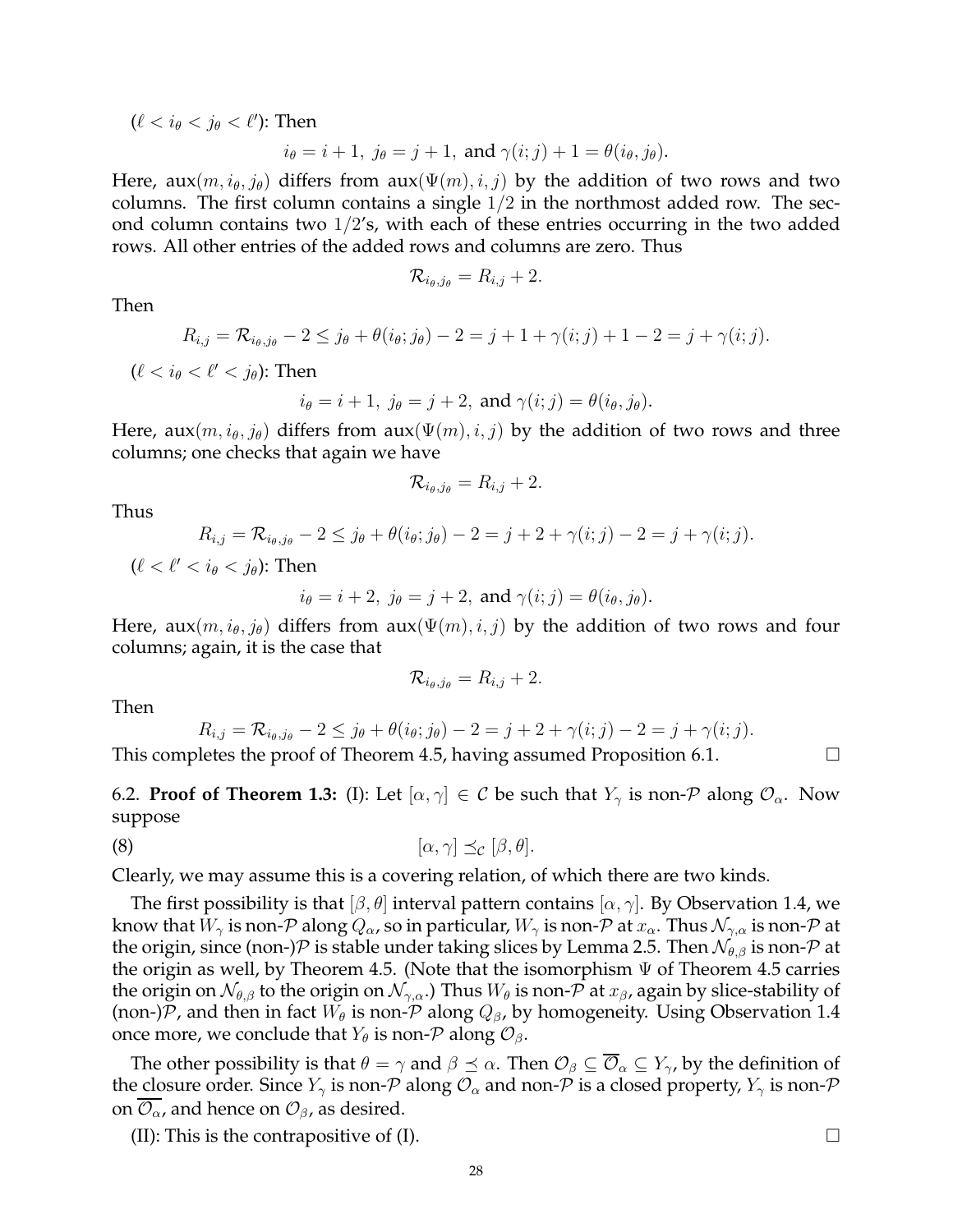($\ell < i_\theta < j_\theta < \ell'$): Then

$$i_\theta = i+1,\ j_\theta = j+1, \text{ and } \gamma(i;j)+1 = \theta(i_\theta, j_\theta).$$

Here, $\text{aux}(m, i_\theta, j_\theta)$ differs from $\text{aux}(\Psi(m), i, j)$ by the addition of two rows and two columns. The first column contains a single $1/2$ in the northmost added row. The second column contains two $1/2$'s, with each of these entries occurring in the two added rows. All other entries of the added rows and columns are zero. Thus

$$\mathcal{R}_{i_\theta, j_\theta} = R_{i,j} + 2.$$

Then

$$R_{i,j} = \mathcal{R}_{i_\theta, j_\theta} - 2 \leq j_\theta + \theta(i_\theta; j_\theta) - 2 = j + 1 + \gamma(i;j) + 1 - 2 = j + \gamma(i;j).$$

($\ell < i_\theta < \ell' < j_\theta$): Then

$$i_\theta = i+1,\ j_\theta = j+2, \text{ and } \gamma(i;j) = \theta(i_\theta, j_\theta).$$

Here, $\text{aux}(m, i_\theta, j_\theta)$ differs from $\text{aux}(\Psi(m), i, j)$ by the addition of two rows and three columns; one checks that again we have

$$\mathcal{R}_{i_\theta, j_\theta} = R_{i,j} + 2.$$

Thus

$$R_{i,j} = \mathcal{R}_{i_\theta, j_\theta} - 2 \leq j_\theta + \theta(i_\theta; j_\theta) - 2 = j + 2 + \gamma(i;j) - 2 = j + \gamma(i;j).$$

($\ell < \ell' < i_\theta < j_\theta$): Then

$$i_\theta = i+2,\ j_\theta = j+2, \text{ and } \gamma(i;j) = \theta(i_\theta, j_\theta).$$

Here, $\text{aux}(m, i_\theta, j_\theta)$ differs from $\text{aux}(\Psi(m), i, j)$ by the addition of two rows and four columns; again, it is the case that

$$\mathcal{R}_{i_\theta, j_\theta} = R_{i,j} + 2.$$

Then

$$R_{i,j} = \mathcal{R}_{i_\theta, j_\theta} - 2 \leq j_\theta + \theta(i_\theta; j_\theta) - 2 = j + 2 + \gamma(i;j) - 2 = j + \gamma(i;j).$$

This completes the proof of Theorem 4.5, having assumed Proposition 6.1. □

6.2. **Proof of Theorem 1.3:** (I): Let $[\alpha, \gamma] \in \mathcal{C}$ be such that $Y_\gamma$ is non-$\mathcal{P}$ along $\mathcal{O}_\alpha$. Now suppose

$$[\alpha, \gamma] \preceq_{\mathcal{C}} [\beta, \theta]. \tag{8}$$

Clearly, we may assume this is a covering relation, of which there are two kinds.

The first possibility is that $[\beta, \theta]$ interval pattern contains $[\alpha, \gamma]$. By Observation 1.4, we know that $W_\gamma$ is non-$\mathcal{P}$ along $Q_\alpha$, so in particular, $W_\gamma$ is non-$\mathcal{P}$ at $x_\alpha$. Thus $\mathcal{N}_{\gamma,\alpha}$ is non-$\mathcal{P}$ at the origin, since (non-)$\mathcal{P}$ is stable under taking slices by Lemma 2.5. Then $\mathcal{N}_{\theta,\beta}$ is non-$\mathcal{P}$ at the origin as well, by Theorem 4.5. (Note that the isomorphism $\Psi$ of Theorem 4.5 carries the origin on $\mathcal{N}_{\theta,\beta}$ to the origin on $\mathcal{N}_{\gamma,\alpha}$.) Thus $W_\theta$ is non-$\mathcal{P}$ at $x_\beta$, again by slice-stability of (non-)$\mathcal{P}$, and then in fact $W_\theta$ is non-$\mathcal{P}$ along $Q_\beta$, by homogeneity. Using Observation 1.4 once more, we conclude that $Y_\theta$ is non-$\mathcal{P}$ along $\mathcal{O}_\beta$.

The other possibility is that $\theta = \gamma$ and $\beta \preceq \alpha$. Then $\mathcal{O}_\beta \subseteq \overline{\mathcal{O}}_\alpha \subseteq Y_\gamma$, by the definition of the closure order. Since $Y_\gamma$ is non-$\mathcal{P}$ along $\mathcal{O}_\alpha$ and non-$\mathcal{P}$ is a closed property, $Y_\gamma$ is non-$\mathcal{P}$ on $\overline{\mathcal{O}_\alpha}$, and hence on $\mathcal{O}_\beta$, as desired.

(II): This is the contrapositive of (I). □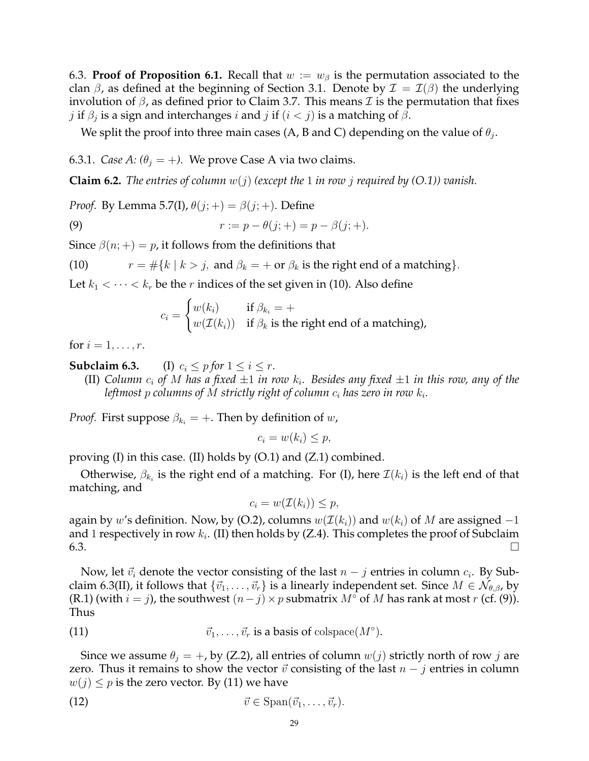6.3. **Proof of Proposition 6.1.** Recall that $w := w_\beta$ is the permutation associated to the clan $\beta$, as defined at the beginning of Section 3.1. Denote by $\mathcal{I} = \mathcal{I}(\beta)$ the underlying involution of $\beta$, as defined prior to Claim 3.7. This means $\mathcal{I}$ is the permutation that fixes $j$ if $\beta_j$ is a sign and interchanges $i$ and $j$ if $(i < j)$ is a matching of $\beta$.

We split the proof into three main cases (A, B and C) depending on the value of $\theta_j$.

6.3.1. *Case A: ($\theta_j = +$).* We prove Case A via two claims.

**Claim 6.2.** *The entries of column $w(j)$ (except the 1 in row $j$ required by (O.1)) vanish.*

*Proof.* By Lemma 5.7(I), $\theta(j;+) = \beta(j;+)$. Define

$$r := p - \theta(j;+) = p - \beta(j;+). \tag{9}$$

Since $\beta(n;+) = p$, it follows from the definitions that

$$r = \#\{k \mid k > j, \text{ and } \beta_k = + \text{ or } \beta_k \text{ is the right end of a matching}\}. \tag{10}$$

Let $k_1 < \cdots < k_r$ be the $r$ indices of the set given in (10). Also define

$$c_i = \begin{cases} w(k_i) & \text{if } \beta_{k_i} = + \\ w(\mathcal{I}(k_i)) & \text{if } \beta_k \text{ is the right end of a matching),} \end{cases}$$

for $i = 1, \ldots, r$.

**Subclaim 6.3.** (I) *$c_i \leq p$ for $1 \leq i \leq r$.*

(II) *Column $c_i$ of $M$ has a fixed $\pm 1$ in row $k_i$. Besides any fixed $\pm 1$ in this row, any of the leftmost $p$ columns of $M$ strictly right of column $c_i$ has zero in row $k_i$.*

*Proof.* First suppose $\beta_{k_i} = +$. Then by definition of $w$,

$$c_i = w(k_i) \leq p,$$

proving (I) in this case. (II) holds by (O.1) and (Z.1) combined.

Otherwise, $\beta_{k_i}$ is the right end of a matching. For (I), here $\mathcal{I}(k_i)$ is the left end of that matching, and

$$c_i = w(\mathcal{I}(k_i)) \leq p,$$

again by $w$'s definition. Now, by (O.2), columns $w(\mathcal{I}(k_i))$ and $w(k_i)$ of $M$ are assigned $-1$ and 1 respectively in row $k_i$. (II) then holds by (Z.4). This completes the proof of Subclaim 6.3. $\square$

Now, let $\vec{v}_i$ denote the vector consisting of the last $n - j$ entries in column $c_i$. By Subclaim 6.3(II), it follows that $\{\vec{v}_1, \ldots, \vec{v}_r\}$ is a linearly independent set. Since $M \in \mathcal{N}_{\theta,\beta}$, by (R.1) (with $i = j$), the southwest $(n-j) \times p$ submatrix $M^\circ$ of $M$ has rank at most $r$ (cf. (9)). Thus

$$\vec{v}_1, \ldots, \vec{v}_r \text{ is a basis of } \operatorname{colspace}(M^\circ). \tag{11}$$

Since we assume $\theta_j = +$, by (Z.2), all entries of column $w(j)$ strictly north of row $j$ are zero. Thus it remains to show the vector $\vec{v}$ consisting of the last $n - j$ entries in column $w(j) \leq p$ is the zero vector. By (11) we have

$$\vec{v} \in \operatorname{Span}(\vec{v}_1, \ldots, \vec{v}_r). \tag{12}$$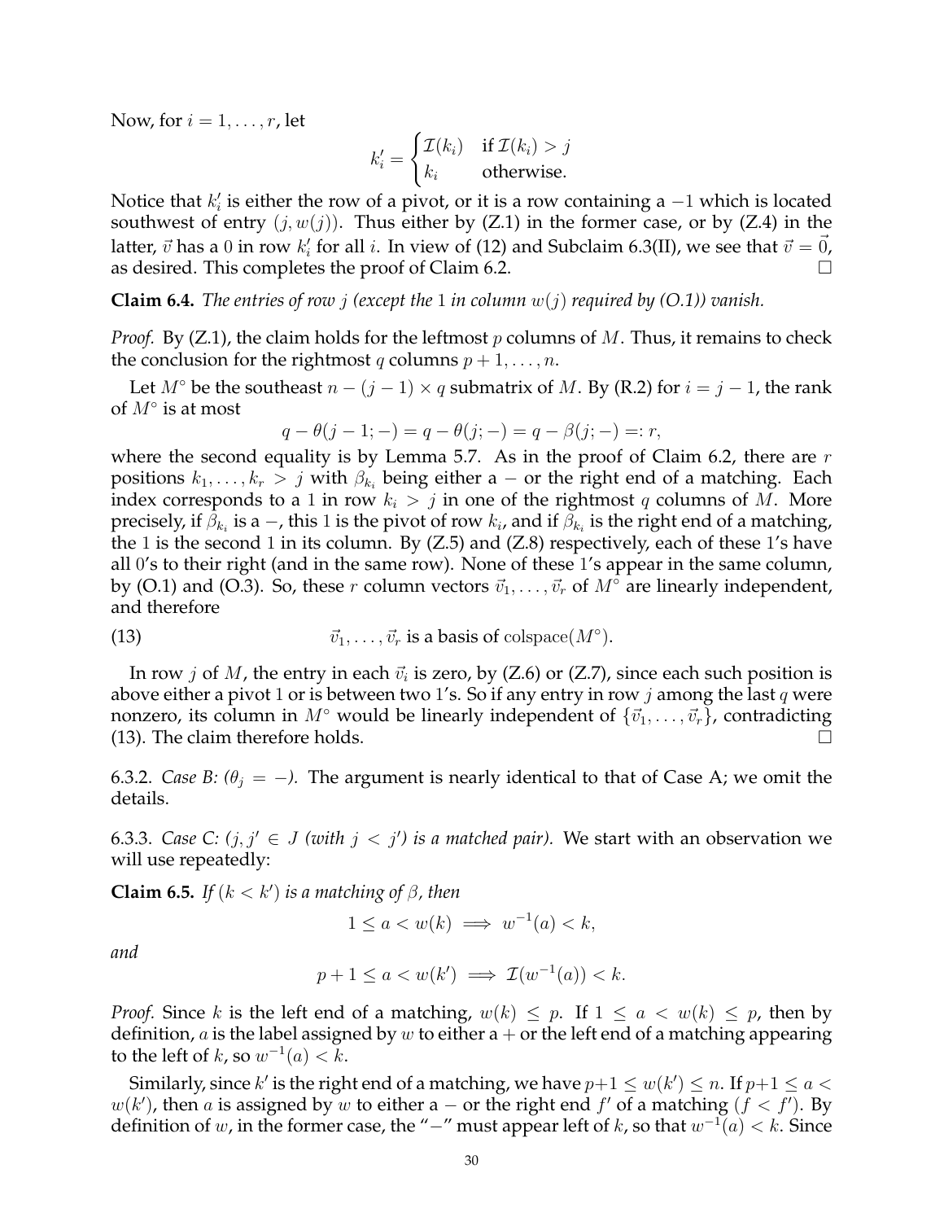Now, for $i = 1, \ldots, r$, let

$$k'_i = \begin{cases} \mathcal{I}(k_i) & \text{if } \mathcal{I}(k_i) > j \\ k_i & \text{otherwise.} \end{cases}$$

Notice that $k'_i$ is either the row of a pivot, or it is a row containing a $-1$ which is located southwest of entry $(j, w(j))$. Thus either by (Z.1) in the former case, or by (Z.4) in the latter, $\vec{v}$ has a 0 in row $k'_i$ for all $i$. In view of (12) and Subclaim 6.3(II), we see that $\vec{v} = \vec{0}$, as desired. This completes the proof of Claim 6.2. $\square$

**Claim 6.4.** *The entries of row $j$ (except the 1 in column $w(j)$ required by (O.1)) vanish.*

*Proof.* By (Z.1), the claim holds for the leftmost $p$ columns of $M$. Thus, it remains to check the conclusion for the rightmost $q$ columns $p + 1, \ldots, n$.

Let $M^\circ$ be the southeast $n - (j - 1) \times q$ submatrix of $M$. By (R.2) for $i = j - 1$, the rank of $M^\circ$ is at most

$$q - \theta(j - 1; -) = q - \theta(j; -) = q - \beta(j; -) =: r,$$

where the second equality is by Lemma 5.7. As in the proof of Claim 6.2, there are $r$ positions $k_1, \ldots, k_r > j$ with $\beta_{k_i}$ being either a $-$ or the right end of a matching. Each index corresponds to a 1 in row $k_i > j$ in one of the rightmost $q$ columns of $M$. More precisely, if $\beta_{k_i}$ is a $-$, this 1 is the pivot of row $k_i$, and if $\beta_{k_i}$ is the right end of a matching, the 1 is the second 1 in its column. By (Z.5) and (Z.8) respectively, each of these 1's have all 0's to their right (and in the same row). None of these 1's appear in the same column, by (O.1) and (O.3). So, these $r$ column vectors $\vec{v}_1, \ldots, \vec{v}_r$ of $M^\circ$ are linearly independent, and therefore

$$\vec{v}_1, \ldots, \vec{v}_r \text{ is a basis of } \operatorname{colspace}(M^\circ). \tag{13}$$

In row $j$ of $M$, the entry in each $\vec{v}_i$ is zero, by (Z.6) or (Z.7), since each such position is above either a pivot 1 or is between two 1's. So if any entry in row $j$ among the last $q$ were nonzero, its column in $M^\circ$ would be linearly independent of $\{\vec{v}_1, \ldots, \vec{v}_r\}$, contradicting (13). The claim therefore holds. $\square$

6.3.2. *Case B: ($\theta_j = -$).* The argument is nearly identical to that of Case A; we omit the details.

6.3.3. *Case C: ($j, j' \in J$ (with $j < j'$) is a matched pair).* We start with an observation we will use repeatedly:

**Claim 6.5.** *If $(k < k')$ is a matching of $\beta$, then*

$$1 \le a < w(k) \implies w^{-1}(a) < k,$$

*and*

$$p + 1 \le a < w(k') \implies \mathcal{I}(w^{-1}(a)) < k.$$

*Proof.* Since $k$ is the left end of a matching, $w(k) \le p$. If $1 \le a < w(k) \le p$, then by definition, $a$ is the label assigned by $w$ to either a $+$ or the left end of a matching appearing to the left of $k$, so $w^{-1}(a) < k$.

Similarly, since $k'$ is the right end of a matching, we have $p+1 \le w(k') \le n$. If $p+1 \le a < w(k')$, then $a$ is assigned by $w$ to either a $-$ or the right end $f'$ of a matching ($f < f'$). By definition of $w$, in the former case, the "$-$" must appear left of $k$, so that $w^{-1}(a) < k$. Since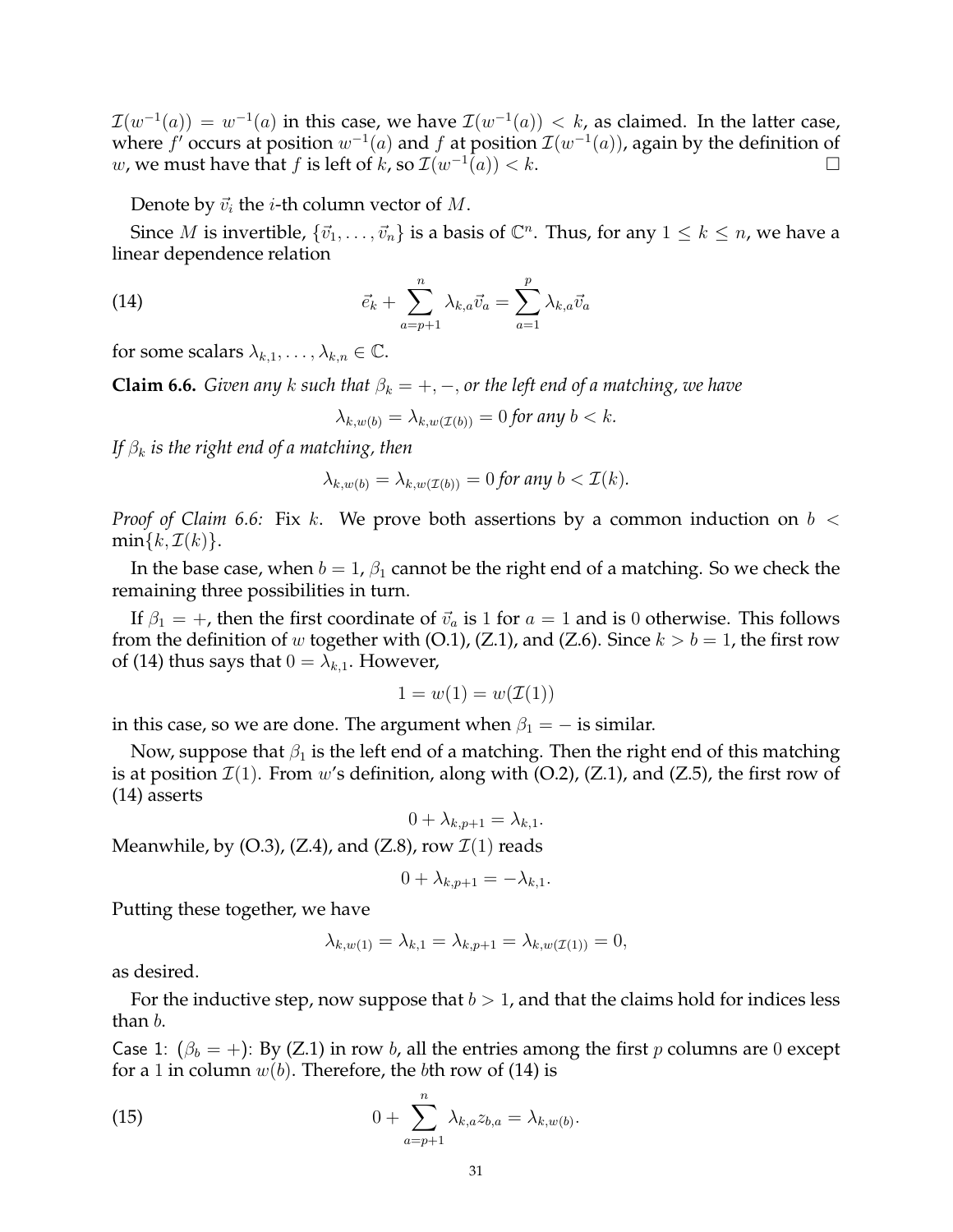$\mathcal{I}(w^{-1}(a)) = w^{-1}(a)$ in this case, we have $\mathcal{I}(w^{-1}(a)) < k$, as claimed. In the latter case, where $f'$ occurs at position $w^{-1}(a)$ and $f$ at position $\mathcal{I}(w^{-1}(a))$, again by the definition of $w$, we must have that $f$ is left of $k$, so $\mathcal{I}(w^{-1}(a)) < k$. □

Denote by $\vec{v}_i$ the $i$-th column vector of $M$.

Since $M$ is invertible, $\{\vec{v}_1, \ldots, \vec{v}_n\}$ is a basis of $\mathbb{C}^n$. Thus, for any $1 \le k \le n$, we have a linear dependence relation

$$\vec{e}_k + \sum_{a=p+1}^{n} \lambda_{k,a}\vec{v}_a = \sum_{a=1}^{p} \lambda_{k,a}\vec{v}_a \tag{14}$$

for some scalars $\lambda_{k,1}, \ldots, \lambda_{k,n} \in \mathbb{C}$.

**Claim 6.6.** *Given any $k$ such that $\beta_k = +, -$, or the left end of a matching, we have*

$$\lambda_{k,w(b)} = \lambda_{k,w(\mathcal{I}(b))} = 0 \textit{ for any } b < k.$$

*If $\beta_k$ is the right end of a matching, then*

$$\lambda_{k,w(b)} = \lambda_{k,w(\mathcal{I}(b))} = 0 \textit{ for any } b < \mathcal{I}(k).$$

*Proof of Claim 6.6:* Fix $k$. We prove both assertions by a common induction on $b < \min\{k, \mathcal{I}(k)\}$.

In the base case, when $b = 1$, $\beta_1$ cannot be the right end of a matching. So we check the remaining three possibilities in turn.

If $\beta_1 = +$, then the first coordinate of $\vec{v}_a$ is 1 for $a = 1$ and is 0 otherwise. This follows from the definition of $w$ together with (O.1), (Z.1), and (Z.6). Since $k > b = 1$, the first row of (14) thus says that $0 = \lambda_{k,1}$. However,

$$1 = w(1) = w(\mathcal{I}(1))$$

in this case, so we are done. The argument when $\beta_1 = -$ is similar.

Now, suppose that $\beta_1$ is the left end of a matching. Then the right end of this matching is at position $\mathcal{I}(1)$. From $w$'s definition, along with (O.2), (Z.1), and (Z.5), the first row of (14) asserts

$$0 + \lambda_{k,p+1} = \lambda_{k,1}.$$

Meanwhile, by (O.3), (Z.4), and (Z.8), row $\mathcal{I}(1)$ reads

$$0 + \lambda_{k,p+1} = -\lambda_{k,1}.$$

Putting these together, we have

$$\lambda_{k,w(1)} = \lambda_{k,1} = \lambda_{k,p+1} = \lambda_{k,w(\mathcal{I}(1))} = 0,$$

as desired.

For the inductive step, now suppose that $b > 1$, and that the claims hold for indices less than $b$.

Case 1: ($\beta_b = +$): By (Z.1) in row $b$, all the entries among the first $p$ columns are 0 except for a 1 in column $w(b)$. Therefore, the $b$th row of (14) is

$$0 + \sum_{a=p+1}^{n} \lambda_{k,a} z_{b,a} = \lambda_{k,w(b)}. \tag{15}$$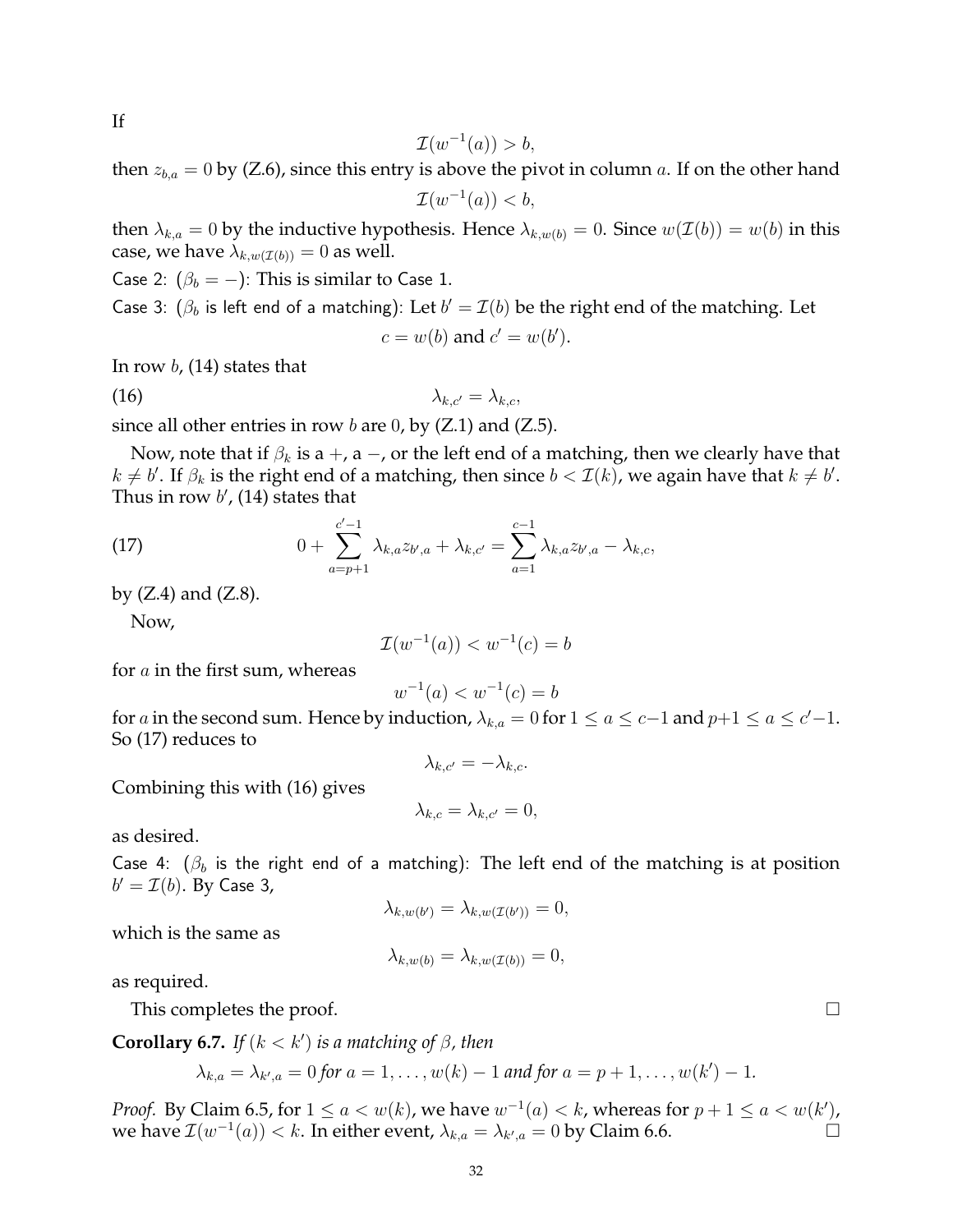If

$$\mathcal{I}(w^{-1}(a)) > b,$$

then $z_{b,a} = 0$ by (Z.6), since this entry is above the pivot in column $a$. If on the other hand

$$\mathcal{I}(w^{-1}(a)) < b,$$

then $\lambda_{k,a} = 0$ by the inductive hypothesis. Hence $\lambda_{k,w(b)} = 0$. Since $w(\mathcal{I}(b)) = w(b)$ in this case, we have $\lambda_{k,w(\mathcal{I}(b))} = 0$ as well.

Case 2: ($\beta_b = -$): This is similar to Case 1.

Case 3: ($\beta_b$ is left end of a matching): Let $b' = \mathcal{I}(b)$ be the right end of the matching. Let

$$c = w(b) \text{ and } c' = w(b').$$

In row $b$, (14) states that

$$\lambda_{k,c'} = \lambda_{k,c}, \tag{16}$$

since all other entries in row $b$ are 0, by (Z.1) and (Z.5).

Now, note that if $\beta_k$ is a $+$, a $-$, or the left end of a matching, then we clearly have that $k \neq b'$. If $\beta_k$ is the right end of a matching, then since $b < \mathcal{I}(k)$, we again have that $k \neq b'$. Thus in row $b'$, (14) states that

$$0 + \sum_{a=p+1}^{c'-1} \lambda_{k,a} z_{b',a} + \lambda_{k,c'} = \sum_{a=1}^{c-1} \lambda_{k,a} z_{b',a} - \lambda_{k,c}, \tag{17}$$

by (Z.4) and (Z.8).

Now,

$$\mathcal{I}(w^{-1}(a)) < w^{-1}(c) = b$$

for $a$ in the first sum, whereas

$$w^{-1}(a) < w^{-1}(c) = b$$

for $a$ in the second sum. Hence by induction, $\lambda_{k,a} = 0$ for $1 \leq a \leq c-1$ and $p+1 \leq a \leq c'-1$. So (17) reduces to

$$\lambda_{k,c'} = -\lambda_{k,c}.$$

Combining this with (16) gives

$$\lambda_{k,c} = \lambda_{k,c'} = 0,$$

as desired.

Case 4: ($\beta_b$ is the right end of a matching): The left end of the matching is at position $b' = \mathcal{I}(b)$. By Case 3,

$$\lambda_{k,w(b')} = \lambda_{k,w(\mathcal{I}(b'))} = 0,$$

which is the same as

$$\lambda_{k,w(b)} = \lambda_{k,w(\mathcal{I}(b))} = 0,$$

as required.

This completes the proof. □

**Corollary 6.7.** *If $(k < k')$ is a matching of $\beta$, then*

$$\lambda_{k,a} = \lambda_{k',a} = 0 \text{ for } a = 1, \ldots, w(k) - 1 \text{ and for } a = p+1, \ldots, w(k') - 1.$$

*Proof.* By Claim 6.5, for $1 \leq a < w(k)$, we have $w^{-1}(a) < k$, whereas for $p + 1 \leq a < w(k')$, we have $\mathcal{I}(w^{-1}(a)) < k$. In either event, $\lambda_{k,a} = \lambda_{k',a} = 0$ by Claim 6.6. □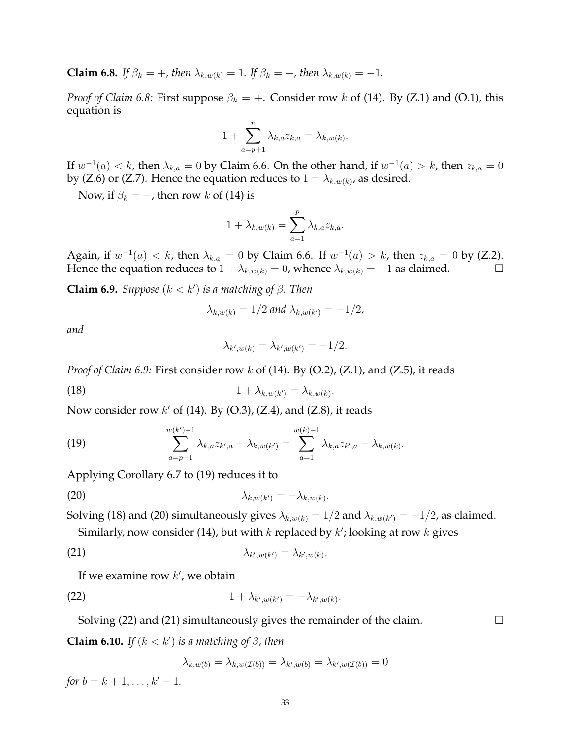**Claim 6.8.** *If $\beta_k = +$, then $\lambda_{k,w(k)} = 1$. If $\beta_k = -$, then $\lambda_{k,w(k)} = -1$.*

*Proof of Claim 6.8:* First suppose $\beta_k = +$. Consider row $k$ of (14). By (Z.1) and (O.1), this equation is

$$1 + \sum_{a=p+1}^{n} \lambda_{k,a} z_{k,a} = \lambda_{k,w(k)}.$$

If $w^{-1}(a) < k$, then $\lambda_{k,a} = 0$ by Claim 6.6. On the other hand, if $w^{-1}(a) > k$, then $z_{k,a} = 0$ by (Z.6) or (Z.7). Hence the equation reduces to $1 = \lambda_{k,w(k)}$, as desired.

Now, if $\beta_k = -$, then row $k$ of (14) is

$$1 + \lambda_{k,w(k)} = \sum_{a=1}^{p} \lambda_{k,a} z_{k,a}.$$

Again, if $w^{-1}(a) < k$, then $\lambda_{k,a} = 0$ by Claim 6.6. If $w^{-1}(a) > k$, then $z_{k,a} = 0$ by (Z.2). Hence the equation reduces to $1 + \lambda_{k,w(k)} = 0$, whence $\lambda_{k,w(k)} = -1$ as claimed. □

**Claim 6.9.** *Suppose $(k < k')$ is a matching of $\beta$. Then*

$$\lambda_{k,w(k)} = 1/2 \text{ and } \lambda_{k,w(k')} = -1/2,$$

*and*

$$\lambda_{k',w(k)} = \lambda_{k',w(k')} = -1/2.$$

*Proof of Claim 6.9:* First consider row $k$ of (14). By (O.2), (Z.1), and (Z.5), it reads

$$1 + \lambda_{k,w(k')} = \lambda_{k,w(k)}. \tag{18}$$

Now consider row $k'$ of (14). By (O.3), (Z.4), and (Z.8), it reads

$$\sum_{a=p+1}^{w(k')-1} \lambda_{k,a} z_{k',a} + \lambda_{k,w(k')} = \sum_{a=1}^{w(k)-1} \lambda_{k,a} z_{k',a} - \lambda_{k,w(k)}. \tag{19}$$

Applying Corollary 6.7 to (19) reduces it to

$$\lambda_{k,w(k')} = -\lambda_{k,w(k)}. \tag{20}$$

Solving (18) and (20) simultaneously gives $\lambda_{k,w(k)} = 1/2$ and $\lambda_{k,w(k')} = -1/2$, as claimed.

Similarly, now consider (14), but with $k$ replaced by $k'$; looking at row $k$ gives

$$\lambda_{k',w(k')} = \lambda_{k',w(k)}. \tag{21}$$

If we examine row $k'$, we obtain

$$1 + \lambda_{k',w(k')} = -\lambda_{k',w(k)}. \tag{22}$$

Solving (22) and (21) simultaneously gives the remainder of the claim. □

**Claim 6.10.** *If $(k < k')$ is a matching of $\beta$, then*

$$\lambda_{k,w(b)} = \lambda_{k,w(\mathcal{I}(b))} = \lambda_{k',w(b)} = \lambda_{k',w(\mathcal{I}(b))} = 0$$

*for $b = k+1, \ldots, k'-1$.*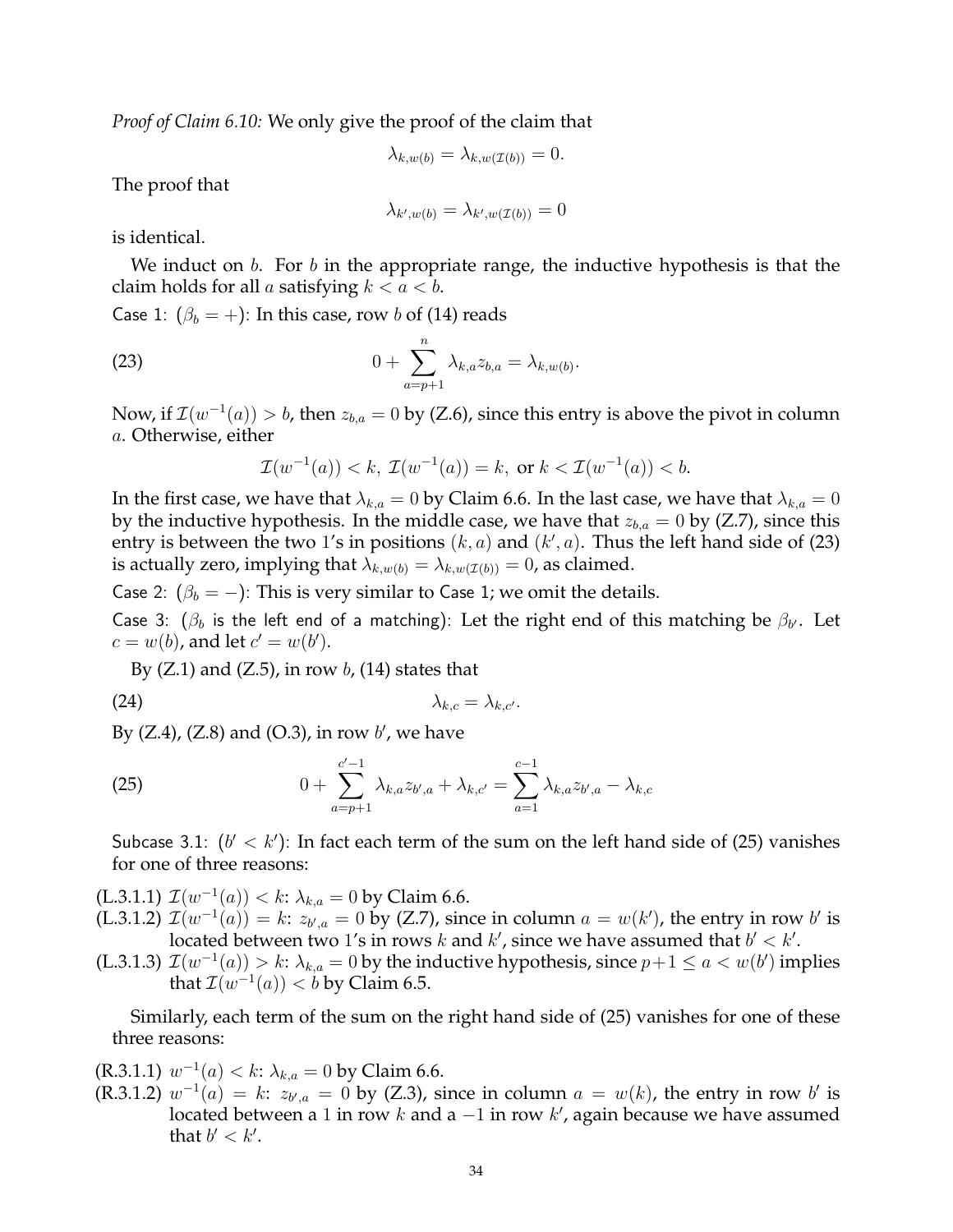*Proof of Claim 6.10:* We only give the proof of the claim that

$$\lambda_{k,w(b)} = \lambda_{k,w(\mathcal{I}(b))} = 0.$$

The proof that

$$\lambda_{k',w(b)} = \lambda_{k',w(\mathcal{I}(b))} = 0$$

is identical.

We induct on $b$. For $b$ in the appropriate range, the inductive hypothesis is that the claim holds for all $a$ satisfying $k < a < b$.

Case 1: ($\beta_b = +$): In this case, row $b$ of (14) reads

$$0 + \sum_{a=p+1}^{n} \lambda_{k,a} z_{b,a} = \lambda_{k,w(b)}. \tag{23}$$

Now, if $\mathcal{I}(w^{-1}(a)) > b$, then $z_{b,a} = 0$ by (Z.6), since this entry is above the pivot in column $a$. Otherwise, either

$$\mathcal{I}(w^{-1}(a)) < k,\ \mathcal{I}(w^{-1}(a)) = k,\ \text{or}\ k < \mathcal{I}(w^{-1}(a)) < b.$$

In the first case, we have that $\lambda_{k,a} = 0$ by Claim 6.6. In the last case, we have that $\lambda_{k,a} = 0$ by the inductive hypothesis. In the middle case, we have that $z_{b,a} = 0$ by (Z.7), since this entry is between the two 1's in positions $(k, a)$ and $(k', a)$. Thus the left hand side of (23) is actually zero, implying that $\lambda_{k,w(b)} = \lambda_{k,w(\mathcal{I}(b))} = 0$, as claimed.

Case 2: ($\beta_b = -$): This is very similar to Case 1; we omit the details.

Case 3: ($\beta_b$ is the left end of a matching): Let the right end of this matching be $\beta_{b'}$. Let $c = w(b)$, and let $c' = w(b')$.

By (Z.1) and (Z.5), in row $b$, (14) states that

$$\lambda_{k,c} = \lambda_{k,c'}. \tag{24}$$

By (Z.4), (Z.8) and (O.3), in row $b'$, we have

$$0 + \sum_{a=p+1}^{c'-1} \lambda_{k,a} z_{b',a} + \lambda_{k,c'} = \sum_{a=1}^{c-1} \lambda_{k,a} z_{b',a} - \lambda_{k,c} \tag{25}$$

Subcase 3.1: ($b' < k'$): In fact each term of the sum on the left hand side of (25) vanishes for one of three reasons:

- (L.3.1.1) $\mathcal{I}(w^{-1}(a)) < k$: $\lambda_{k,a} = 0$ by Claim 6.6.
- (L.3.1.2) $\mathcal{I}(w^{-1}(a)) = k$: $z_{b',a} = 0$ by (Z.7), since in column $a = w(k')$, the entry in row $b'$ is located between two 1's in rows $k$ and $k'$, since we have assumed that $b' < k'$.
- (L.3.1.3) $\mathcal{I}(w^{-1}(a)) > k$: $\lambda_{k,a} = 0$ by the inductive hypothesis, since $p+1 \leq a < w(b')$ implies that $\mathcal{I}(w^{-1}(a)) < b$ by Claim 6.5.

Similarly, each term of the sum on the right hand side of (25) vanishes for one of these three reasons:

- (R.3.1.1) $w^{-1}(a) < k$: $\lambda_{k,a} = 0$ by Claim 6.6.
- (R.3.1.2) $w^{-1}(a) = k$: $z_{b',a} = 0$ by (Z.3), since in column $a = w(k)$, the entry in row $b'$ is located between a 1 in row $k$ and a $-1$ in row $k'$, again because we have assumed that $b' < k'$.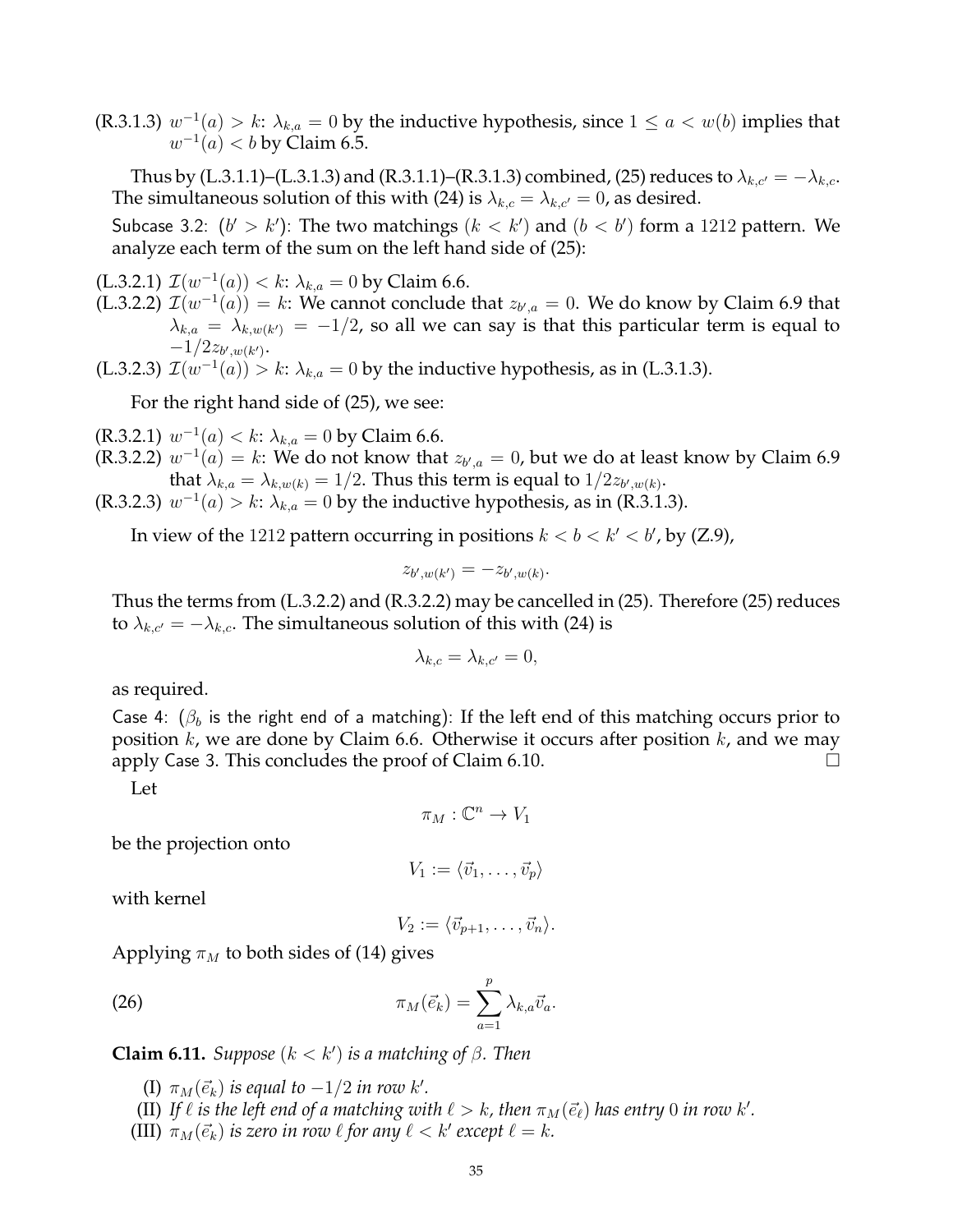(R.3.1.3) $w^{-1}(a) > k$: $\lambda_{k,a} = 0$ by the inductive hypothesis, since $1 \le a < w(b)$ implies that $w^{-1}(a) < b$ by Claim 6.5.

Thus by (L.3.1.1)–(L.3.1.3) and (R.3.1.1)–(R.3.1.3) combined, (25) reduces to $\lambda_{k,c'} = -\lambda_{k,c}$. The simultaneous solution of this with (24) is $\lambda_{k,c} = \lambda_{k,c'} = 0$, as desired.

Subcase 3.2: ($b' > k'$): The two matchings $(k < k')$ and $(b < b')$ form a $1212$ pattern. We analyze each term of the sum on the left hand side of (25):

(L.3.2.1) $\mathcal{I}(w^{-1}(a)) < k$: $\lambda_{k,a} = 0$ by Claim 6.6.

(L.3.2.2) $\mathcal{I}(w^{-1}(a)) = k$: We cannot conclude that $z_{b',a} = 0$. We do know by Claim 6.9 that $\lambda_{k,a} = \lambda_{k,w(k')} = -1/2$, so all we can say is that this particular term is equal to $-1/2 z_{b',w(k')}$.

(L.3.2.3) $\mathcal{I}(w^{-1}(a)) > k$: $\lambda_{k,a} = 0$ by the inductive hypothesis, as in (L.3.1.3).

For the right hand side of (25), we see:

(R.3.2.1) $w^{-1}(a) < k$: $\lambda_{k,a} = 0$ by Claim 6.6.

(R.3.2.2) $w^{-1}(a) = k$: We do not know that $z_{b',a} = 0$, but we do at least know by Claim 6.9 that $\lambda_{k,a} = \lambda_{k,w(k)} = 1/2$. Thus this term is equal to $1/2 z_{b',w(k)}$.

(R.3.2.3) $w^{-1}(a) > k$: $\lambda_{k,a} = 0$ by the inductive hypothesis, as in (R.3.1.3).

In view of the $1212$ pattern occurring in positions $k < b < k' < b'$, by (Z.9),

$$z_{b',w(k')} = -z_{b',w(k)}.$$

Thus the terms from (L.3.2.2) and (R.3.2.2) may be cancelled in (25). Therefore (25) reduces to $\lambda_{k,c'} = -\lambda_{k,c}$. The simultaneous solution of this with (24) is

$$\lambda_{k,c} = \lambda_{k,c'} = 0,$$

as required.

Case 4: ($\beta_b$ is the right end of a matching): If the left end of this matching occurs prior to position $k$, we are done by Claim 6.6. Otherwise it occurs after position $k$, and we may apply Case 3. This concludes the proof of Claim 6.10. □

Let

$$\pi_M : \mathbb{C}^n \to V_1$$

be the projection onto

$$V_1 := \langle \vec{v}_1, \ldots, \vec{v}_p \rangle$$

with kernel

$$V_2 := \langle \vec{v}_{p+1}, \ldots, \vec{v}_n \rangle.$$

Applying $\pi_M$ to both sides of (14) gives

$$\pi_M(\vec{e}_k) = \sum_{a=1}^{p} \lambda_{k,a} \vec{v}_a. \tag{26}$$

**Claim 6.11.** *Suppose $(k < k')$ is a matching of $\beta$. Then*

(I) *$\pi_M(\vec{e}_k)$ is equal to $-1/2$ in row $k'$.*

(II) *If $\ell$ is the left end of a matching with $\ell > k$, then $\pi_M(\vec{e}_\ell)$ has entry $0$ in row $k'$.*

(III) *$\pi_M(\vec{e}_k)$ is zero in row $\ell$ for any $\ell < k'$ except $\ell = k$.*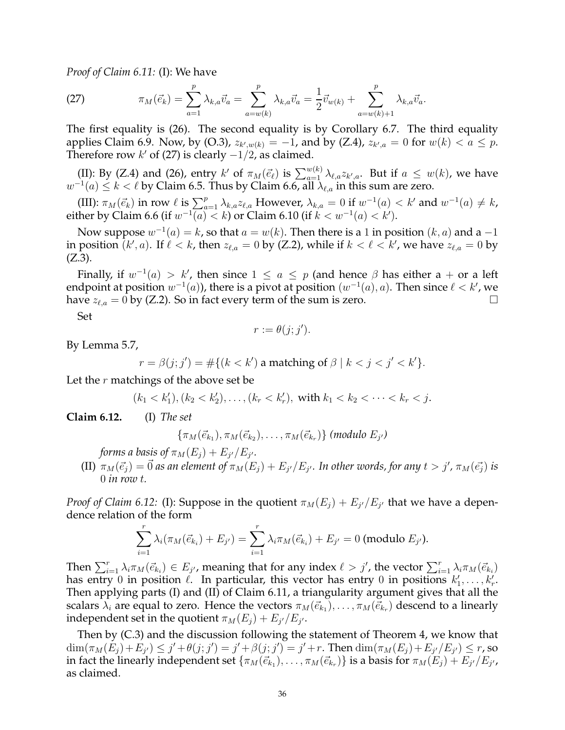*Proof of Claim 6.11:* (I): We have

$$\pi_M(\vec{e}_k) = \sum_{a=1}^{p} \lambda_{k,a}\vec{v}_a = \sum_{a=w(k)}^{p} \lambda_{k,a}\vec{v}_a = \frac{1}{2}\vec{v}_{w(k)} + \sum_{a=w(k)+1}^{p} \lambda_{k,a}\vec{v}_a. \tag{27}$$

The first equality is (26). The second equality is by Corollary 6.7. The third equality applies Claim 6.9. Now, by (O.3), $z_{k',w(k)} = -1$, and by (Z.4), $z_{k',a} = 0$ for $w(k) < a \leq p$. Therefore row $k'$ of (27) is clearly $-1/2$, as claimed.

(II): By (Z.4) and (26), entry $k'$ of $\pi_M(\vec{e}_\ell)$ is $\sum_{a=1}^{w(k)} \lambda_{\ell,a} z_{k',a}$. But if $a \leq w(k)$, we have $w^{-1}(a) \leq k < \ell$ by Claim 6.5. Thus by Claim 6.6, all $\lambda_{\ell,a}$ in this sum are zero.

(III): $\pi_M(\vec{e}_k)$ in row $\ell$ is $\sum_{a=1}^{p} \lambda_{k,a} z_{\ell,a}$ However, $\lambda_{k,a} = 0$ if $w^{-1}(a) < k'$ and $w^{-1}(a) \neq k$, either by Claim 6.6 (if $w^{-1}(a) < k$) or Claim 6.10 (if $k < w^{-1}(a) < k'$).

Now suppose $w^{-1}(a) = k$, so that $a = w(k)$. Then there is a 1 in position $(k, a)$ and a $-1$ in position $(k', a)$. If $\ell < k$, then $z_{\ell,a} = 0$ by (Z.2), while if $k < \ell < k'$, we have $z_{\ell,a} = 0$ by (Z.3).

Finally, if $w^{-1}(a) > k'$, then since $1 \leq a \leq p$ (and hence $\beta$ has either a $+$ or a left endpoint at position $w^{-1}(a)$), there is a pivot at position $(w^{-1}(a), a)$. Then since $\ell < k'$, we have $z_{\ell,a} = 0$ by (Z.2). So in fact every term of the sum is zero. $\square$

Set

$$r := \theta(j; j').$$

By Lemma 5.7,

$$r = \beta(j; j') = \#\{(k < k') \text{ a matching of } \beta \mid k < j < j' < k'\}.$$

Let the $r$ matchings of the above set be

$$(k_1 < k_1'), (k_2 < k_2'), \ldots, (k_r < k_r'), \text{ with } k_1 < k_2 < \cdots < k_r < j.$$

**Claim 6.12.** (I) *The set*

$$\{\pi_M(\vec{e}_{k_1}), \pi_M(\vec{e}_{k_2}), \ldots, \pi_M(\vec{e}_{k_r})\} \text{ (modulo } E_{j'})$$

*forms a basis of $\pi_M(E_j) + E_{j'}/E_{j'}$.*

(II) *$\pi_M(\vec{e}_j) = \vec{0}$ as an element of $\pi_M(E_j) + E_{j'}/E_{j'}$. In other words, for any $t > j'$, $\pi_M(\vec{e}_j)$ is $0$ in row $t$.*

*Proof of Claim 6.12:* (I): Suppose in the quotient $\pi_M(E_j) + E_{j'}/E_{j'}$ that we have a dependence relation of the form

$$\sum_{i=1}^{r} \lambda_i(\pi_M(\vec{e}_{k_i}) + E_{j'}) = \sum_{i=1}^{r} \lambda_i \pi_M(\vec{e}_{k_i}) + E_{j'} = 0 \text{ (modulo } E_{j'}).$$

Then $\sum_{i=1}^{r} \lambda_i \pi_M(\vec{e}_{k_i}) \in E_{j'}$, meaning that for any index $\ell > j'$, the vector $\sum_{i=1}^{r} \lambda_i \pi_M(\vec{e}_{k_i})$ has entry 0 in position $\ell$. In particular, this vector has entry 0 in positions $k_1', \ldots, k_r'$. Then applying parts (I) and (II) of Claim 6.11, a triangularity argument gives that all the scalars $\lambda_i$ are equal to zero. Hence the vectors $\pi_M(\vec{e}_{k_1}), \ldots, \pi_M(\vec{e}_{k_r})$ descend to a linearly independent set in the quotient $\pi_M(E_j) + E_{j'}/E_{j'}$.

Then by (C.3) and the discussion following the statement of Theorem 4, we know that $\dim(\pi_M(E_j) + E_{j'}) \leq j' + \theta(j; j') = j' + \beta(j; j') = j' + r$. Then $\dim(\pi_M(E_j) + E_{j'}/E_{j'}) \leq r$, so in fact the linearly independent set $\{\pi_M(\vec{e}_{k_1}), \ldots, \pi_M(\vec{e}_{k_r})\}$ is a basis for $\pi_M(E_j) + E_{j'}/E_{j'}$, as claimed.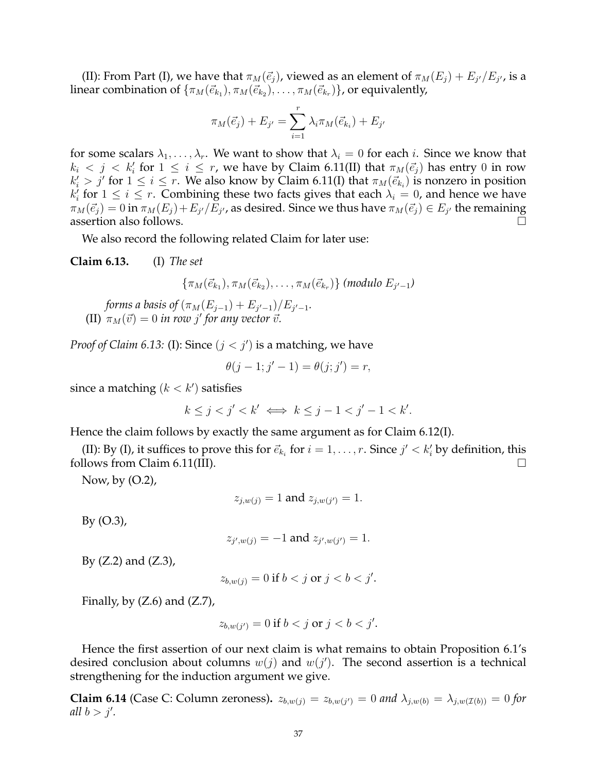(II): From Part (I), we have that $\pi_M(\vec{e}_j)$, viewed as an element of $\pi_M(E_j) + E_{j'}/E_{j'}$, is a linear combination of $\{\pi_M(\vec{e}_{k_1}), \pi_M(\vec{e}_{k_2}), \ldots, \pi_M(\vec{e}_{k_r})\}$, or equivalently,

$$\pi_M(\vec{e}_j) + E_{j'} = \sum_{i=1}^{r} \lambda_i \pi_M(\vec{e}_{k_i}) + E_{j'}$$

for some scalars $\lambda_1, \ldots, \lambda_r$. We want to show that $\lambda_i = 0$ for each $i$. Since we know that $k_i < j < k_i'$ for $1 \le i \le r$, we have by Claim 6.11(II) that $\pi_M(\vec{e}_j)$ has entry $0$ in row $k_i' > j'$ for $1 \le i \le r$. We also know by Claim 6.11(I) that $\pi_M(\vec{e}_{k_i})$ is nonzero in position $k_i'$ for $1 \le i \le r$. Combining these two facts gives that each $\lambda_i = 0$, and hence we have $\pi_M(\vec{e}_j) = 0$ in $\pi_M(E_j) + E_{j'}/E_{j'}$, as desired. Since we thus have $\pi_M(\vec{e}_j) \in E_{j'}$ the remaining assertion also follows. ☐

We also record the following related Claim for later use:

**Claim 6.13.** (I) *The set*

$$\{\pi_M(\vec{e}_{k_1}), \pi_M(\vec{e}_{k_2}), \ldots, \pi_M(\vec{e}_{k_r})\} \text{ (modulo } E_{j'-1}\text{)}$$

*forms a basis of* $(\pi_M(E_{j-1}) + E_{j'-1})/E_{j'-1}$.
(II) $\pi_M(\vec{v}) = 0$ *in row* $j'$ *for any vector* $\vec{v}$.

*Proof of Claim 6.13:* (I): Since $(j < j')$ is a matching, we have

$$\theta(j-1; j'-1) = \theta(j; j') = r,$$

since a matching $(k < k')$ satisfies

$$k \le j < j' < k' \iff k \le j-1 < j'-1 < k'.$$

Hence the claim follows by exactly the same argument as for Claim 6.12(I).

(II): By (I), it suffices to prove this for $\vec{e}_{k_i}$ for $i = 1, \ldots, r$. Since $j' < k_i'$ by definition, this follows from Claim 6.11(III). ☐

Now, by (O.2),

$$z_{j,w(j)} = 1 \text{ and } z_{j,w(j')} = 1.$$

By (O.3),

$$z_{j',w(j)} = -1 \text{ and } z_{j',w(j')} = 1.$$

By (Z.2) and (Z.3),

$$z_{b,w(j)} = 0 \text{ if } b < j \text{ or } j < b < j'.$$

Finally, by (Z.6) and (Z.7),

$$z_{b,w(j')} = 0 \text{ if } b < j \text{ or } j < b < j'.$$

Hence the first assertion of our next claim is what remains to obtain Proposition 6.1's desired conclusion about columns $w(j)$ and $w(j')$. The second assertion is a technical strengthening for the induction argument we give.

**Claim 6.14** (Case C: Column zeroness)**.** $z_{b,w(j)} = z_{b,w(j')} = 0$ *and* $\lambda_{j,w(b)} = \lambda_{j,w(\mathcal{I}(b))} = 0$ *for all* $b > j'$.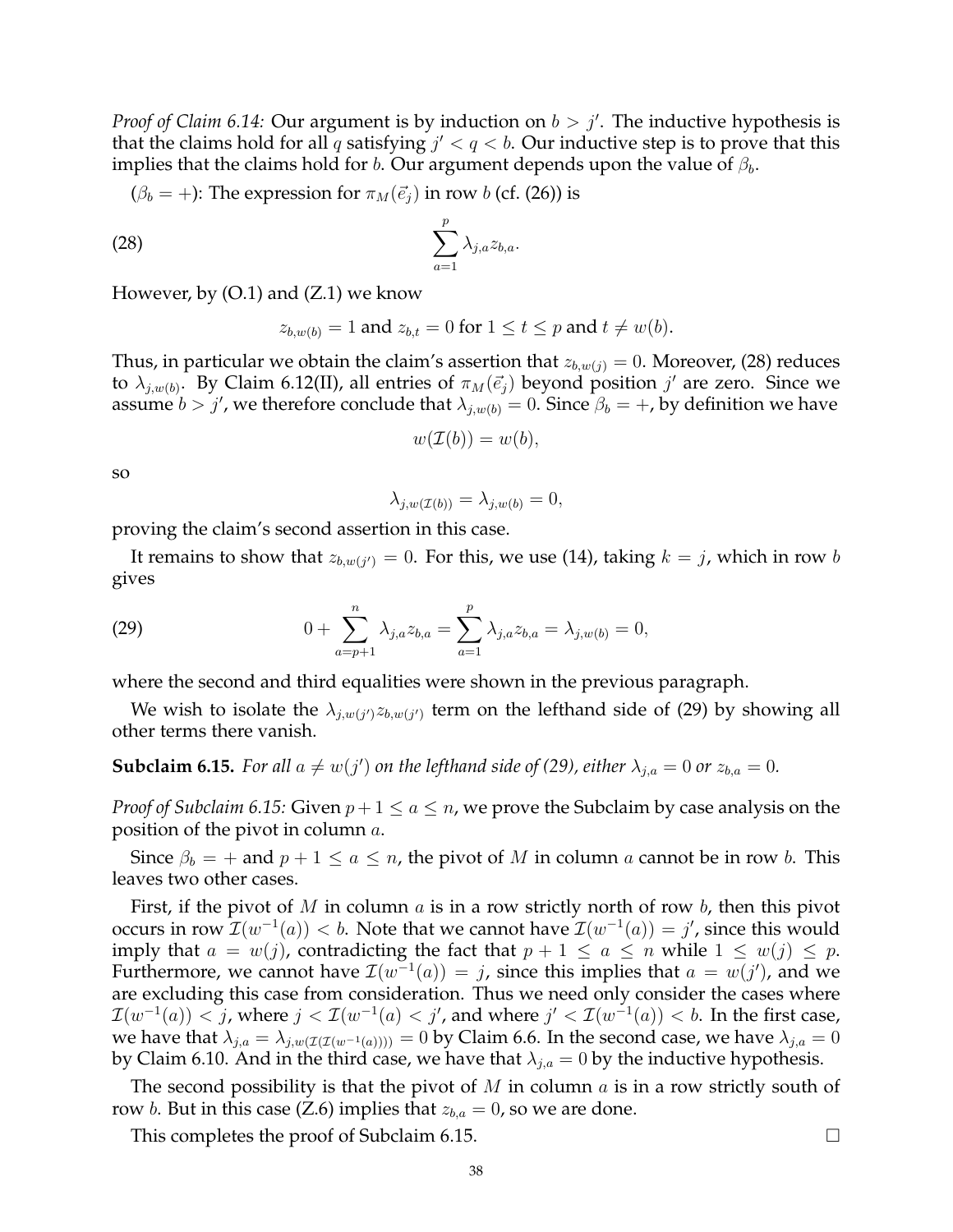*Proof of Claim 6.14:* Our argument is by induction on $b > j'$. The inductive hypothesis is that the claims hold for all $q$ satisfying $j' < q < b$. Our inductive step is to prove that this implies that the claims hold for $b$. Our argument depends upon the value of $\beta_b$.

($\beta_b = +$): The expression for $\pi_M(\vec{e}_j)$ in row $b$ (cf. (26)) is

$$\sum_{a=1}^{p} \lambda_{j,a} z_{b,a}. \tag{28}$$

However, by (O.1) and (Z.1) we know

$$z_{b,w(b)} = 1 \text{ and } z_{b,t} = 0 \text{ for } 1 \leq t \leq p \text{ and } t \neq w(b).$$

Thus, in particular we obtain the claim's assertion that $z_{b,w(j)} = 0$. Moreover, (28) reduces to $\lambda_{j,w(b)}$. By Claim 6.12(II), all entries of $\pi_M(\vec{e}_j)$ beyond position $j'$ are zero. Since we assume $b > j'$, we therefore conclude that $\lambda_{j,w(b)} = 0$. Since $\beta_b = +$, by definition we have

$$w(\mathcal{I}(b)) = w(b),$$

so

$$\lambda_{j,w(\mathcal{I}(b))} = \lambda_{j,w(b)} = 0,$$

proving the claim's second assertion in this case.

It remains to show that $z_{b,w(j')} = 0$. For this, we use (14), taking $k = j$, which in row $b$ gives

$$0 + \sum_{a=p+1}^{n} \lambda_{j,a} z_{b,a} = \sum_{a=1}^{p} \lambda_{j,a} z_{b,a} = \lambda_{j,w(b)} = 0, \tag{29}$$

where the second and third equalities were shown in the previous paragraph.

We wish to isolate the $\lambda_{j,w(j')} z_{b,w(j')}$ term on the lefthand side of (29) by showing all other terms there vanish.

**Subclaim 6.15.** *For all $a \neq w(j')$ on the lefthand side of (29), either $\lambda_{j,a} = 0$ or $z_{b,a} = 0$.*

*Proof of Subclaim 6.15:* Given $p+1 \leq a \leq n$, we prove the Subclaim by case analysis on the position of the pivot in column $a$.

Since $\beta_b = +$ and $p + 1 \leq a \leq n$, the pivot of $M$ in column $a$ cannot be in row $b$. This leaves two other cases.

First, if the pivot of $M$ in column $a$ is in a row strictly north of row $b$, then this pivot occurs in row $\mathcal{I}(w^{-1}(a)) < b$. Note that we cannot have $\mathcal{I}(w^{-1}(a)) = j'$, since this would imply that $a = w(j)$, contradicting the fact that $p + 1 \leq a \leq n$ while $1 \leq w(j) \leq p$. Furthermore, we cannot have $\mathcal{I}(w^{-1}(a)) = j$, since this implies that $a = w(j')$, and we are excluding this case from consideration. Thus we need only consider the cases where $\mathcal{I}(w^{-1}(a)) < j$, where $j < \mathcal{I}(w^{-1}(a) < j'$, and where $j' < \mathcal{I}(w^{-1}(a)) < b$. In the first case, we have that $\lambda_{j,a} = \lambda_{j,w(\mathcal{I}(\mathcal{I}(w^{-1}(a))))} = 0$ by Claim 6.6. In the second case, we have $\lambda_{j,a} = 0$ by Claim 6.10. And in the third case, we have that $\lambda_{j,a} = 0$ by the inductive hypothesis.

The second possibility is that the pivot of $M$ in column $a$ is in a row strictly south of row $b$. But in this case (Z.6) implies that $z_{b,a} = 0$, so we are done.

This completes the proof of Subclaim 6.15. □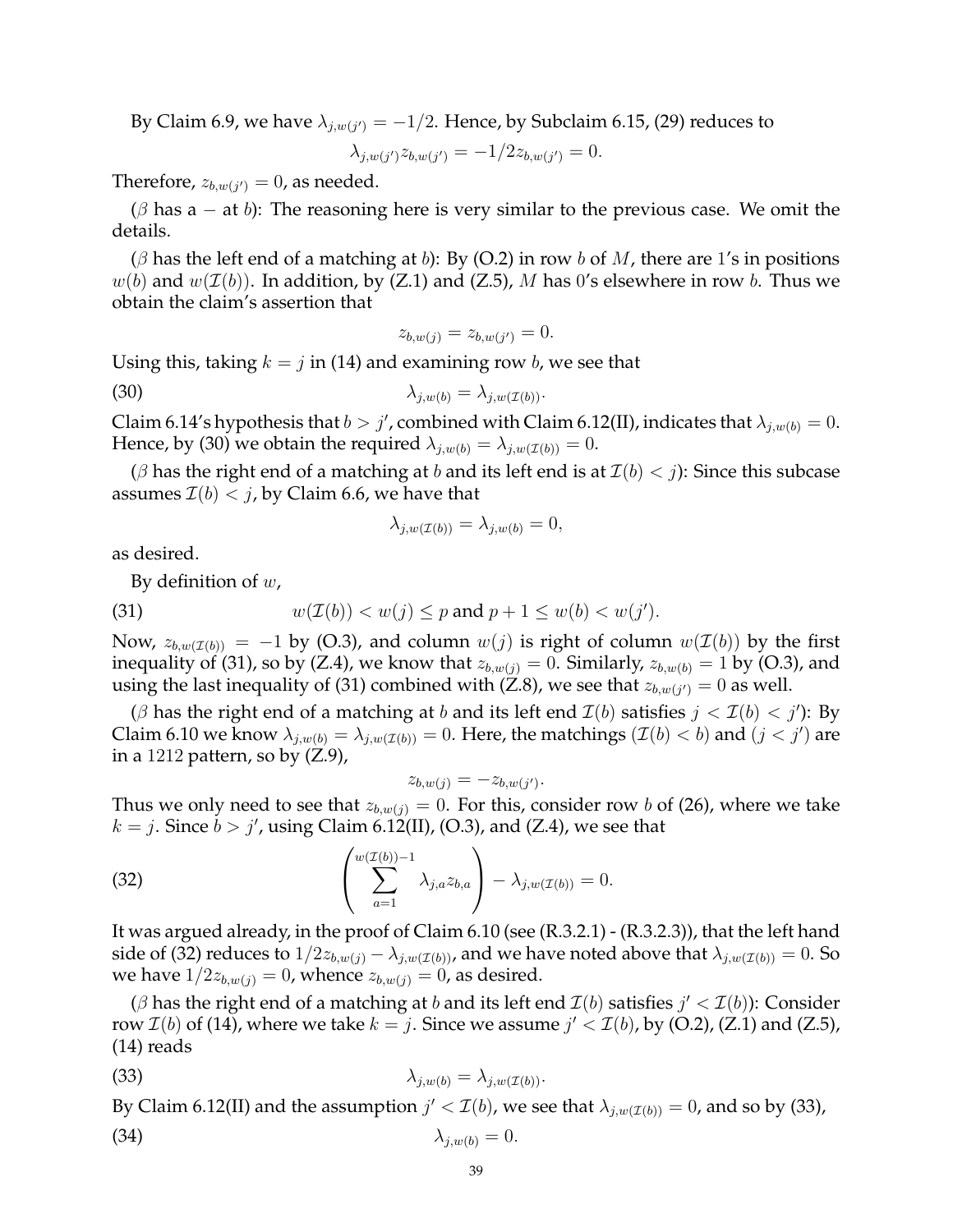By Claim 6.9, we have $\lambda_{j,w(j')} = -1/2$. Hence, by Subclaim 6.15, (29) reduces to

$$\lambda_{j,w(j')} z_{b,w(j')} = -1/2 z_{b,w(j')} = 0.$$

Therefore, $z_{b,w(j')} = 0$, as needed.

($\beta$ has a $-$ at $b$): The reasoning here is very similar to the previous case. We omit the details.

($\beta$ has the left end of a matching at $b$): By (O.2) in row $b$ of $M$, there are 1's in positions $w(b)$ and $w(\mathcal{I}(b))$. In addition, by (Z.1) and (Z.5), $M$ has 0's elsewhere in row $b$. Thus we obtain the claim's assertion that

$$z_{b,w(j)} = z_{b,w(j')} = 0.$$

Using this, taking $k = j$ in (14) and examining row $b$, we see that

$$\lambda_{j,w(b)} = \lambda_{j,w(\mathcal{I}(b))}. \tag{30}$$

Claim 6.14's hypothesis that $b > j'$, combined with Claim 6.12(II), indicates that $\lambda_{j,w(b)} = 0$. Hence, by (30) we obtain the required $\lambda_{j,w(b)} = \lambda_{j,w(\mathcal{I}(b))} = 0$.

($\beta$ has the right end of a matching at $b$ and its left end is at $\mathcal{I}(b) < j$): Since this subcase assumes $\mathcal{I}(b) < j$, by Claim 6.6, we have that

$$\lambda_{j,w(\mathcal{I}(b))} = \lambda_{j,w(b)} = 0,$$

as desired.

By definition of $w$,

$$w(\mathcal{I}(b)) < w(j) \leq p \text{ and } p + 1 \leq w(b) < w(j'). \tag{31}$$

Now, $z_{b,w(\mathcal{I}(b))} = -1$ by (O.3), and column $w(j)$ is right of column $w(\mathcal{I}(b))$ by the first inequality of (31), so by (Z.4), we know that $z_{b,w(j)} = 0$. Similarly, $z_{b,w(b)} = 1$ by (O.3), and using the last inequality of (31) combined with (Z.8), we see that $z_{b,w(j')} = 0$ as well.

($\beta$ has the right end of a matching at $b$ and its left end $\mathcal{I}(b)$ satisfies $j < \mathcal{I}(b) < j'$): By Claim 6.10 we know $\lambda_{j,w(b)} = \lambda_{j,w(\mathcal{I}(b))} = 0$. Here, the matchings $(\mathcal{I}(b) < b)$ and $(j < j')$ are in a 1212 pattern, so by (Z.9),

$$z_{b,w(j)} = -z_{b,w(j')}.$$

Thus we only need to see that $z_{b,w(j)} = 0$. For this, consider row $b$ of (26), where we take $k = j$. Since $b > j'$, using Claim 6.12(II), (O.3), and (Z.4), we see that

$$\left(\sum_{a=1}^{w(\mathcal{I}(b))-1} \lambda_{j,a} z_{b,a}\right) - \lambda_{j,w(\mathcal{I}(b))} = 0. \tag{32}$$

It was argued already, in the proof of Claim 6.10 (see (R.3.2.1) - (R.3.2.3)), that the left hand side of (32) reduces to $1/2 z_{b,w(j)} - \lambda_{j,w(\mathcal{I}(b))}$, and we have noted above that $\lambda_{j,w(\mathcal{I}(b))} = 0$. So we have $1/2 z_{b,w(j)} = 0$, whence $z_{b,w(j)} = 0$, as desired.

($\beta$ has the right end of a matching at $b$ and its left end $\mathcal{I}(b)$ satisfies $j' < \mathcal{I}(b)$): Consider row $\mathcal{I}(b)$ of (14), where we take $k = j$. Since we assume $j' < \mathcal{I}(b)$, by (O.2), (Z.1) and (Z.5), (14) reads

$$\lambda_{j,w(b)} = \lambda_{j,w(\mathcal{I}(b))}. \tag{33}$$

By Claim 6.12(II) and the assumption $j' < \mathcal{I}(b)$, we see that $\lambda_{j,w(\mathcal{I}(b))} = 0$, and so by (33),

$$\lambda_{j,w(b)} = 0. \tag{34}$$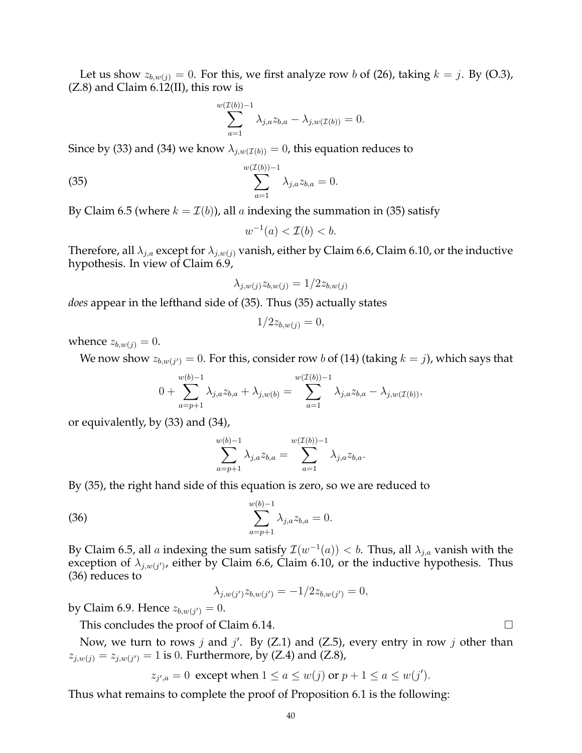Let us show $z_{b,w(j)} = 0$. For this, we first analyze row $b$ of (26), taking $k = j$. By (O.3), (Z.8) and Claim 6.12(II), this row is

$$\sum_{a=1}^{w(\mathcal{I}(b))-1} \lambda_{j,a} z_{b,a} - \lambda_{j,w(\mathcal{I}(b))} = 0.$$

Since by (33) and (34) we know $\lambda_{j,w(\mathcal{I}(b))} = 0$, this equation reduces to

$$\sum_{a=1}^{w(\mathcal{I}(b))-1} \lambda_{j,a} z_{b,a} = 0. \tag{35}$$

By Claim 6.5 (where $k = \mathcal{I}(b)$), all $a$ indexing the summation in (35) satisfy

$$w^{-1}(a) < \mathcal{I}(b) < b.$$

Therefore, all $\lambda_{j,a}$ except for $\lambda_{j,w(j)}$ vanish, either by Claim 6.6, Claim 6.10, or the inductive hypothesis. In view of Claim 6.9,

$$\lambda_{j,w(j)} z_{b,w(j)} = 1/2 z_{b,w(j)}$$

*does* appear in the lefthand side of (35). Thus (35) actually states

$$1/2 z_{b,w(j)} = 0,$$

whence $z_{b,w(j)} = 0$.

We now show $z_{b,w(j')} = 0$. For this, consider row $b$ of (14) (taking $k = j$), which says that

$$0 + \sum_{a=p+1}^{w(b)-1} \lambda_{j,a} z_{b,a} + \lambda_{j,w(b)} = \sum_{a=1}^{w(\mathcal{I}(b))-1} \lambda_{j,a} z_{b,a} - \lambda_{j,w(\mathcal{I}(b))},$$

or equivalently, by (33) and (34),

$$\sum_{a=p+1}^{w(b)-1} \lambda_{j,a} z_{b,a} = \sum_{a=1}^{w(\mathcal{I}(b))-1} \lambda_{j,a} z_{b,a}.$$

By (35), the right hand side of this equation is zero, so we are reduced to

$$\sum_{a=p+1}^{w(b)-1} \lambda_{j,a} z_{b,a} = 0. \tag{36}$$

By Claim 6.5, all $a$ indexing the sum satisfy $\mathcal{I}(w^{-1}(a)) < b$. Thus, all $\lambda_{j,a}$ vanish with the exception of $\lambda_{j,w(j')}$, either by Claim 6.6, Claim 6.10, or the inductive hypothesis. Thus (36) reduces to

$$\lambda_{j,w(j')} z_{b,w(j')} = -1/2 z_{b,w(j')} = 0,$$

by Claim 6.9. Hence $z_{b,w(j')} = 0$.

This concludes the proof of Claim 6.14. $\square$

Now, we turn to rows $j$ and $j'$. By (Z.1) and (Z.5), every entry in row $j$ other than $z_{j,w(j)} = z_{j,w(j')} = 1$ is $0$. Furthermore, by (Z.4) and (Z.8),

$$z_{j',a} = 0 \text{ except when } 1 \leq a \leq w(j) \text{ or } p+1 \leq a \leq w(j').$$

Thus what remains to complete the proof of Proposition 6.1 is the following: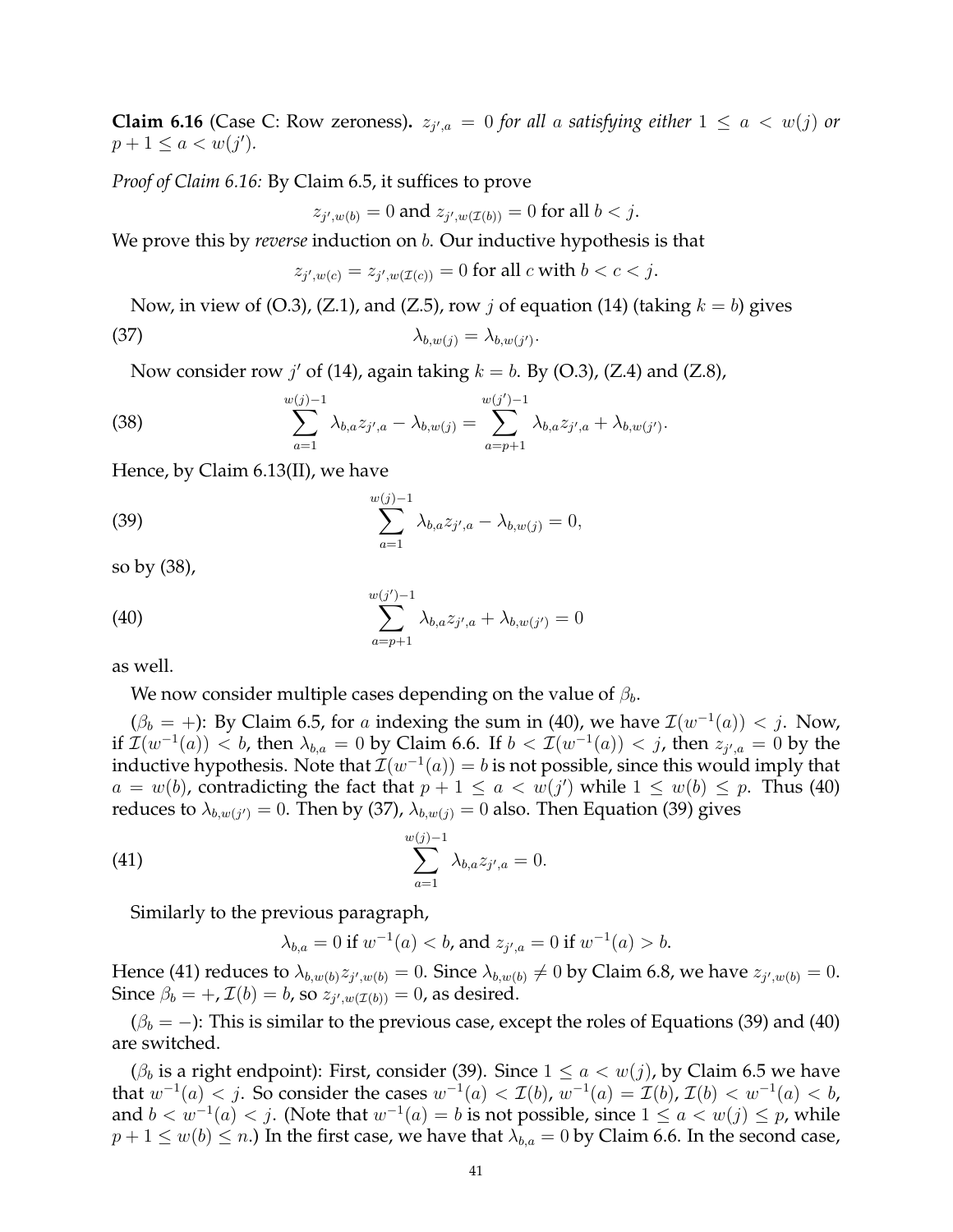**Claim 6.16** (Case C: Row zeroness)**.** *$z_{j',a} = 0$ for all $a$ satisfying either $1 \leq a < w(j)$ or $p+1 \leq a < w(j')$.*

*Proof of Claim 6.16:* By Claim 6.5, it suffices to prove

$$z_{j',w(b)} = 0 \text{ and } z_{j',w(\mathcal{I}(b))} = 0 \text{ for all } b < j.$$

We prove this by *reverse* induction on $b$. Our inductive hypothesis is that

$$z_{j',w(c)} = z_{j',w(\mathcal{I}(c))} = 0 \text{ for all } c \text{ with } b < c < j.$$

Now, in view of (O.3), (Z.1), and (Z.5), row $j$ of equation (14) (taking $k = b$) gives

$$\lambda_{b,w(j)} = \lambda_{b,w(j')}. \tag{37}$$

Now consider row $j'$ of (14), again taking $k = b$. By (O.3), (Z.4) and (Z.8),

$$\sum_{a=1}^{w(j)-1} \lambda_{b,a} z_{j',a} - \lambda_{b,w(j)} = \sum_{a=p+1}^{w(j')-1} \lambda_{b,a} z_{j',a} + \lambda_{b,w(j')}. \tag{38}$$

Hence, by Claim 6.13(II), we have

$$\sum_{a=1}^{w(j)-1} \lambda_{b,a} z_{j',a} - \lambda_{b,w(j)} = 0, \tag{39}$$

so by (38),

$$\sum_{a=p+1}^{w(j')-1} \lambda_{b,a} z_{j',a} + \lambda_{b,w(j')} = 0 \tag{40}$$

as well.

We now consider multiple cases depending on the value of $\beta_b$.

($\beta_b = +$): By Claim 6.5, for $a$ indexing the sum in (40), we have $\mathcal{I}(w^{-1}(a)) < j$. Now, if $\mathcal{I}(w^{-1}(a)) < b$, then $\lambda_{b,a} = 0$ by Claim 6.6. If $b < \mathcal{I}(w^{-1}(a)) < j$, then $z_{j',a} = 0$ by the inductive hypothesis. Note that $\mathcal{I}(w^{-1}(a)) = b$ is not possible, since this would imply that $a = w(b)$, contradicting the fact that $p + 1 \leq a < w(j')$ while $1 \leq w(b) \leq p$. Thus (40) reduces to $\lambda_{b,w(j')} = 0$. Then by (37), $\lambda_{b,w(j)} = 0$ also. Then Equation (39) gives

$$\sum_{a=1}^{w(j)-1} \lambda_{b,a} z_{j',a} = 0. \tag{41}$$

Similarly to the previous paragraph,

$$\lambda_{b,a} = 0 \text{ if } w^{-1}(a) < b, \text{ and } z_{j',a} = 0 \text{ if } w^{-1}(a) > b.$$

Hence (41) reduces to $\lambda_{b,w(b)} z_{j',w(b)} = 0$. Since $\lambda_{b,w(b)} \neq 0$ by Claim 6.8, we have $z_{j',w(b)} = 0$. Since $\beta_b = +$, $\mathcal{I}(b) = b$, so $z_{j',w(\mathcal{I}(b))} = 0$, as desired.

($\beta_b = -$): This is similar to the previous case, except the roles of Equations (39) and (40) are switched.

($\beta_b$ is a right endpoint): First, consider (39). Since $1 \leq a < w(j)$, by Claim 6.5 we have that $w^{-1}(a) < j$. So consider the cases $w^{-1}(a) < \mathcal{I}(b)$, $w^{-1}(a) = \mathcal{I}(b)$, $\mathcal{I}(b) < w^{-1}(a) < b$, and $b < w^{-1}(a) < j$. (Note that $w^{-1}(a) = b$ is not possible, since $1 \leq a < w(j) \leq p$, while $p + 1 \leq w(b) \leq n$.) In the first case, we have that $\lambda_{b,a} = 0$ by Claim 6.6. In the second case,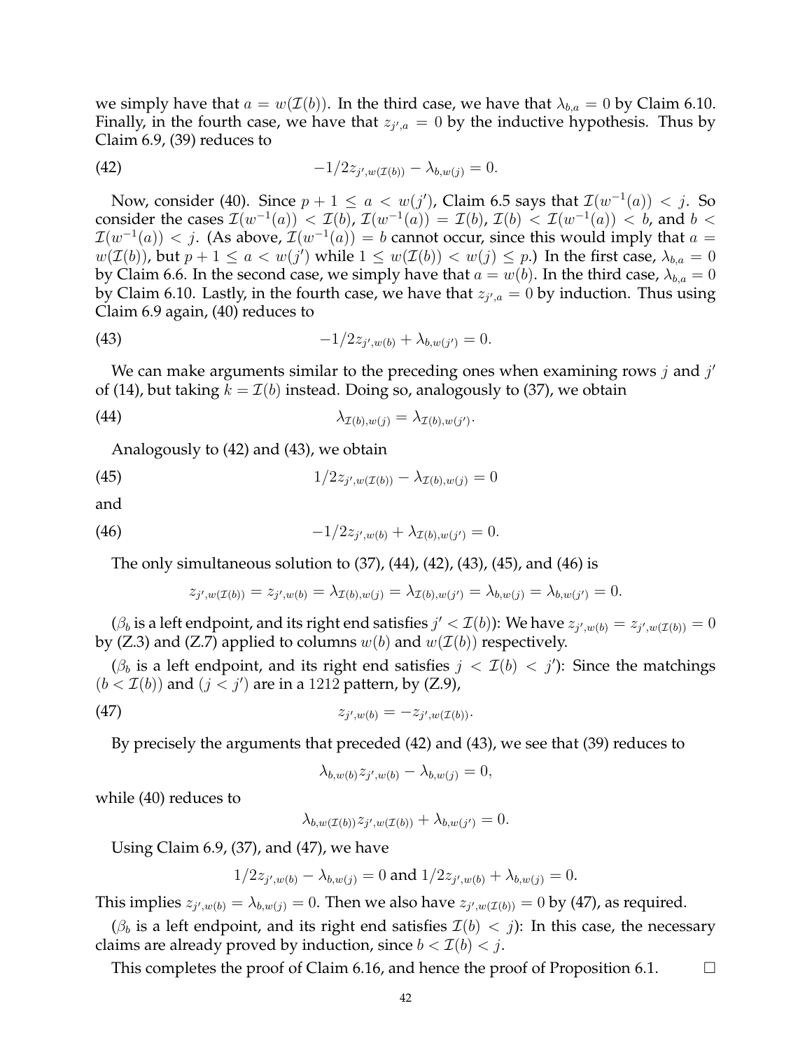we simply have that $a = w(\mathcal{I}(b))$. In the third case, we have that $\lambda_{b,a} = 0$ by Claim 6.10. Finally, in the fourth case, we have that $z_{j',a} = 0$ by the inductive hypothesis. Thus by Claim 6.9, (39) reduces to

$$-1/2 z_{j',w(\mathcal{I}(b))} - \lambda_{b,w(j)} = 0. \tag{42}$$

Now, consider (40). Since $p+1 \leq a < w(j')$, Claim 6.5 says that $\mathcal{I}(w^{-1}(a)) < j$. So consider the cases $\mathcal{I}(w^{-1}(a)) < \mathcal{I}(b)$, $\mathcal{I}(w^{-1}(a)) = \mathcal{I}(b)$, $\mathcal{I}(b) < \mathcal{I}(w^{-1}(a)) < b$, and $b < \mathcal{I}(w^{-1}(a)) < j$. (As above, $\mathcal{I}(w^{-1}(a)) = b$ cannot occur, since this would imply that $a = w(\mathcal{I}(b))$, but $p+1 \leq a < w(j')$ while $1 \leq w(\mathcal{I}(b)) < w(j) \leq p$.) In the first case, $\lambda_{b,a} = 0$ by Claim 6.6. In the second case, we simply have that $a = w(b)$. In the third case, $\lambda_{b,a} = 0$ by Claim 6.10. Lastly, in the fourth case, we have that $z_{j',a} = 0$ by induction. Thus using Claim 6.9 again, (40) reduces to

$$-1/2 z_{j',w(b)} + \lambda_{b,w(j')} = 0. \tag{43}$$

We can make arguments similar to the preceding ones when examining rows $j$ and $j'$ of (14), but taking $k = \mathcal{I}(b)$ instead. Doing so, analogously to (37), we obtain

$$\lambda_{\mathcal{I}(b),w(j)} = \lambda_{\mathcal{I}(b),w(j')}. \tag{44}$$

Analogously to (42) and (43), we obtain

$$1/2 z_{j',w(\mathcal{I}(b))} - \lambda_{\mathcal{I}(b),w(j)} = 0 \tag{45}$$

and

$$-1/2 z_{j',w(b)} + \lambda_{\mathcal{I}(b),w(j')} = 0. \tag{46}$$

The only simultaneous solution to (37), (44), (42), (43), (45), and (46) is

$$z_{j',w(\mathcal{I}(b))} = z_{j',w(b)} = \lambda_{\mathcal{I}(b),w(j)} = \lambda_{\mathcal{I}(b),w(j')} = \lambda_{b,w(j)} = \lambda_{b,w(j')} = 0.$$

($\beta_b$ is a left endpoint, and its right end satisfies $j' < \mathcal{I}(b)$): We have $z_{j',w(b)} = z_{j',w(\mathcal{I}(b))} = 0$ by (Z.3) and (Z.7) applied to columns $w(b)$ and $w(\mathcal{I}(b))$ respectively.

($\beta_b$ is a left endpoint, and its right end satisfies $j < \mathcal{I}(b) < j'$): Since the matchings $(b < \mathcal{I}(b))$ and $(j < j')$ are in a 1212 pattern, by (Z.9),

$$z_{j',w(b)} = -z_{j',w(\mathcal{I}(b))}. \tag{47}$$

By precisely the arguments that preceded (42) and (43), we see that (39) reduces to

$$\lambda_{b,w(b)} z_{j',w(b)} - \lambda_{b,w(j)} = 0,$$

while (40) reduces to

$$\lambda_{b,w(\mathcal{I}(b))} z_{j',w(\mathcal{I}(b))} + \lambda_{b,w(j')} = 0.$$

Using Claim 6.9, (37), and (47), we have

$$1/2 z_{j',w(b)} - \lambda_{b,w(j)} = 0 \text{ and } 1/2 z_{j',w(b)} + \lambda_{b,w(j)} = 0.$$

This implies $z_{j',w(b)} = \lambda_{b,w(j)} = 0$. Then we also have $z_{j',w(\mathcal{I}(b))} = 0$ by (47), as required.

($\beta_b$ is a left endpoint, and its right end satisfies $\mathcal{I}(b) < j$): In this case, the necessary claims are already proved by induction, since $b < \mathcal{I}(b) < j$.

This completes the proof of Claim 6.16, and hence the proof of Proposition 6.1. $\square$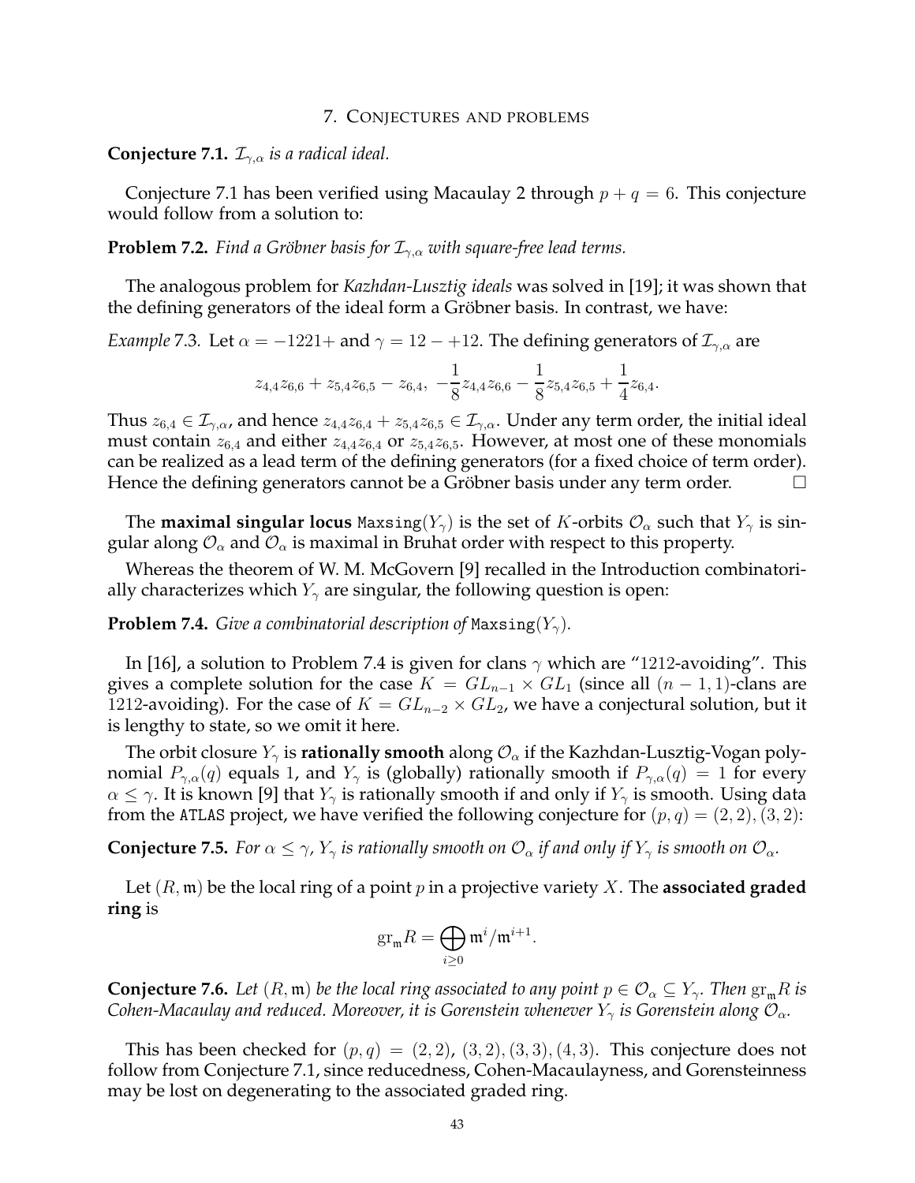## 7. Conjectures and problems

**Conjecture 7.1.** *$\mathcal{I}_{\gamma,\alpha}$ is a radical ideal.*

Conjecture 7.1 has been verified using Macaulay 2 through $p + q = 6$. This conjecture would follow from a solution to:

**Problem 7.2.** *Find a Gröbner basis for $\mathcal{I}_{\gamma,\alpha}$ with square-free lead terms.*

The analogous problem for *Kazhdan-Lusztig ideals* was solved in [19]; it was shown that the defining generators of the ideal form a Gröbner basis. In contrast, we have:

*Example* 7.3. Let $\alpha = -1221+$ and $\gamma = 12 - +12$. The defining generators of $\mathcal{I}_{\gamma,\alpha}$ are

$$z_{4,4}z_{6,6} + z_{5,4}z_{6,5} - z_{6,4},\ -\frac{1}{8}z_{4,4}z_{6,6} - \frac{1}{8}z_{5,4}z_{6,5} + \frac{1}{4}z_{6,4}.$$

Thus $z_{6,4} \in \mathcal{I}_{\gamma,\alpha}$, and hence $z_{4,4}z_{6,4} + z_{5,4}z_{6,5} \in \mathcal{I}_{\gamma,\alpha}$. Under any term order, the initial ideal must contain $z_{6,4}$ and either $z_{4,4}z_{6,4}$ or $z_{5,4}z_{6,5}$. However, at most one of these monomials can be realized as a lead term of the defining generators (for a fixed choice of term order). Hence the defining generators cannot be a Gröbner basis under any term order. □

The **maximal singular locus** $\texttt{Maxsing}(Y_\gamma)$ is the set of $K$-orbits $\mathcal{O}_\alpha$ such that $Y_\gamma$ is singular along $\mathcal{O}_\alpha$ and $\mathcal{O}_\alpha$ is maximal in Bruhat order with respect to this property.

Whereas the theorem of W. M. McGovern [9] recalled in the Introduction combinatorially characterizes which $Y_\gamma$ are singular, the following question is open:

**Problem 7.4.** *Give a combinatorial description of $\texttt{Maxsing}(Y_\gamma)$.*

In [16], a solution to Problem 7.4 is given for clans $\gamma$ which are "1212-avoiding". This gives a complete solution for the case $K = GL_{n-1} \times GL_1$ (since all $(n-1,1)$-clans are 1212-avoiding). For the case of $K = GL_{n-2} \times GL_2$, we have a conjectural solution, but it is lengthy to state, so we omit it here.

The orbit closure $Y_\gamma$ is **rationally smooth** along $\mathcal{O}_\alpha$ if the Kazhdan-Lusztig-Vogan polynomial $P_{\gamma,\alpha}(q)$ equals 1, and $Y_\gamma$ is (globally) rationally smooth if $P_{\gamma,\alpha}(q) = 1$ for every $\alpha \leq \gamma$. It is known [9] that $Y_\gamma$ is rationally smooth if and only if $Y_\gamma$ is smooth. Using data from the ATLAS project, we have verified the following conjecture for $(p,q) = (2,2), (3,2)$:

**Conjecture 7.5.** *For $\alpha \leq \gamma$, $Y_\gamma$ is rationally smooth on $\mathcal{O}_\alpha$ if and only if $Y_\gamma$ is smooth on $\mathcal{O}_\alpha$.*

Let $(R, \mathfrak{m})$ be the local ring of a point $p$ in a projective variety $X$. The **associated graded ring** is

$$\mathrm{gr}_{\mathfrak{m}} R = \bigoplus_{i \geq 0} \mathfrak{m}^i/\mathfrak{m}^{i+1}.$$

**Conjecture 7.6.** *Let $(R, \mathfrak{m})$ be the local ring associated to any point $p \in \mathcal{O}_\alpha \subseteq Y_\gamma$. Then $\mathrm{gr}_{\mathfrak{m}} R$ is Cohen-Macaulay and reduced. Moreover, it is Gorenstein whenever $Y_\gamma$ is Gorenstein along $\mathcal{O}_\alpha$.*

This has been checked for $(p,q) = (2,2), (3,2), (3,3), (4,3)$. This conjecture does not follow from Conjecture 7.1, since reducedness, Cohen-Macaulayness, and Gorensteinness may be lost on degenerating to the associated graded ring.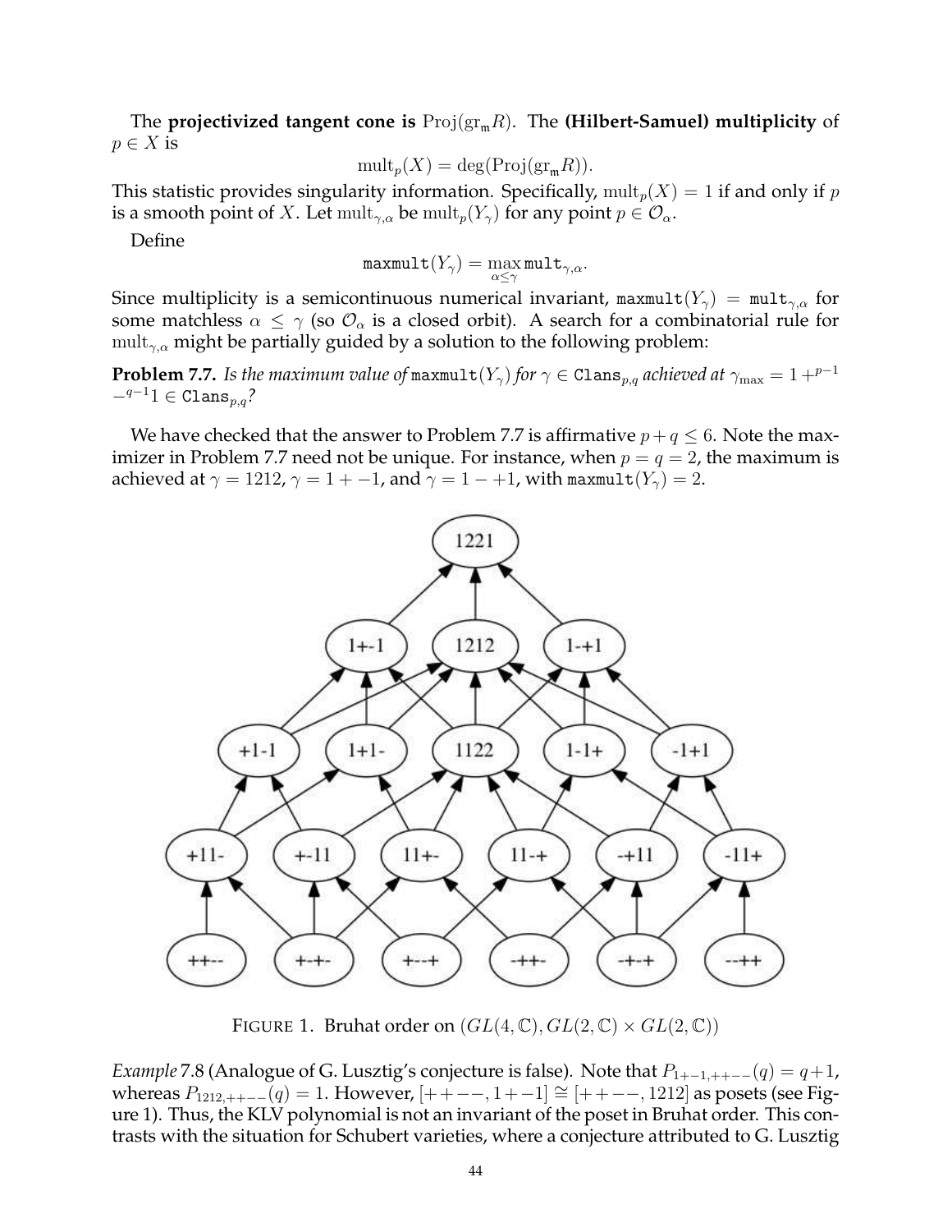The **projectivized tangent cone is** $\mathrm{Proj}(\mathrm{gr}_{\mathfrak{m}} R)$. The **(Hilbert-Samuel) multiplicity** of $p \in X$ is

$$\mathrm{mult}_p(X) = \deg(\mathrm{Proj}(\mathrm{gr}_{\mathfrak{m}} R)).$$

This statistic provides singularity information. Specifically, $\mathrm{mult}_p(X) = 1$ if and only if $p$ is a smooth point of $X$. Let $\mathrm{mult}_{\gamma,\alpha}$ be $\mathrm{mult}_p(Y_\gamma)$ for any point $p \in \mathcal{O}_\alpha$.

Define

$$\mathtt{maxmult}(Y_\gamma) = \max_{\alpha \leq \gamma} \mathtt{mult}_{\gamma,\alpha}.$$

Since multiplicity is a semicontinuous numerical invariant, $\mathtt{maxmult}(Y_\gamma) = \mathtt{mult}_{\gamma,\alpha}$ for some matchless $\alpha \leq \gamma$ (so $\mathcal{O}_\alpha$ is a closed orbit). A search for a combinatorial rule for $\mathrm{mult}_{\gamma,\alpha}$ might be partially guided by a solution to the following problem:

**Problem 7.7.** *Is the maximum value of* $\mathtt{maxmult}(Y_\gamma)$ *for* $\gamma \in \mathtt{Clans}_{p,q}$ *achieved at* $\gamma_{\max} = 1 +^{p-1} -^{q-1} 1 \in \mathtt{Clans}_{p,q}$*?*

We have checked that the answer to Problem 7.7 is affirmative $p+q \leq 6$. Note the maximizer in Problem 7.7 need not be unique. For instance, when $p = q = 2$, the maximum is achieved at $\gamma = 1212$, $\gamma = 1+-1$, and $\gamma = 1-+1$, with $\mathtt{maxmult}(Y_\gamma) = 2$.

FIGURE 1. Bruhat order on $(GL(4,\mathbb{C}), GL(2,\mathbb{C}) \times GL(2,\mathbb{C}))$

*Example* 7.8 (Analogue of G. Lusztig's conjecture is false). Note that $P_{1+-1,++--}(q) = q+1$, whereas $P_{1212,++--}(q) = 1$. However, $[++--, 1+-1] \cong [++--, 1212]$ as posets (see Figure 1). Thus, the KLV polynomial is not an invariant of the poset in Bruhat order. This contrasts with the situation for Schubert varieties, where a conjecture attributed to G. Lusztig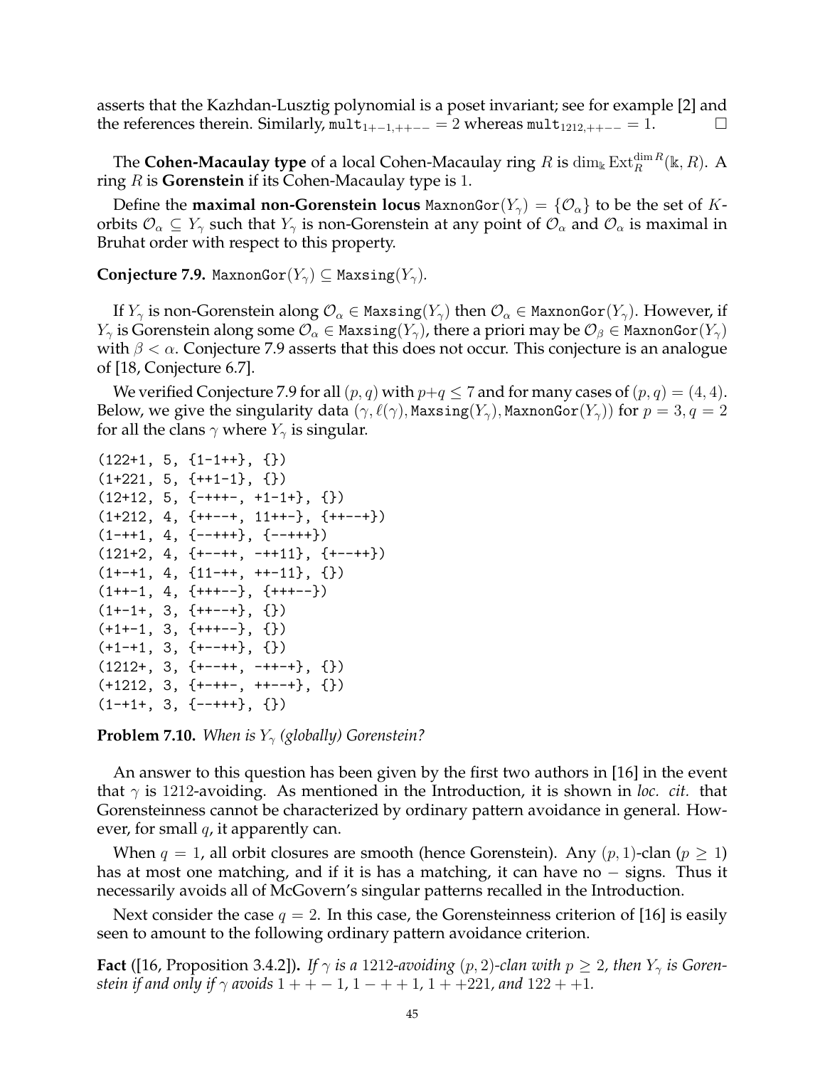asserts that the Kazhdan-Lusztig polynomial is a poset invariant; see for example [2] and the references therein. Similarly, $\texttt{mult}_{1+-1,++--} = 2$ whereas $\texttt{mult}_{1212,++--} = 1$. □

The **Cohen-Macaulay type** of a local Cohen-Macaulay ring $R$ is $\dim_{\Bbbk} \operatorname{Ext}_R^{\dim R}(\Bbbk, R)$. A ring $R$ is **Gorenstein** if its Cohen-Macaulay type is 1.

Define the **maximal non-Gorenstein locus** $\texttt{MaxnonGor}(Y_\gamma) = \{\mathcal{O}_\alpha\}$ to be the set of $K$-orbits $\mathcal{O}_\alpha \subseteq Y_\gamma$ such that $Y_\gamma$ is non-Gorenstein at any point of $\mathcal{O}_\alpha$ and $\mathcal{O}_\alpha$ is maximal in Bruhat order with respect to this property.

**Conjecture 7.9.** $\texttt{MaxnonGor}(Y_\gamma) \subseteq \texttt{Maxsing}(Y_\gamma)$.

If $Y_\gamma$ is non-Gorenstein along $\mathcal{O}_\alpha \in \texttt{Maxsing}(Y_\gamma)$ then $\mathcal{O}_\alpha \in \texttt{MaxnonGor}(Y_\gamma)$. However, if $Y_\gamma$ is Gorenstein along some $\mathcal{O}_\alpha \in \texttt{Maxsing}(Y_\gamma)$, there a priori may be $\mathcal{O}_\beta \in \texttt{MaxnonGor}(Y_\gamma)$ with $\beta < \alpha$. Conjecture 7.9 asserts that this does not occur. This conjecture is an analogue of [18, Conjecture 6.7].

We verified Conjecture 7.9 for all $(p, q)$ with $p+q \leq 7$ and for many cases of $(p, q) = (4, 4)$. Below, we give the singularity data $(\gamma, \ell(\gamma), \texttt{Maxsing}(Y_\gamma), \texttt{MaxnonGor}(Y_\gamma))$ for $p = 3, q = 2$ for all the clans $\gamma$ where $Y_\gamma$ is singular.

```
(122+1, 5, {1-1++}, {})
(1+221, 5, {++1-1}, {})
(12+12, 5, {-+++-, +1-1+}, {})
(1+212, 4, {++--+, 11++-}, {++--+})
(1-++1, 4, {--+++}, {--+++})
(121+2, 4, {+--++, -++11}, {+--++})
(1+-+1, 4, {11-++, ++-11}, {})
(1++-1, 4, {+++--}, {+++--})
(1+-1+, 3, {++--+}, {})
(+1+-1, 3, {+++--}, {})
(+1-+1, 3, {+--++}, {})
(1212+, 3, {+--++, -++-+}, {})
(+1212, 3, {+-++-, ++--+}, {})
(1-+1+, 3, {--+++}, {})
```

**Problem 7.10.** *When is $Y_\gamma$ (globally) Gorenstein?*

An answer to this question has been given by the first two authors in [16] in the event that $\gamma$ is 1212-avoiding. As mentioned in the Introduction, it is shown in *loc. cit.* that Gorensteinness cannot be characterized by ordinary pattern avoidance in general. However, for small $q$, it apparently can.

When $q = 1$, all orbit closures are smooth (hence Gorenstein). Any $(p, 1)$-clan ($p \geq 1$) has at most one matching, and if it is has a matching, it can have no $-$ signs. Thus it necessarily avoids all of McGovern's singular patterns recalled in the Introduction.

Next consider the case $q = 2$. In this case, the Gorensteinness criterion of [16] is easily seen to amount to the following ordinary pattern avoidance criterion.

**Fact** ([16, Proposition 3.4.2]). *If $\gamma$ is a 1212-avoiding $(p, 2)$-clan with $p \geq 2$, then $Y_\gamma$ is Gorenstein if and only if $\gamma$ avoids $1++-1$, $1-++1$, $1++221$, and $122++1$.*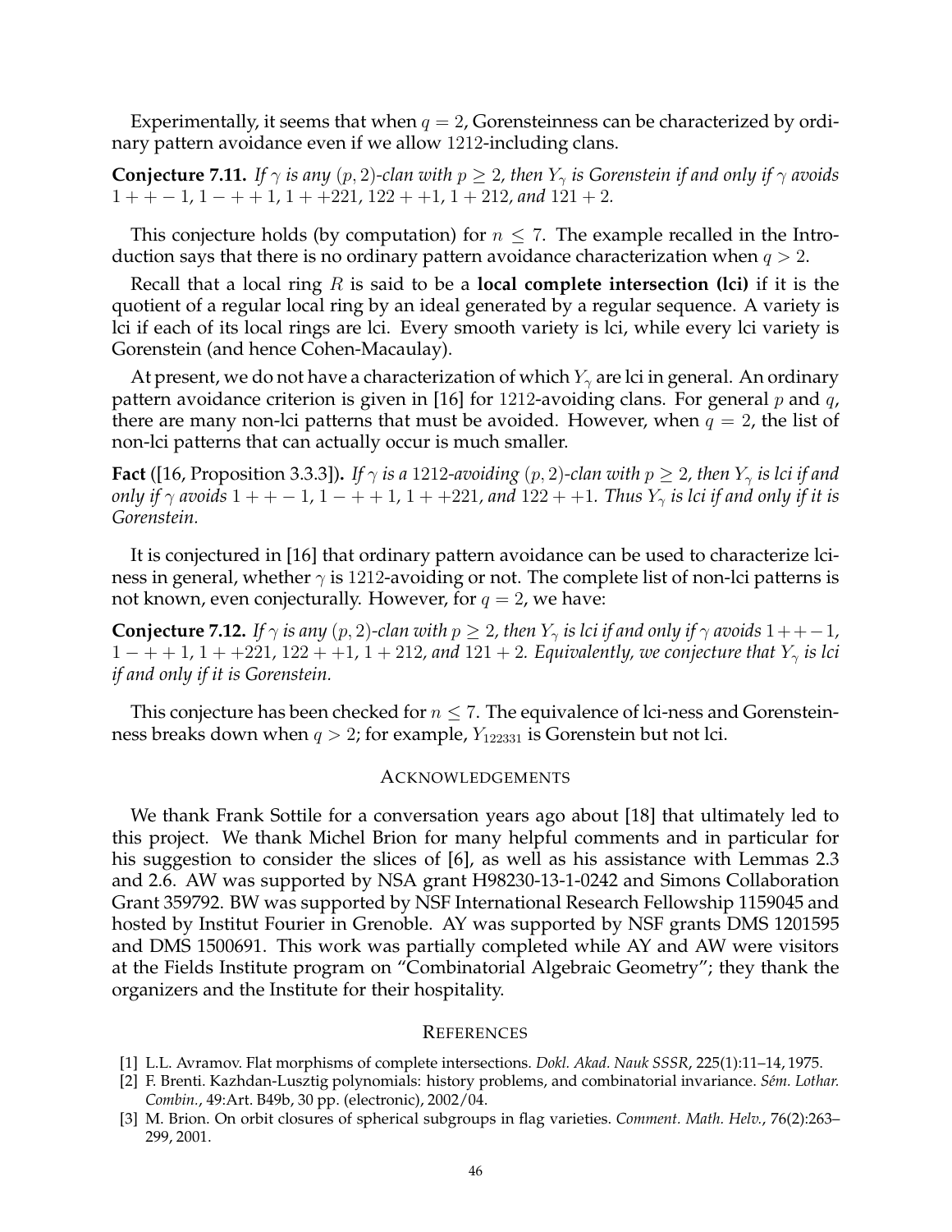Experimentally, it seems that when $q = 2$, Gorensteinness can be characterized by ordinary pattern avoidance even if we allow $1212$-including clans.

**Conjecture 7.11.** *If $\gamma$ is any $(p, 2)$-clan with $p \geq 2$, then $Y_\gamma$ is Gorenstein if and only if $\gamma$ avoids $1++-1$, $1-++1$, $1++221$, $122++1$, $1+212$, and $121+2$.*

This conjecture holds (by computation) for $n \leq 7$. The example recalled in the Introduction says that there is no ordinary pattern avoidance characterization when $q > 2$.

Recall that a local ring $R$ is said to be a **local complete intersection (lci)** if it is the quotient of a regular local ring by an ideal generated by a regular sequence. A variety is lci if each of its local rings are lci. Every smooth variety is lci, while every lci variety is Gorenstein (and hence Cohen-Macaulay).

At present, we do not have a characterization of which $Y_\gamma$ are lci in general. An ordinary pattern avoidance criterion is given in [16] for $1212$-avoiding clans. For general $p$ and $q$, there are many non-lci patterns that must be avoided. However, when $q = 2$, the list of non-lci patterns that can actually occur is much smaller.

**Fact** ([16, Proposition 3.3.3])**.** *If $\gamma$ is a $1212$-avoiding $(p, 2)$-clan with $p \geq 2$, then $Y_\gamma$ is lci if and only if $\gamma$ avoids $1++-1$, $1-++1$, $1++221$, and $122++1$. Thus $Y_\gamma$ is lci if and only if it is Gorenstein.*

It is conjectured in [16] that ordinary pattern avoidance can be used to characterize lciness in general, whether $\gamma$ is $1212$-avoiding or not. The complete list of non-lci patterns is not known, even conjecturally. However, for $q = 2$, we have:

**Conjecture 7.12.** *If $\gamma$ is any $(p, 2)$-clan with $p \geq 2$, then $Y_\gamma$ is lci if and only if $\gamma$ avoids $1++-1$, $1-++1$, $1++221$, $122++1$, $1+212$, and $121+2$. Equivalently, we conjecture that $Y_\gamma$ is lci if and only if it is Gorenstein.*

This conjecture has been checked for $n \leq 7$. The equivalence of lci-ness and Gorensteinness breaks down when $q > 2$; for example, $Y_{122331}$ is Gorenstein but not lci.

## Acknowledgements

We thank Frank Sottile for a conversation years ago about [18] that ultimately led to this project. We thank Michel Brion for many helpful comments and in particular for his suggestion to consider the slices of [6], as well as his assistance with Lemmas 2.3 and 2.6. AW was supported by NSA grant H98230-13-1-0242 and Simons Collaboration Grant 359792. BW was supported by NSF International Research Fellowship 1159045 and hosted by Institut Fourier in Grenoble. AY was supported by NSF grants DMS 1201595 and DMS 1500691. This work was partially completed while AY and AW were visitors at the Fields Institute program on "Combinatorial Algebraic Geometry"; they thank the organizers and the Institute for their hospitality.

## References

[1] L.L. Avramov. Flat morphisms of complete intersections. *Dokl. Akad. Nauk SSSR*, 225(1):11–14, 1975.

[2] F. Brenti. Kazhdan-Lusztig polynomials: history problems, and combinatorial invariance. *Sém. Lothar. Combin.*, 49:Art. B49b, 30 pp. (electronic), 2002/04.

[3] M. Brion. On orbit closures of spherical subgroups in flag varieties. *Comment. Math. Helv.*, 76(2):263–299, 2001.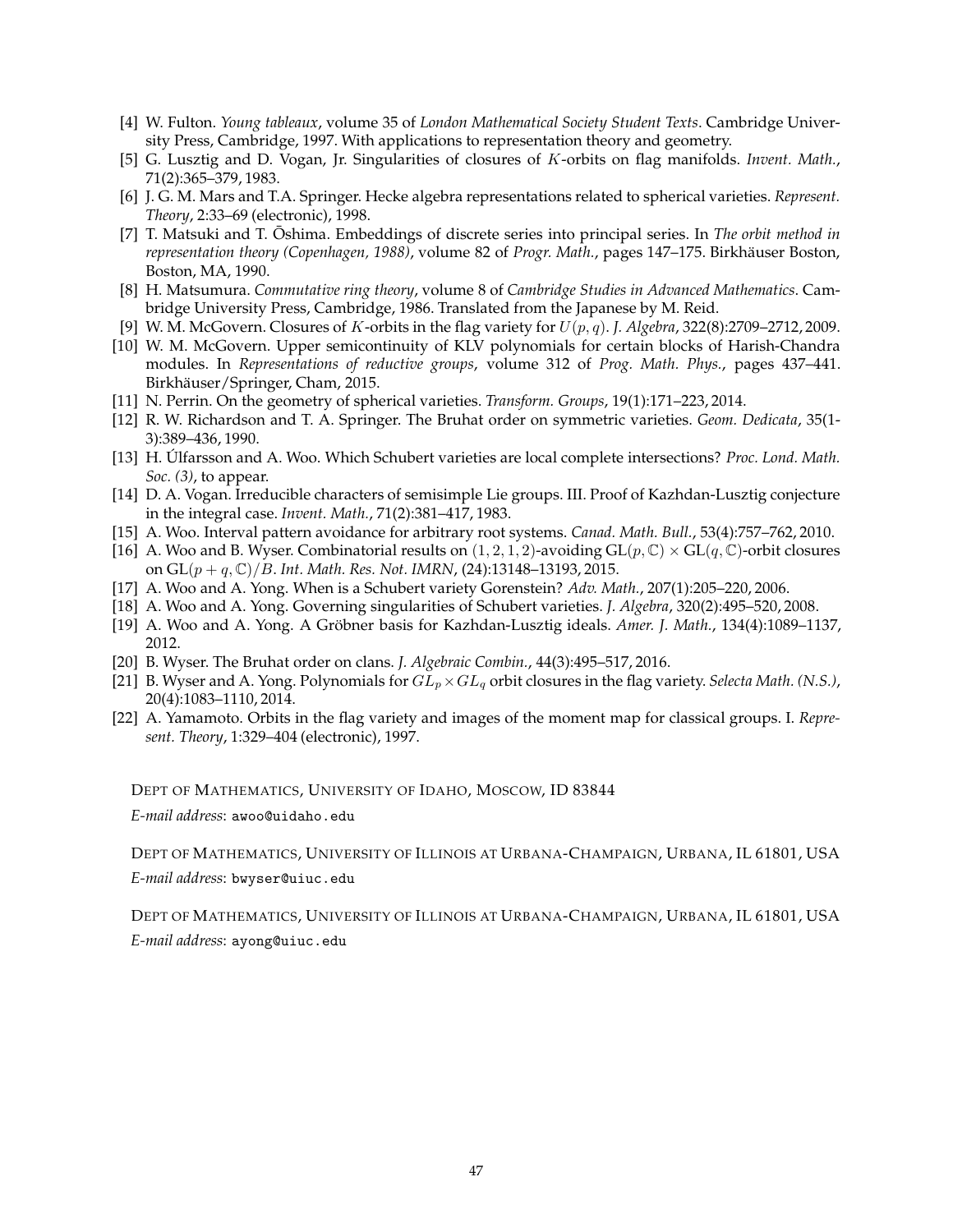[4] W. Fulton. *Young tableaux*, volume 35 of *London Mathematical Society Student Texts*. Cambridge University Press, Cambridge, 1997. With applications to representation theory and geometry.

[5] G. Lusztig and D. Vogan, Jr. Singularities of closures of $K$-orbits on flag manifolds. *Invent. Math.*, 71(2):365–379, 1983.

[6] J. G. M. Mars and T.A. Springer. Hecke algebra representations related to spherical varieties. *Represent. Theory*, 2:33–69 (electronic), 1998.

[7] T. Matsuki and T. Ōshima. Embeddings of discrete series into principal series. In *The orbit method in representation theory (Copenhagen, 1988)*, volume 82 of *Progr. Math.*, pages 147–175. Birkhäuser Boston, Boston, MA, 1990.

[8] H. Matsumura. *Commutative ring theory*, volume 8 of *Cambridge Studies in Advanced Mathematics*. Cambridge University Press, Cambridge, 1986. Translated from the Japanese by M. Reid.

[9] W. M. McGovern. Closures of $K$-orbits in the flag variety for $U(p, q)$. *J. Algebra*, 322(8):2709–2712, 2009.

[10] W. M. McGovern. Upper semicontinuity of KLV polynomials for certain blocks of Harish-Chandra modules. In *Representations of reductive groups*, volume 312 of *Prog. Math. Phys.*, pages 437–441. Birkhäuser/Springer, Cham, 2015.

[11] N. Perrin. On the geometry of spherical varieties. *Transform. Groups*, 19(1):171–223, 2014.

[12] R. W. Richardson and T. A. Springer. The Bruhat order on symmetric varieties. *Geom. Dedicata*, 35(1-3):389–436, 1990.

[13] H. Úlfarsson and A. Woo. Which Schubert varieties are local complete intersections? *Proc. Lond. Math. Soc. (3)*, to appear.

[14] D. A. Vogan. Irreducible characters of semisimple Lie groups. III. Proof of Kazhdan-Lusztig conjecture in the integral case. *Invent. Math.*, 71(2):381–417, 1983.

[15] A. Woo. Interval pattern avoidance for arbitrary root systems. *Canad. Math. Bull.*, 53(4):757–762, 2010.

[16] A. Woo and B. Wyser. Combinatorial results on $(1, 2, 1, 2)$-avoiding $\mathrm{GL}(p, \mathbb{C}) \times \mathrm{GL}(q, \mathbb{C})$-orbit closures on $\mathrm{GL}(p + q, \mathbb{C})/B$. *Int. Math. Res. Not. IMRN*, (24):13148–13193, 2015.

[17] A. Woo and A. Yong. When is a Schubert variety Gorenstein? *Adv. Math.*, 207(1):205–220, 2006.

[18] A. Woo and A. Yong. Governing singularities of Schubert varieties. *J. Algebra*, 320(2):495–520, 2008.

[19] A. Woo and A. Yong. A Gröbner basis for Kazhdan-Lusztig ideals. *Amer. J. Math.*, 134(4):1089–1137, 2012.

[20] B. Wyser. The Bruhat order on clans. *J. Algebraic Combin.*, 44(3):495–517, 2016.

[21] B. Wyser and A. Yong. Polynomials for $GL_p \times GL_q$ orbit closures in the flag variety. *Selecta Math. (N.S.)*, 20(4):1083–1110, 2014.

[22] A. Yamamoto. Orbits in the flag variety and images of the moment map for classical groups. I. *Represent. Theory*, 1:329–404 (electronic), 1997.

DEPT OF MATHEMATICS, UNIVERSITY OF IDAHO, MOSCOW, ID 83844

*E-mail address*: awoo@uidaho.edu

DEPT OF MATHEMATICS, UNIVERSITY OF ILLINOIS AT URBANA-CHAMPAIGN, URBANA, IL 61801, USA

*E-mail address*: bwyser@uiuc.edu

DEPT OF MATHEMATICS, UNIVERSITY OF ILLINOIS AT URBANA-CHAMPAIGN, URBANA, IL 61801, USA

*E-mail address*: ayong@uiuc.edu